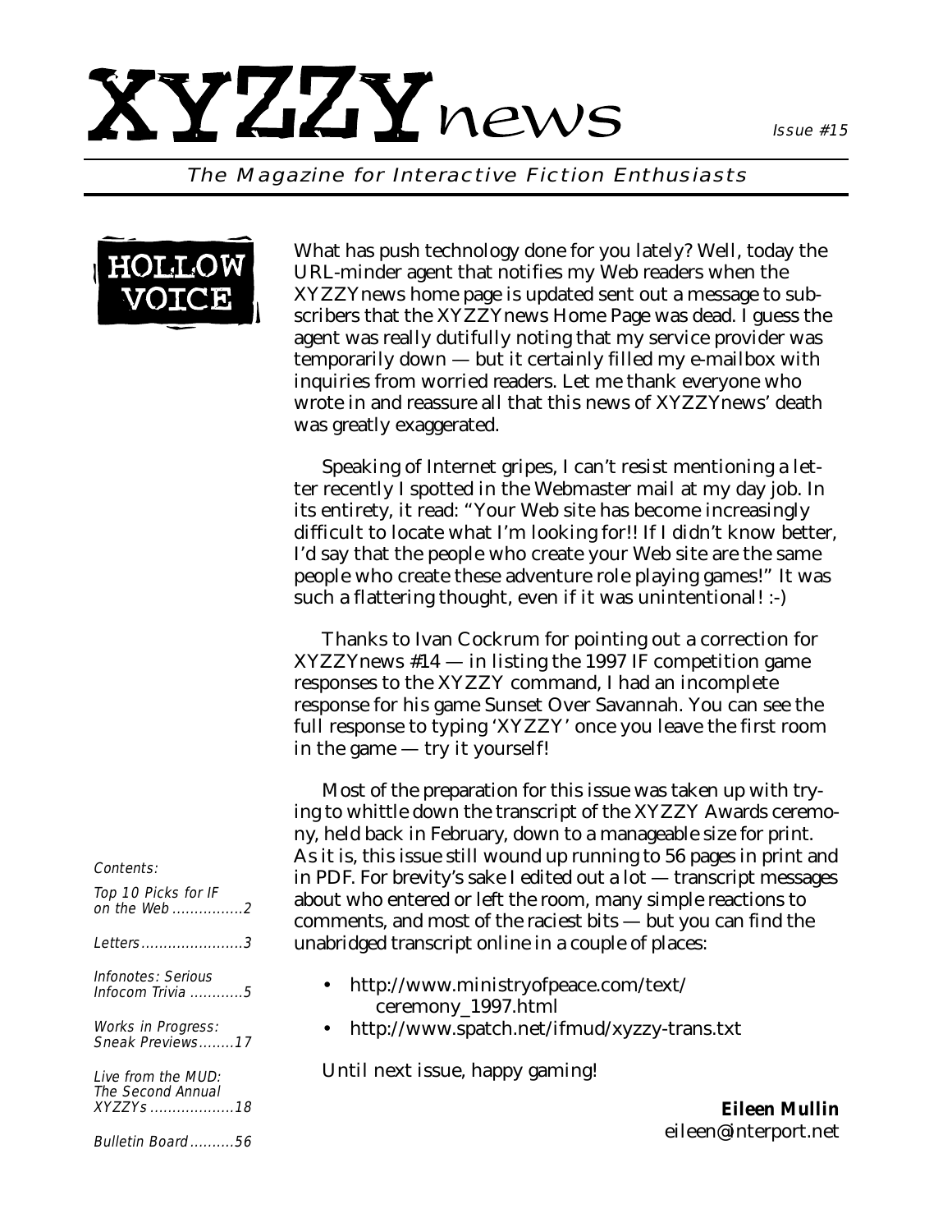# XYZZYnews

Issue #15

*The Magazine for Interactive Fiction Enthusiasts*

## HOLLOW VOICE

What has push technology done for you lately? Well, today the URL-minder agent that notifies my Web readers when the XYZZYnews home page is updated sent out a message to subscribers that the XYZZYnews Home Page was dead. I guess the agent was really dutifully noting that my service provider was temporarily down — but it certainly filled my e-mailbox with inquiries from worried readers. Let me thank everyone who wrote in and reassure all that this news of XYZZYnews' death was greatly exaggerated.

Speaking of Internet gripes, I can't resist mentioning a letter recently I spotted in the Webmaster mail at my day job. In its entirety, it read: "Your Web site has become increasingly difficult to locate what I'm looking for!! If I didn't know better, I'd say that the people who create your Web site are the same people who create these adventure role playing games!" It was such a flattering thought, even if it was unintentional! :-)

Thanks to Ivan Cockrum for pointing out a correction for XYZZYnews #14 — in listing the 1997 IF competition game responses to the XYZZY command, I had an incomplete response for his game Sunset Over Savannah. You can see the full response to typing 'XYZZY' once you leave the first room in the game — try it yourself!

Most of the preparation for this issue was taken up with trying to whittle down the transcript of the XYZZY Awards ceremony, held back in February, down to a manageable size for print. As it is, this issue still wound up running to 56 pages in print and in PDF. For brevity's sake I edited out a lot — transcript messages about who entered or left the room, many simple reactions to comments, and most of the raciest bits — but you can find the unabridged transcript online in a couple of places:

- http://www.ministryofpeace.com/text/ceremony_1997.html
- http://www.spatch.net/ifmud/xyzzy-trans.txt

Until next issue, happy gaming!

**Eileen Mullin**
eileen@interport.net

*Contents:*

*Top 10 Picks for IF on the Web ...............2*

*Letters.......................3*

*Infonotes: Serious Infocom Trivia ............5*

*Works in Progress: Sneak Previews........17*

*Live from the MUD: The Second Annual XYZZYs ...................18*

*Bulletin Board..........56*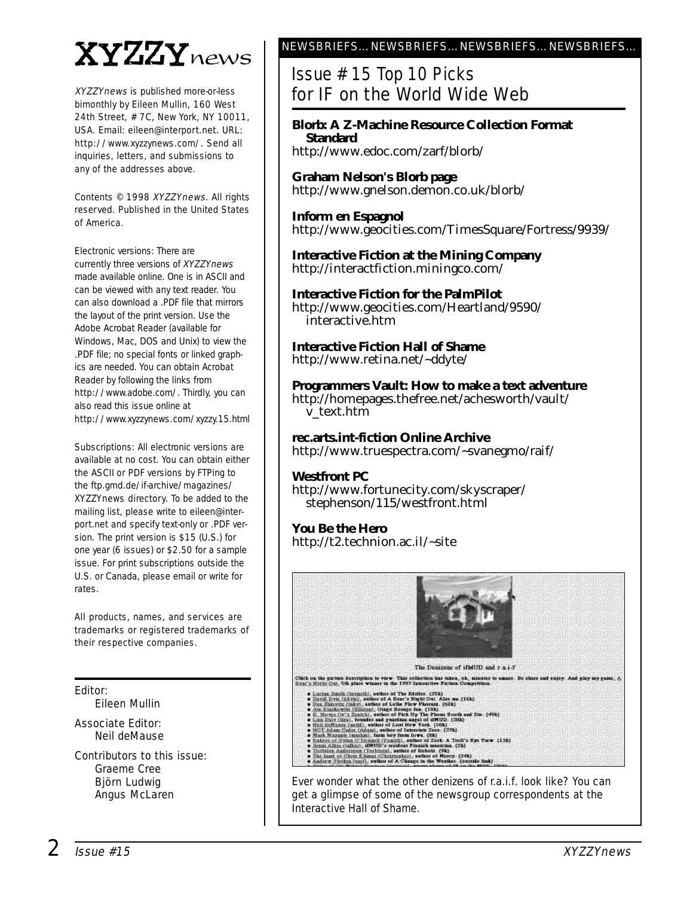# XYZZYnews

*XYZZYnews* is published more-or-less bimonthly by Eileen Mullin, 160 West 24th Street, #7C, New York, NY 10011, USA. Email: eileen@interport.net. URL: http://www.xyzzynews.com/. Send all inquiries, letters, and submissions to any of the addresses above.

Contents © 1998 *XYZZYnews*. All rights reserved. Published in the United States of America.

Electronic versions: There are currently three versions of *XYZZYnews* made available online. One is in ASCII and can be viewed with any text reader. You can also download a .PDF file that mirrors the layout of the print version. Use the Adobe Acrobat Reader (available for Windows, Mac, DOS and Unix) to view the .PDF file; no special fonts or linked graphics are needed. You can obtain Acrobat Reader by following the links from http://www.adobe.com/. Thirdly, you can also read this issue online at http://www.xyzzynews.com/xyzzy.15.html

Subscriptions: All electronic versions are available at no cost. You can obtain either the ASCII or PDF versions by FTPing to the ftp.gmd.de/if-archive/magazines/XYZZYnews directory. To be added to the mailing list, please write to eileen@interport.net and specify text-only or .PDF version. The print version is $15 (U.S.) for one year (6 issues) or $2.50 for a sample issue. For print subscriptions outside the U.S. or Canada, please email or write for rates.

All products, names, and services are trademarks or registered trademarks of their respective companies.

Editor:
Eileen Mullin

Associate Editor:
Neil deMause

Contributors to this issue:
Graeme Cree
Björn Ludwig
Angus McLaren

NEWSBRIEFS... NEWSBRIEFS... NEWSBRIEFS... NEWSBRIEFS...

## Issue #15 Top 10 Picks for IF on the World Wide Web

**Blorb: A Z-Machine Resource Collection Format Standard**
http://www.edoc.com/zarf/blorb/

**Graham Nelson's Blorb page**
http://www.gnelson.demon.co.uk/blorb/

**Inform en Espagnol**
http://www.geocities.com/TimesSquare/Fortress/9939/

**Interactive Fiction at the Mining Company**
http://interactfiction.miningco.com/

**Interactive Fiction for the PalmPilot**
http://www.geocities.com/Heartland/9590/interactive.htm

**Interactive Fiction Hall of Shame**
http://www.retina.net/~ddyte/

**Programmers Vault: How to make a text adventure**
http://homepages.thefree.net/achesworth/vault/v_text.htm

**rec.arts.int-fiction Online Archive**
http://www.truespectra.com/~svanegmo/raif/

**Westfront PC**
http://www.fortunecity.com/skyscraper/stephenson/115/westfront.html

**You Be the Hero**
http://t2.technion.ac.il/~site

Ever wonder what the other denizens of r.a.i.f. look like? You can get a glimpse of some of the newsgroup correspondents at the Interactive Hall of Shame.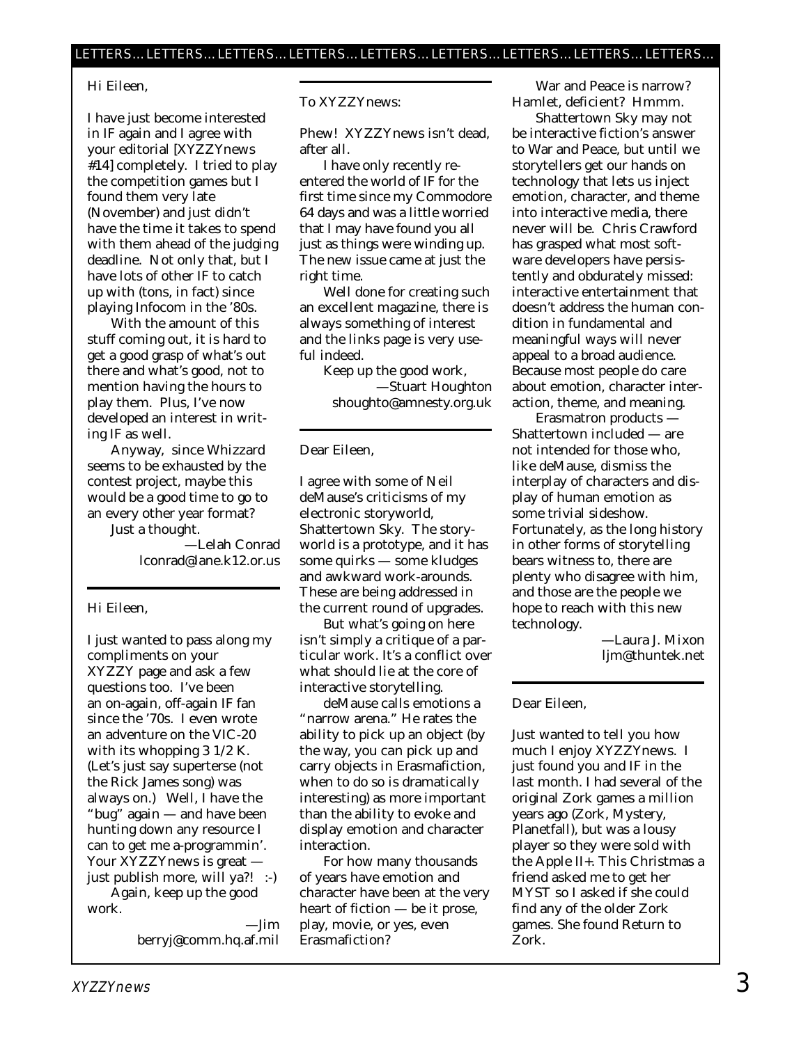LETTERS... LETTERS... LETTERS... LETTERS... LETTERS... LETTERS... LETTERS... LETTERS... LETTERS...

Hi Eileen,

I have just become interested in IF again and I agree with your editorial [XYZZYnews #14] completely. I tried to play the competition games but I found them very late (November) and just didn't have the time it takes to spend with them ahead of the judging deadline. Not only that, but I have lots of other IF to catch up with (tons, in fact) since playing Infocom in the '80s.

With the amount of this stuff coming out, it is hard to get a good grasp of what's out there and what's good, not to mention having the hours to play them. Plus, I've now developed an interest in writing IF as well.

Anyway, since Whizzard seems to be exhausted by the contest project, maybe this would be a good time to go to an every other year format? Just a thought.

—Lelah Conrad
lconrad@lane.k12.or.us

---

Hi Eileen,

I just wanted to pass along my compliments on your XYZZY page and ask a few questions too. I've been an on-again, off-again IF fan since the '70s. I even wrote an adventure on the VIC-20 with its whopping 3 1/2 K. (Let's just say superterse (not the Rick James song) was always on.) Well, I have the "bug" again — and have been hunting down any resource I can to get me a-programmin'. Your XYZZYnews is great — just publish more, will ya?! :-)

Again, keep up the good work.

—Jim
berryj@comm.hq.af.mil

---

To XYZZYnews:

Phew! XYZZYnews isn't dead, after all.

I have only recently re-entered the world of IF for the first time since my Commodore 64 days and was a little worried that I may have found you all just as things were winding up. The new issue came at just the right time.

Well done for creating such an excellent magazine, there is always something of interest and the links page is very useful indeed.

Keep up the good work,

—Stuart Houghton
shoughto@amnesty.org.uk

---

Dear Eileen,

I agree with some of Neil deMause's criticisms of my electronic storyworld, Shattertown Sky. The storyworld is a prototype, and it has some quirks — some kludges and awkward work-arounds. These are being addressed in the current round of upgrades.

But what's going on here isn't simply a critique of a particular work. It's a conflict over what should lie at the core of interactive storytelling.

deMause calls emotions a "narrow arena." He rates the ability to pick up an object (by the way, you can pick up and carry objects in Erasmafiction, when to do so is dramatically interesting) as more important than the ability to evoke and display emotion and character interaction.

For how many thousands of years have emotion and character been at the very heart of fiction — be it prose, play, movie, or yes, even Erasmafiction?

War and Peace is narrow? Hamlet, deficient? Hmmm.

Shattertown Sky may not be interactive fiction's answer to War and Peace, but until we storytellers get our hands on technology that lets us inject emotion, character, and theme into interactive media, there never will be. Chris Crawford has grasped what most software developers have persistently and obdurately missed: interactive entertainment that doesn't address the human condition in fundamental and meaningful ways will never appeal to a broad audience. Because most people do care about emotion, character interaction, theme, and meaning.

Erasmatron products — Shattertown included — are not intended for those who, like deMause, dismiss the interplay of characters and display of human emotion as some trivial sideshow. Fortunately, as the long history in other forms of storytelling bears witness to, there are plenty who disagree with him, and those are the people we hope to reach with this new technology.

—Laura J. Mixon
ljm@thuntek.net

---

Dear Eileen,

Just wanted to tell you how much I enjoy XYZZYnews. I just found you and IF in the last month. I had several of the original Zork games a million years ago (Zork, Mystery, Planetfall), but was a lousy player so they were sold with the Apple II+. This Christmas a friend asked me to get her MYST so I asked if she could find any of the older Zork games. She found Return to Zork.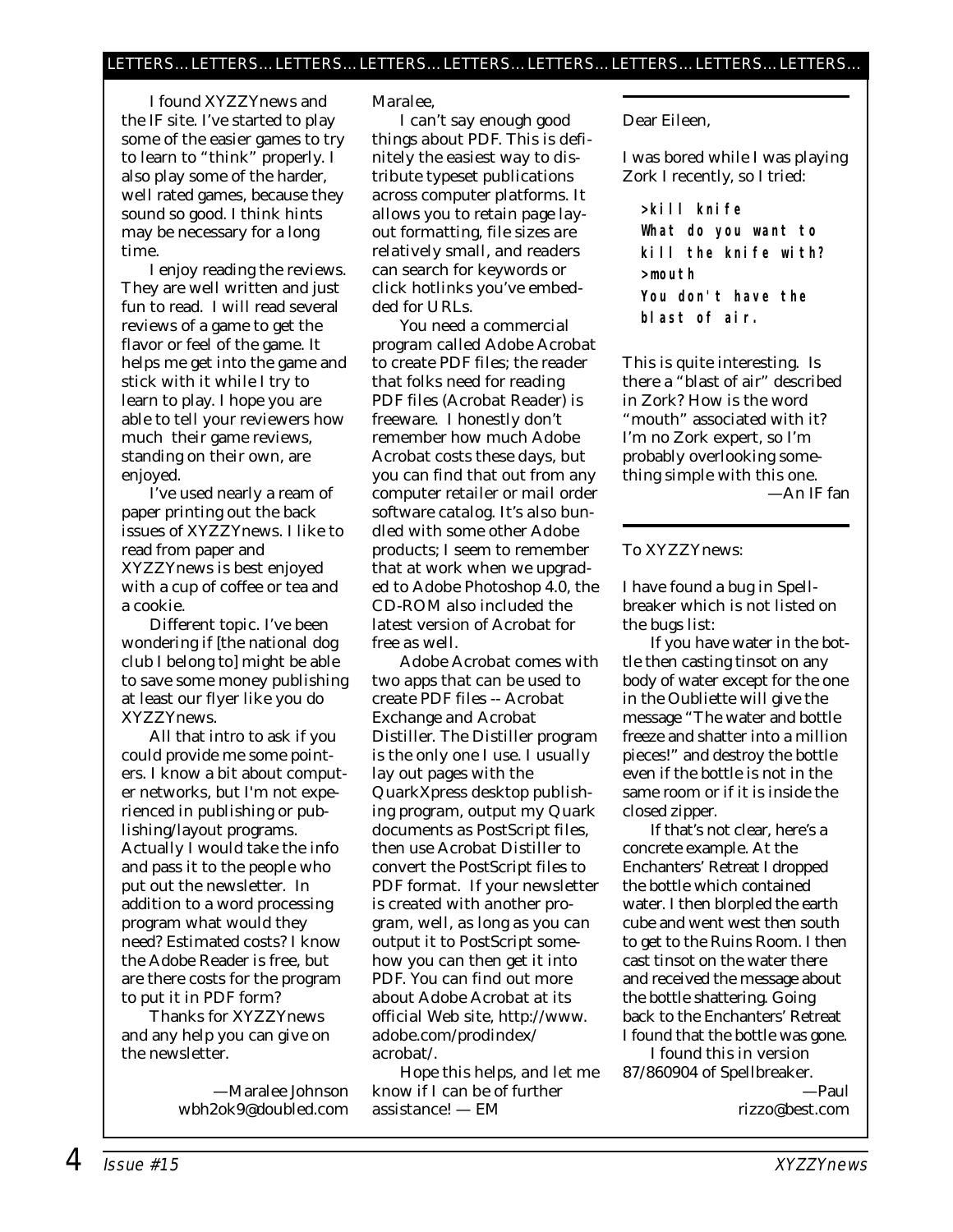LETTERS… LETTERS… LETTERS… LETTERS… LETTERS… LETTERS… LETTERS… LETTERS… LETTERS…

I found XYZZYnews and the IF site. I've started to play some of the easier games to try to learn to "think" properly. I also play some of the harder, well rated games, because they sound so good. I think hints may be necessary for a long time.

I enjoy reading the reviews. They are well written and just fun to read. I will read several reviews of a game to get the flavor or feel of the game. It helps me get into the game and stick with it while I try to learn to play. I hope you are able to tell your reviewers how much their game reviews, standing on their own, are enjoyed.

I've used nearly a ream of paper printing out the back issues of XYZZYnews. I like to read from paper and XYZZYnews is best enjoyed with a cup of coffee or tea and a cookie.

Different topic. I've been wondering if [the national dog club I belong to] might be able to save some money publishing at least our flyer like you do XYZZYnews.

All that intro to ask if you could provide me some pointers. I know a bit about computer networks, but I'm not experienced in publishing or publishing/layout programs. Actually I would take the info and pass it to the people who put out the newsletter. In addition to a word processing program what would they need? Estimated costs? I know the Adobe Reader is free, but are there costs for the program to put it in PDF form?

Thanks for XYZZYnews and any help you can give on the newsletter.

—Maralee Johnson
wbh2ok9@doubled.com

Maralee,

I can't say enough good things about PDF. This is definitely the easiest way to distribute typeset publications across computer platforms. It allows you to retain page layout formatting, file sizes are relatively small, and readers can search for keywords or click hotlinks you've embedded for URLs.

You need a commercial program called Adobe Acrobat to create PDF files; the reader that folks need for reading PDF files (Acrobat Reader) is freeware. I honestly don't remember how much Adobe Acrobat costs these days, but you can find that out from any computer retailer or mail order software catalog. It's also bundled with some other Adobe products; I seem to remember that at work when we upgraded to Adobe Photoshop 4.0, the CD-ROM also included the latest version of Acrobat for free as well.

Adobe Acrobat comes with two apps that can be used to create PDF files -- Acrobat Exchange and Acrobat Distiller. The Distiller program is the only one I use. I usually lay out pages with the QuarkXpress desktop publishing program, output my Quark documents as PostScript files, then use Acrobat Distiller to convert the PostScript files to PDF format. If your newsletter is created with another program, well, as long as you can output it to PostScript somehow you can then get it into PDF. You can find out more about Adobe Acrobat at its official Web site, http://www.adobe.com/prodindex/acrobat/.

Hope this helps, and let me know if I can be of further assistance! — EM

---

Dear Eileen,

I was bored while I was playing Zork I recently, so I tried:

```
>kill knife
What do you want to
kill the knife with?
>mouth
You don't have the
blast of air.
```

This is quite interesting. Is there a "blast of air" described in Zork? How is the word "mouth" associated with it? I'm no Zork expert, so I'm probably overlooking something simple with this one.

—An IF fan

---

To XYZZYnews:

I have found a bug in Spellbreaker which is not listed on the bugs list:

If you have water in the bottle then casting tinsot on any body of water except for the one in the Oubliette will give the message "The water and bottle freeze and shatter into a million pieces!" and destroy the bottle even if the bottle is not in the same room or if it is inside the closed zipper.

If that's not clear, here's a concrete example. At the Enchanters' Retreat I dropped the bottle which contained water. I then blorpled the earth cube and went west then south to get to the Ruins Room. I then cast tinsot on the water there and received the message about the bottle shattering. Going back to the Enchanters' Retreat I found that the bottle was gone.

I found this in version 87/860904 of Spellbreaker.

—Paul
rizzo@best.com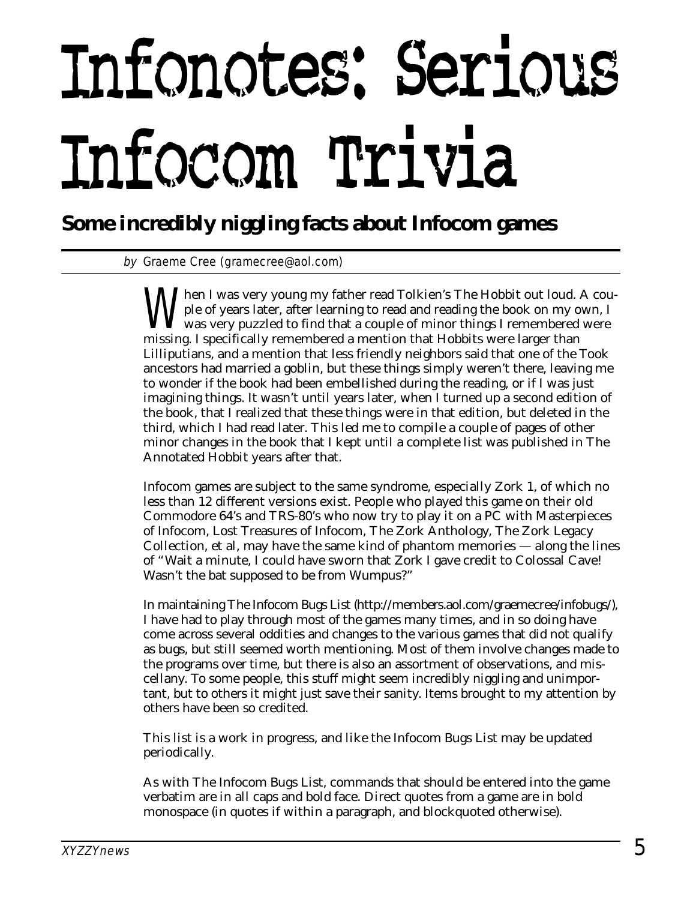# Infonotes: Serious Infocom Trivia

## Some incredibly niggling facts about Infocom games

*by* Graeme Cree (gramecree@aol.com)

When I was very young my father read Tolkien's The Hobbit out loud. A couple of years later, after learning to read and reading the book on my own, I was very puzzled to find that a couple of minor things I remembered were missing. I specifically remembered a mention that Hobbits were larger than Lilliputians, and a mention that less friendly neighbors said that one of the Took ancestors had married a goblin, but these things simply weren't there, leaving me to wonder if the book had been embellished during the reading, or if I was just imagining things. It wasn't until years later, when I turned up a second edition of the book, that I realized that these things were in that edition, but deleted in the third, which I had read later. This led me to compile a couple of pages of other minor changes in the book that I kept until a complete list was published in The Annotated Hobbit years after that.

Infocom games are subject to the same syndrome, especially Zork 1, of which no less than 12 different versions exist. People who played this game on their old Commodore 64's and TRS-80's who now try to play it on a PC with Masterpieces of Infocom, Lost Treasures of Infocom, The Zork Anthology, The Zork Legacy Collection, et al, may have the same kind of phantom memories — along the lines of "Wait a minute, I could have sworn that Zork I gave credit to Colossal Cave! Wasn't the bat supposed to be from Wumpus?"

In maintaining The Infocom Bugs List (http://members.aol.com/graemecree/infobugs/), I have had to play through most of the games many times, and in so doing have come across several oddities and changes to the various games that did not qualify as bugs, but still seemed worth mentioning. Most of them involve changes made to the programs over time, but there is also an assortment of observations, and miscellany. To some people, this stuff might seem incredibly niggling and unimportant, but to others it might just save their sanity. Items brought to my attention by others have been so credited.

This list is a work in progress, and like the Infocom Bugs List may be updated periodically.

As with The Infocom Bugs List, commands that should be entered into the game verbatim are in all caps and bold face. Direct quotes from a game are in bold monospace (in quotes if within a paragraph, and blockquoted otherwise).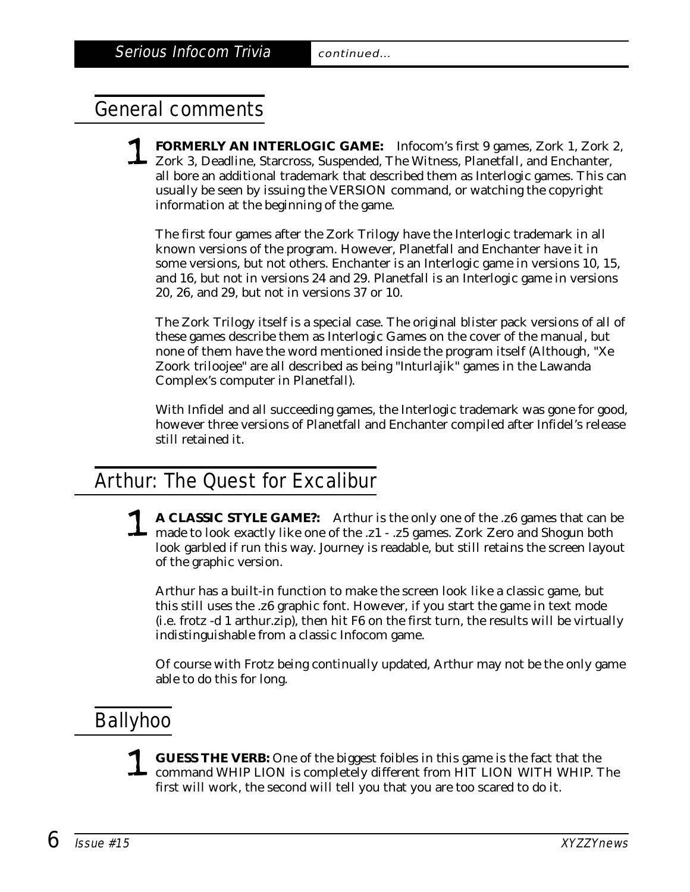Serious Infocom Trivia *continued...*

## General comments

1 **FORMERLY AN INTERLOGIC GAME:** Infocom's first 9 games, Zork 1, Zork 2, Zork 3, Deadline, Starcross, Suspended, The Witness, Planetfall, and Enchanter, all bore an additional trademark that described them as Interlogic games. This can usually be seen by issuing the VERSION command, or watching the copyright information at the beginning of the game.

The first four games after the Zork Trilogy have the Interlogic trademark in all known versions of the program. However, Planetfall and Enchanter have it in some versions, but not others. Enchanter is an Interlogic game in versions 10, 15, and 16, but not in versions 24 and 29. Planetfall is an Interlogic game in versions 20, 26, and 29, but not in versions 37 or 10.

The Zork Trilogy itself is a special case. The original blister pack versions of all of these games describe them as Interlogic Games on the cover of the manual, but none of them have the word mentioned inside the program itself (Although, "Xe Zoork triloojee" are all described as being "Inturlajik" games in the Lawanda Complex's computer in Planetfall).

With Infidel and all succeeding games, the Interlogic trademark was gone for good, however three versions of Planetfall and Enchanter compiled after Infidel's release still retained it.

## Arthur: The Quest for Excalibur

1 **A CLASSIC STYLE GAME?:** Arthur is the only one of the .z6 games that can be made to look exactly like one of the .z1 - .z5 games. Zork Zero and Shogun both look garbled if run this way. Journey is readable, but still retains the screen layout of the graphic version.

Arthur has a built-in function to make the screen look like a classic game, but this still uses the .z6 graphic font. However, if you start the game in text mode (i.e. frotz -d 1 arthur.zip), then hit F6 on the first turn, the results will be virtually indistinguishable from a classic Infocom game.

Of course with Frotz being continually updated, Arthur may not be the only game able to do this for long.

## Ballyhoo

1 **GUESS THE VERB:** One of the biggest foibles in this game is the fact that the command WHIP LION is completely different from HIT LION WITH WHIP. The first will work, the second will tell you that you are too scared to do it.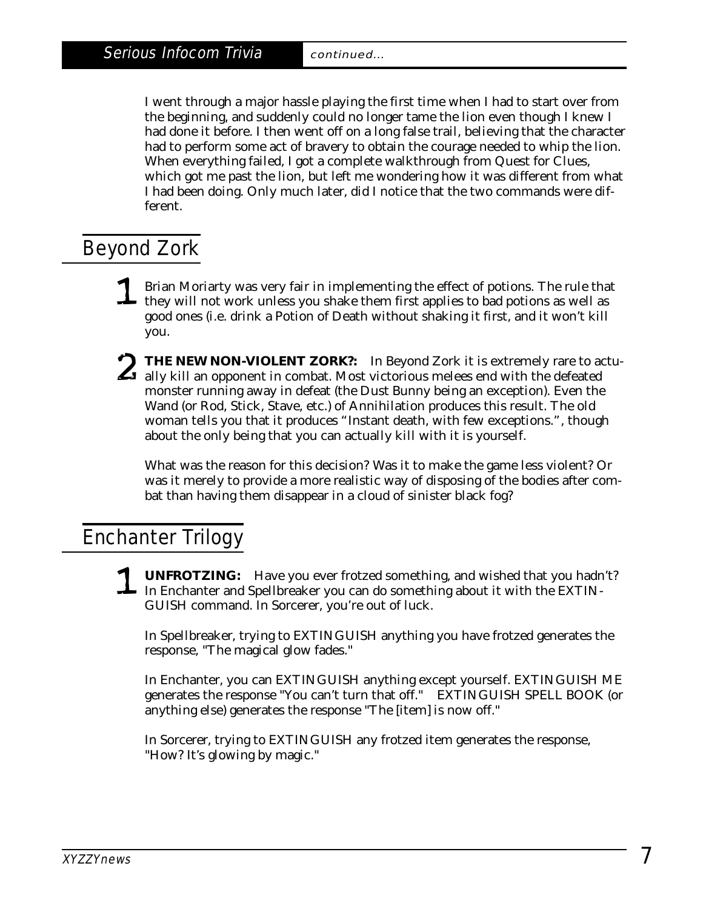I went through a major hassle playing the first time when I had to start over from the beginning, and suddenly could no longer tame the lion even though I knew I had done it before. I then went off on a long false trail, believing that the character had to perform some act of bravery to obtain the courage needed to whip the lion. When everything failed, I got a complete walkthrough from Quest for Clues, which got me past the lion, but left me wondering how it was different from what I had been doing. Only much later, did I notice that the two commands were different.

## Beyond Zork

**1** Brian Moriarty was very fair in implementing the effect of potions. The rule that they will not work unless you shake them first applies to bad potions as well as good ones (i.e. drink a Potion of Death without shaking it first, and it won't kill you.

**2** **THE NEW NON-VIOLENT ZORK?:** In Beyond Zork it is extremely rare to actually kill an opponent in combat. Most victorious melees end with the defeated monster running away in defeat (the Dust Bunny being an exception). Even the Wand (or Rod, Stick, Stave, etc.) of Annihilation produces this result. The old woman tells you that it produces "Instant death, with few exceptions.", though about the only being that you can actually kill with it is yourself.

What was the reason for this decision? Was it to make the game less violent? Or was it merely to provide a more realistic way of disposing of the bodies after combat than having them disappear in a cloud of sinister black fog?

## Enchanter Trilogy

**1** **UNFROTZING:** Have you ever frotzed something, and wished that you hadn't? In Enchanter and Spellbreaker you can do something about it with the EXTINGUISH command. In Sorcerer, you're out of luck.

In Spellbreaker, trying to EXTINGUISH anything you have frotzed generates the response, "The magical glow fades."

In Enchanter, you can EXTINGUISH anything except yourself. EXTINGUISH ME generates the response "You can't turn that off." EXTINGUISH SPELL BOOK (or anything else) generates the response "The [item] is now off."

In Sorcerer, trying to EXTINGUISH any frotzed item generates the response, "How? It's glowing by magic."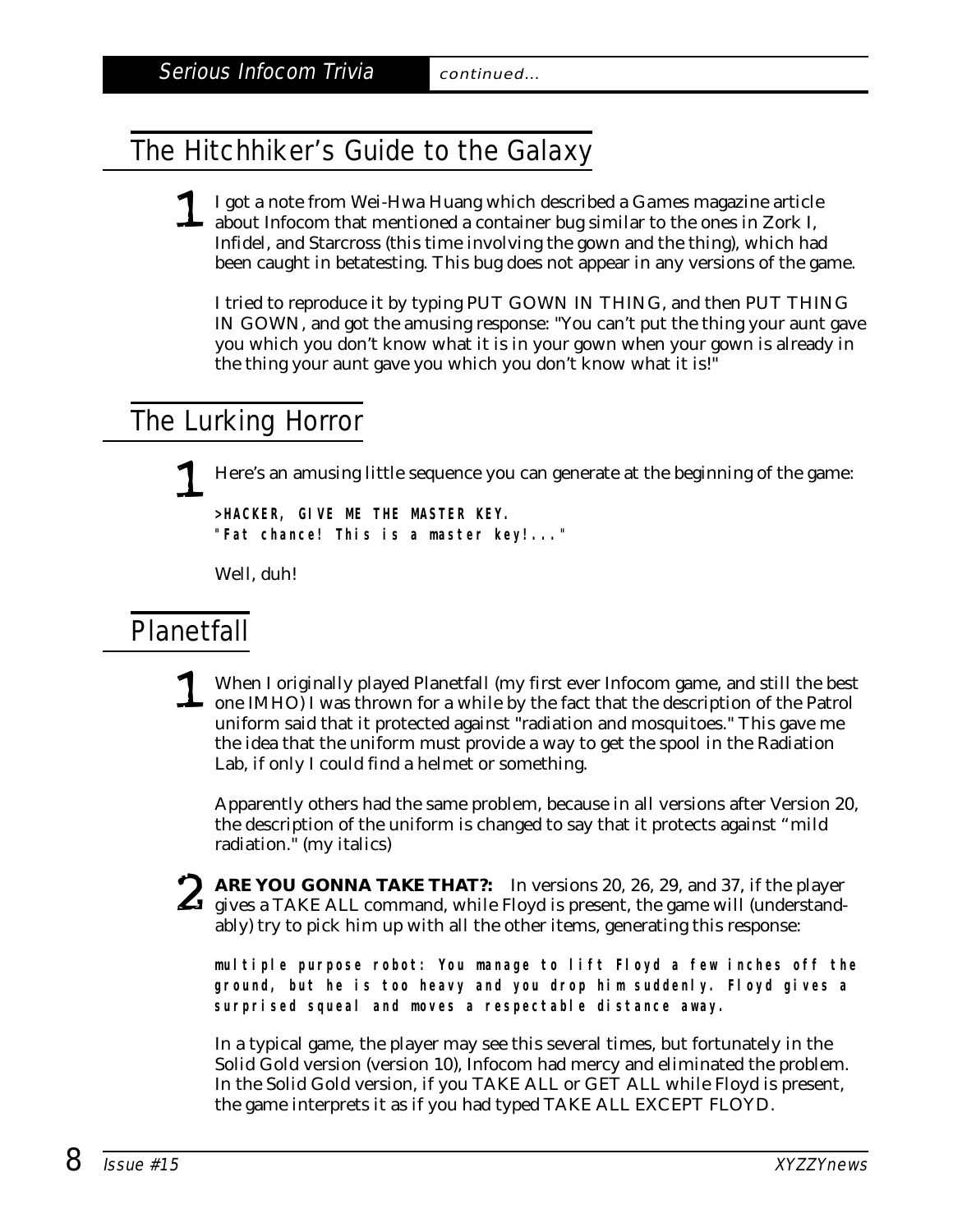## The Hitchhiker's Guide to the Galaxy

**1** I got a note from Wei-Hwa Huang which described a Games magazine article about Infocom that mentioned a container bug similar to the ones in Zork I, Infidel, and Starcross (this time involving the gown and the thing), which had been caught in betatesting. This bug does not appear in any versions of the game.

I tried to reproduce it by typing PUT GOWN IN THING, and then PUT THING IN GOWN, and got the amusing response: "You can't put the thing your aunt gave you which you don't know what it is in your gown when your gown is already in the thing your aunt gave you which you don't know what it is!"

## The Lurking Horror

**1** Here's an amusing little sequence you can generate at the beginning of the game:

**>HACKER, GIVE ME THE MASTER KEY.**
**"Fat chance! This is a master key!..."**

Well, duh!

## Planetfall

**1** When I originally played Planetfall (my first ever Infocom game, and still the best one IMHO) I was thrown for a while by the fact that the description of the Patrol uniform said that it protected against "radiation and mosquitoes." This gave me the idea that the uniform must provide a way to get the spool in the Radiation Lab, if only I could find a helmet or something.

Apparently others had the same problem, because in all versions after Version 20, the description of the uniform is changed to say that it protects against "mild radiation." (my italics)

**2** **ARE YOU GONNA TAKE THAT?:** In versions 20, 26, 29, and 37, if the player gives a TAKE ALL command, while Floyd is present, the game will (understandably) try to pick him up with all the other items, generating this response:

**multiple purpose robot: You manage to lift Floyd a few inches off the ground, but he is too heavy and you drop him suddenly. Floyd gives a surprised squeal and moves a respectable distance away.**

In a typical game, the player may see this several times, but fortunately in the Solid Gold version (version 10), Infocom had mercy and eliminated the problem. In the Solid Gold version, if you TAKE ALL or GET ALL while Floyd is present, the game interprets it as if you had typed TAKE ALL EXCEPT FLOYD.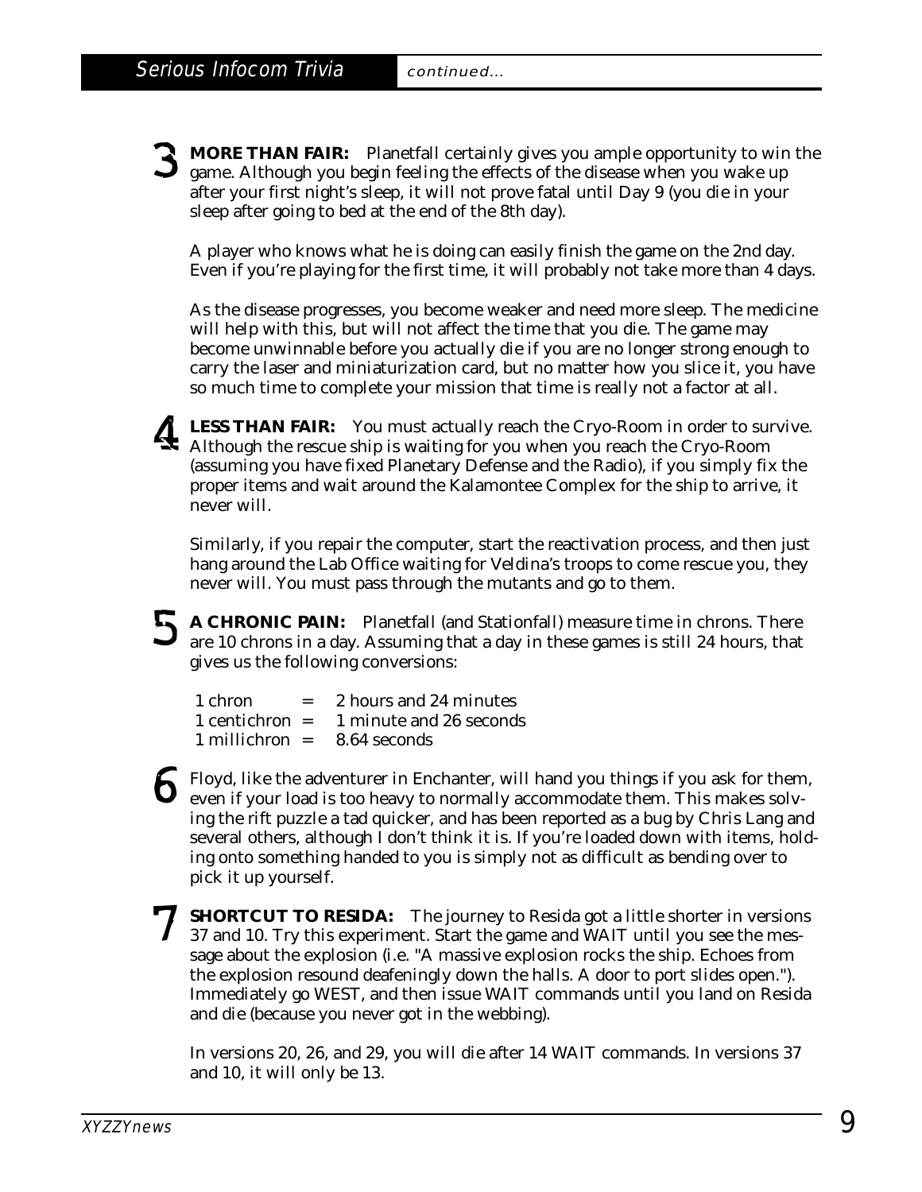**3** **MORE THAN FAIR:** Planetfall certainly gives you ample opportunity to win the game. Although you begin feeling the effects of the disease when you wake up after your first night's sleep, it will not prove fatal until Day 9 (you die in your sleep after going to bed at the end of the 8th day).

A player who knows what he is doing can easily finish the game on the 2nd day. Even if you're playing for the first time, it will probably not take more than 4 days.

As the disease progresses, you become weaker and need more sleep. The medicine will help with this, but will not affect the time that you die. The game may become unwinnable before you actually die if you are no longer strong enough to carry the laser and miniaturization card, but no matter how you slice it, you have so much time to complete your mission that time is really not a factor at all.

**4** **LESS THAN FAIR:** You must actually reach the Cryo-Room in order to survive. Although the rescue ship is waiting for you when you reach the Cryo-Room (assuming you have fixed Planetary Defense and the Radio), if you simply fix the proper items and wait around the Kalamontee Complex for the ship to arrive, it never will.

Similarly, if you repair the computer, start the reactivation process, and then just hang around the Lab Office waiting for Veldina's troops to come rescue you, they never will. You must pass through the mutants and go to them.

**5** **A CHRONIC PAIN:** Planetfall (and Stationfall) measure time in chrons. There are 10 chrons in a day. Assuming that a day in these games is still 24 hours, that gives us the following conversions:

| | | |
|---|---|---|
| 1 chron | = | 2 hours and 24 minutes |
| 1 centichron | = | 1 minute and 26 seconds |
| 1 millichron | = | 8.64 seconds |

**6** Floyd, like the adventurer in Enchanter, will hand you things if you ask for them, even if your load is too heavy to normally accommodate them. This makes solving the rift puzzle a tad quicker, and has been reported as a bug by Chris Lang and several others, although I don't think it is. If you're loaded down with items, holding onto something handed to you is simply not as difficult as bending over to pick it up yourself.

**7** **SHORTCUT TO RESIDA:** The journey to Resida got a little shorter in versions 37 and 10. Try this experiment. Start the game and WAIT until you see the message about the explosion (i.e. "A massive explosion rocks the ship. Echoes from the explosion resound deafeningly down the halls. A door to port slides open."). Immediately go WEST, and then issue WAIT commands until you land on Resida and die (because you never got in the webbing).

In versions 20, 26, and 29, you will die after 14 WAIT commands. In versions 37 and 10, it will only be 13.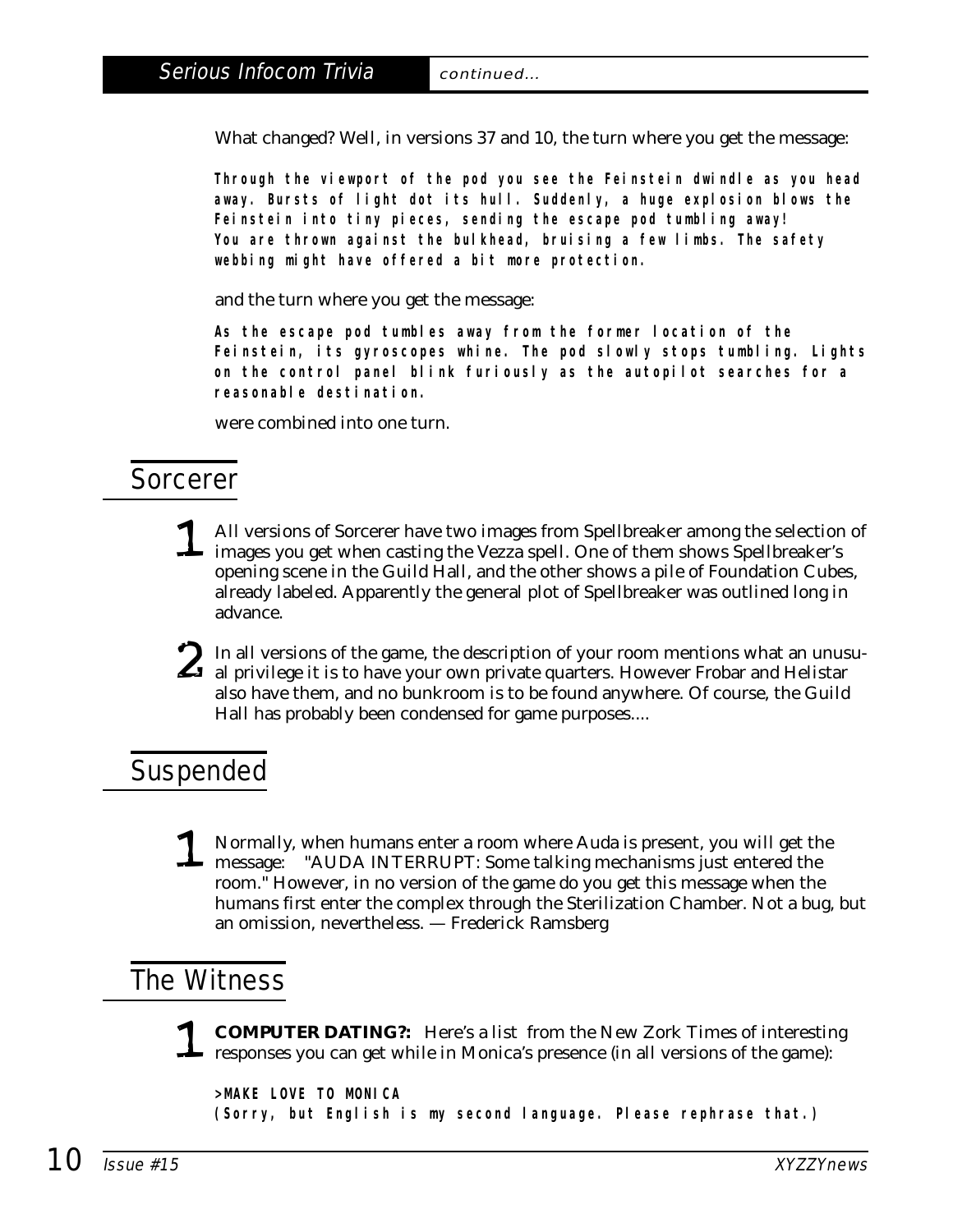What changed? Well, in versions 37 and 10, the turn where you get the message:

```
Through the viewport of the pod you see the Feinstein dwindle as you head
away. Bursts of light dot its hull. Suddenly, a huge explosion blows the
Feinstein into tiny pieces, sending the escape pod tumbling away!
You are thrown against the bulkhead, bruising a few limbs. The safety
webbing might have offered a bit more protection.
```

and the turn where you get the message:

```
As the escape pod tumbles away from the former location of the
Feinstein, its gyroscopes whine. The pod slowly stops tumbling. Lights
on the control panel blink furiously as the autopilot searches for a
reasonable destination.
```

were combined into one turn.

## Sorcerer

1. All versions of Sorcerer have two images from Spellbreaker among the selection of images you get when casting the Vezza spell. One of them shows Spellbreaker's opening scene in the Guild Hall, and the other shows a pile of Foundation Cubes, already labeled. Apparently the general plot of Spellbreaker was outlined long in advance.

2. In all versions of the game, the description of your room mentions what an unusual privilege it is to have your own private quarters. However Frobar and Helistar also have them, and no bunkroom is to be found anywhere. Of course, the Guild Hall has probably been condensed for game purposes....

## Suspended

1. Normally, when humans enter a room where Auda is present, you will get the message: "AUDA INTERRUPT: Some talking mechanisms just entered the room." However, in no version of the game do you get this message when the humans first enter the complex through the Sterilization Chamber. Not a bug, but an omission, nevertheless. — Frederick Ramsberg

## The Witness

1. **COMPUTER DATING?:** Here's a list from the New Zork Times of interesting responses you can get while in Monica's presence (in all versions of the game):

```
>MAKE LOVE TO MONICA
(Sorry, but English is my second language. Please rephrase that.)
```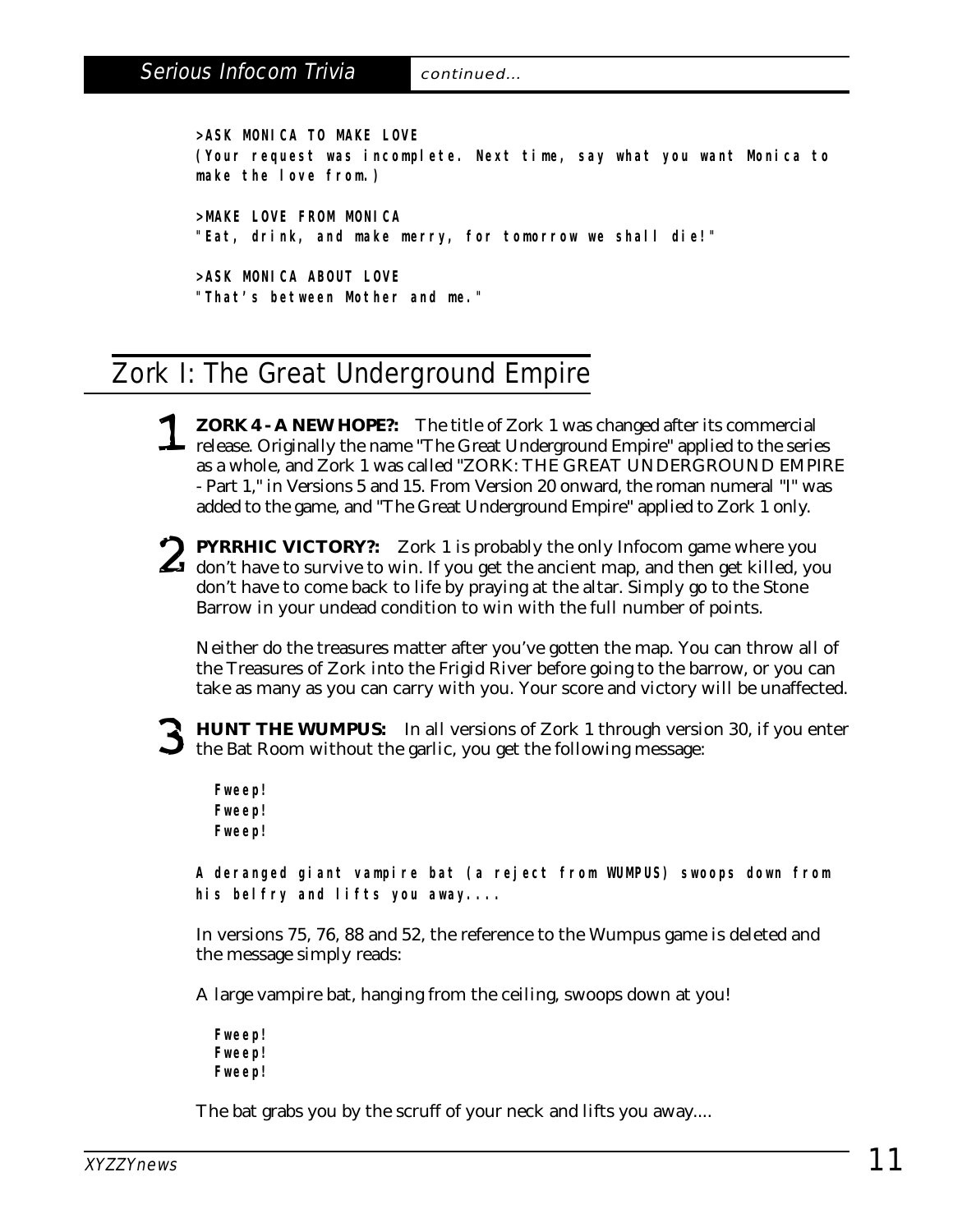```
>ASK MONICA TO MAKE LOVE
(Your request was incomplete. Next time, say what you want Monica to
make the love from.)

>MAKE LOVE FROM MONICA
"Eat, drink, and make merry, for tomorrow we shall die!"

>ASK MONICA ABOUT LOVE
"That's between Mother and me."
```

## Zork I: The Great Underground Empire

**1** **ZORK 4 - A NEW HOPE?:** The title of Zork 1 was changed after its commercial release. Originally the name "The Great Underground Empire" applied to the series as a whole, and Zork 1 was called "ZORK: THE GREAT UNDERGROUND EMPIRE - Part 1," in Versions 5 and 15. From Version 20 onward, the roman numeral "I" was added to the game, and "The Great Underground Empire" applied to Zork 1 only.

**2** **PYRRHIC VICTORY?:** Zork 1 is probably the only Infocom game where you don't have to survive to win. If you get the ancient map, and then get killed, you don't have to come back to life by praying at the altar. Simply go to the Stone Barrow in your undead condition to win with the full number of points.

Neither do the treasures matter after you've gotten the map. You can throw all of the Treasures of Zork into the Frigid River before going to the barrow, or you can take as many as you can carry with you. Your score and victory will be unaffected.

**3** **HUNT THE WUMPUS:** In all versions of Zork 1 through version 30, if you enter the Bat Room without the garlic, you get the following message:

```
  Fweep!
  Fweep!
  Fweep!

A deranged giant vampire bat (a reject from WUMPUS) swoops down from
his belfry and lifts you away....
```

In versions 75, 76, 88 and 52, the reference to the Wumpus game is deleted and the message simply reads:

A large vampire bat, hanging from the ceiling, swoops down at you!

```
  Fweep!
  Fweep!
  Fweep!
```

The bat grabs you by the scruff of your neck and lifts you away....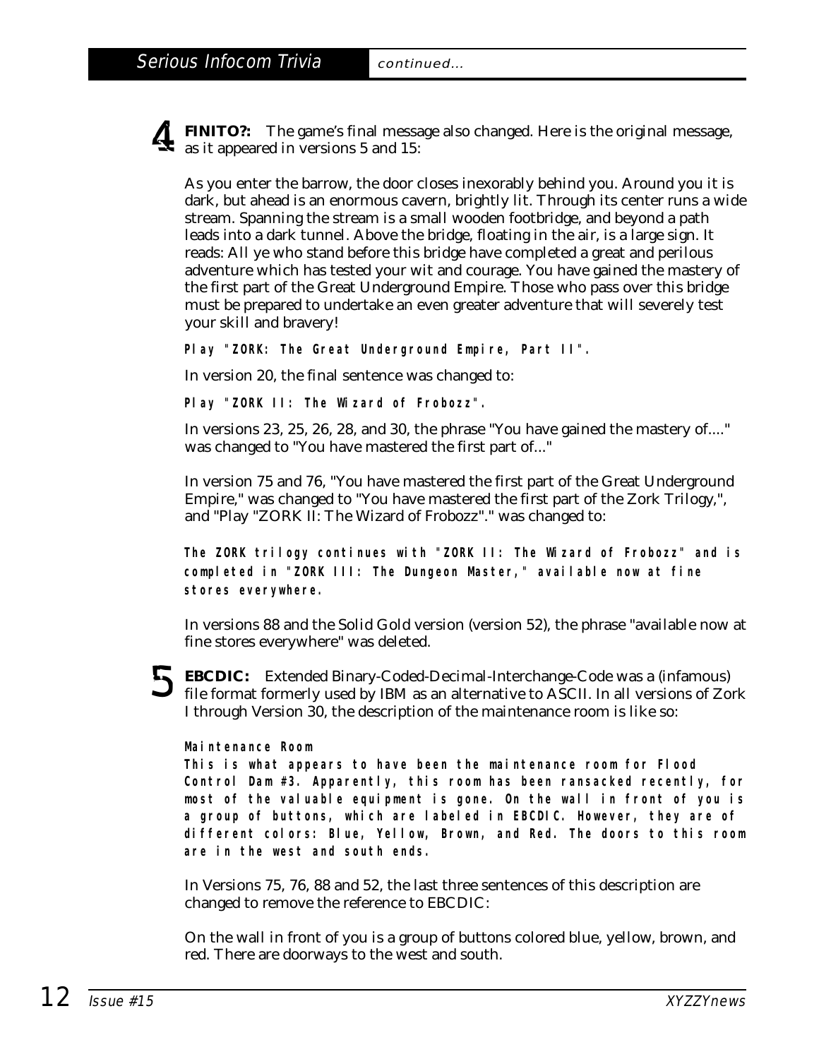## Serious Infocom Trivia *continued...*

**4** **FINITO?:** The game's final message also changed. Here is the original message, as it appeared in versions 5 and 15:

As you enter the barrow, the door closes inexorably behind you. Around you it is dark, but ahead is an enormous cavern, brightly lit. Through its center runs a wide stream. Spanning the stream is a small wooden footbridge, and beyond a path leads into a dark tunnel. Above the bridge, floating in the air, is a large sign. It reads: All ye who stand before this bridge have completed a great and perilous adventure which has tested your wit and courage. You have gained the mastery of the first part of the Great Underground Empire. Those who pass over this bridge must be prepared to undertake an even greater adventure that will severely test your skill and bravery!

```
Play "ZORK: The Great Underground Empire, Part II".
```

In version 20, the final sentence was changed to:

```
Play "ZORK II: The Wizard of Frobozz".
```

In versions 23, 25, 26, 28, and 30, the phrase "You have gained the mastery of...." was changed to "You have mastered the first part of..."

In version 75 and 76, "You have mastered the first part of the Great Underground Empire," was changed to "You have mastered the first part of the Zork Trilogy,", and "Play "ZORK II: The Wizard of Frobozz"." was changed to:

```
The ZORK trilogy continues with "ZORK II: The Wizard of Frobozz" and is
completed in "ZORK III: The Dungeon Master," available now at fine
stores everywhere.
```

In versions 88 and the Solid Gold version (version 52), the phrase "available now at fine stores everywhere" was deleted.

**5** **EBCDIC:** Extended Binary-Coded-Decimal-Interchange-Code was a (infamous) file format formerly used by IBM as an alternative to ASCII. In all versions of Zork I through Version 30, the description of the maintenance room is like so:

```
Maintenance Room
This is what appears to have been the maintenance room for Flood
Control Dam #3. Apparently, this room has been ransacked recently, for
most of the valuable equipment is gone. On the wall in front of you is
a group of buttons, which are labeled in EBCDIC. However, they are of
different colors: Blue, Yellow, Brown, and Red. The doors to this room
are in the west and south ends.
```

In Versions 75, 76, 88 and 52, the last three sentences of this description are changed to remove the reference to EBCDIC:

On the wall in front of you is a group of buttons colored blue, yellow, brown, and red. There are doorways to the west and south.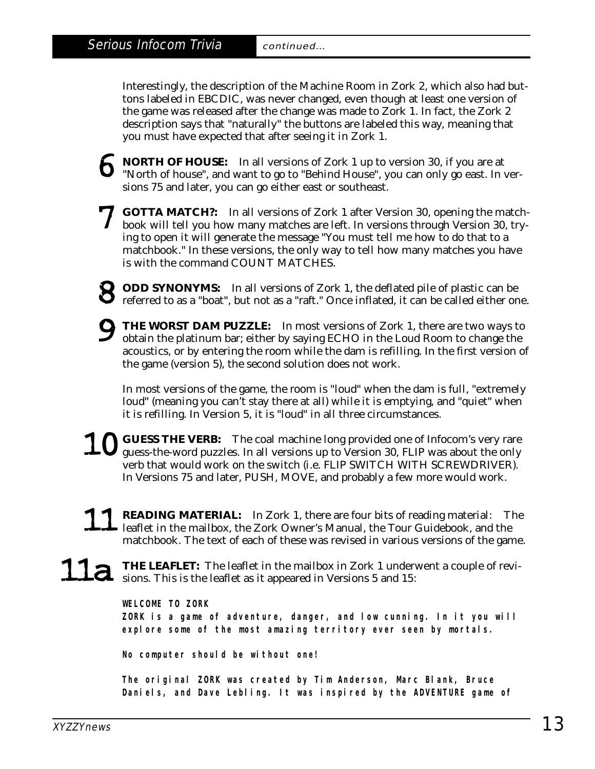Interestingly, the description of the Machine Room in Zork 2, which also had buttons labeled in EBCDIC, was never changed, even though at least one version of the game was released after the change was made to Zork 1. In fact, the Zork 2 description says that "naturally" the buttons are labeled this way, meaning that you must have expected that after seeing it in Zork 1.

**6** **NORTH OF HOUSE:** In all versions of Zork 1 up to version 30, if you are at "North of house", and want to go to "Behind House", you can only go east. In versions 75 and later, you can go either east or southeast.

**7** **GOTTA MATCH?:** In all versions of Zork 1 after Version 30, opening the matchbook will tell you how many matches are left. In versions through Version 30, trying to open it will generate the message "You must tell me how to do that to a matchbook." In these versions, the only way to tell how many matches you have is with the command COUNT MATCHES.

**8** **ODD SYNONYMS:** In all versions of Zork 1, the deflated pile of plastic can be referred to as a "boat", but not as a "raft." Once inflated, it can be called either one.

**9** **THE WORST DAM PUZZLE:** In most versions of Zork 1, there are two ways to obtain the platinum bar; either by saying ECHO in the Loud Room to change the acoustics, or by entering the room while the dam is refilling. In the first version of the game (version 5), the second solution does not work.

In most versions of the game, the room is "loud" when the dam is full, "extremely loud" (meaning you can't stay there at all) while it is emptying, and "quiet" when it is refilling. In Version 5, it is "loud" in all three circumstances.

**10** **GUESS THE VERB:** The coal machine long provided one of Infocom's very rare guess-the-word puzzles. In all versions up to Version 30, FLIP was about the only verb that would work on the switch (i.e. FLIP SWITCH WITH SCREWDRIVER). In Versions 75 and later, PUSH, MOVE, and probably a few more would work.

**11** **READING MATERIAL:** In Zork 1, there are four bits of reading material: The leaflet in the mailbox, the Zork Owner's Manual, the Tour Guidebook, and the matchbook. The text of each of these was revised in various versions of the game.

**11a** **THE LEAFLET:** The leaflet in the mailbox in Zork 1 underwent a couple of revisions. This is the leaflet as it appeared in Versions 5 and 15:

```
WELCOME TO ZORK
ZORK is a game of adventure, danger, and low cunning. In it you will
explore some of the most amazing territory ever seen by mortals.

No computer should be without one!

The original ZORK was created by Tim Anderson, Marc Blank, Bruce
Daniels, and Dave Lebling. It was inspired by the ADVENTURE game of
```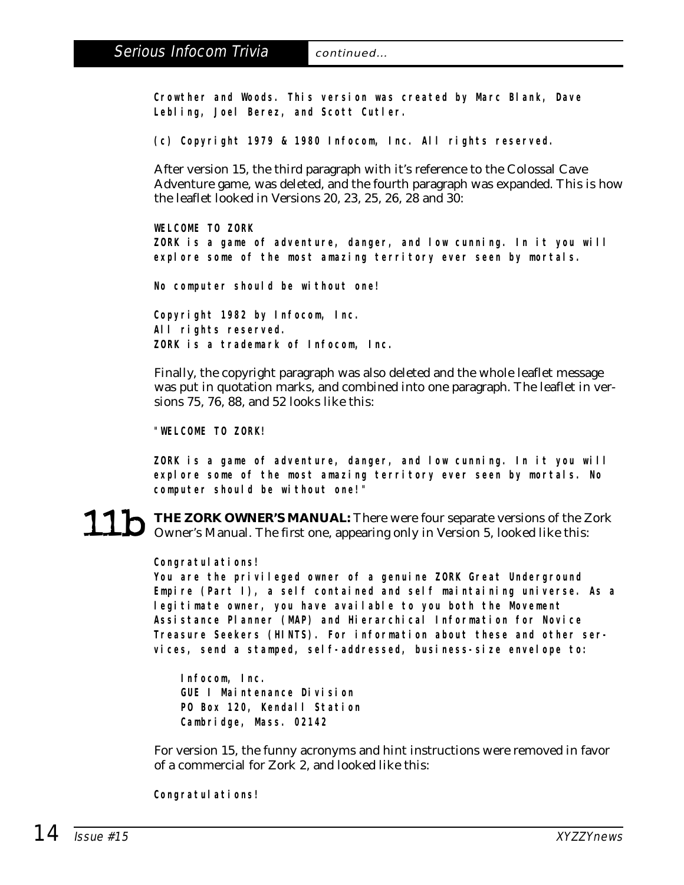**Crowther and Woods. This version was created by Marc Blank, Dave Lebling, Joel Berez, and Scott Cutler.**

**(c) Copyright 1979 & 1980 Infocom, Inc. All rights reserved.**

After version 15, the third paragraph with it's reference to the Colossal Cave Adventure game, was deleted, and the fourth paragraph was expanded. This is how the leaflet looked in Versions 20, 23, 25, 26, 28 and 30:

**WELCOME TO ZORK**
**ZORK is a game of adventure, danger, and low cunning. In it you will explore some of the most amazing territory ever seen by mortals.**

**No computer should be without one!**

**Copyright 1982 by Infocom, Inc.**
**All rights reserved.**
**ZORK is a trademark of Infocom, Inc.**

Finally, the copyright paragraph was also deleted and the whole leaflet message was put in quotation marks, and combined into one paragraph. The leaflet in versions 75, 76, 88, and 52 looks like this:

**"WELCOME TO ZORK!**

**ZORK is a game of adventure, danger, and low cunning. In it you will explore some of the most amazing territory ever seen by mortals. No computer should be without one!"**

## 11b

**THE ZORK OWNER'S MANUAL:** There were four separate versions of the Zork Owner's Manual. The first one, appearing only in Version 5, looked like this:

**Congratulations!**
**You are the privileged owner of a genuine ZORK Great Underground Empire (Part I), a self contained and self maintaining universe. As a legitimate owner, you have available to you both the Movement Assistance Planner (MAP) and Hierarchical Information for Novice Treasure Seekers (HINTS). For information about these and other services, send a stamped, self-addressed, business-size envelope to:**

> **Infocom, Inc.**
> **GUE I Maintenance Division**
> **PO Box 120, Kendall Station**
> **Cambridge, Mass. 02142**

For version 15, the funny acronyms and hint instructions were removed in favor of a commercial for Zork 2, and looked like this:

**Congratulations!**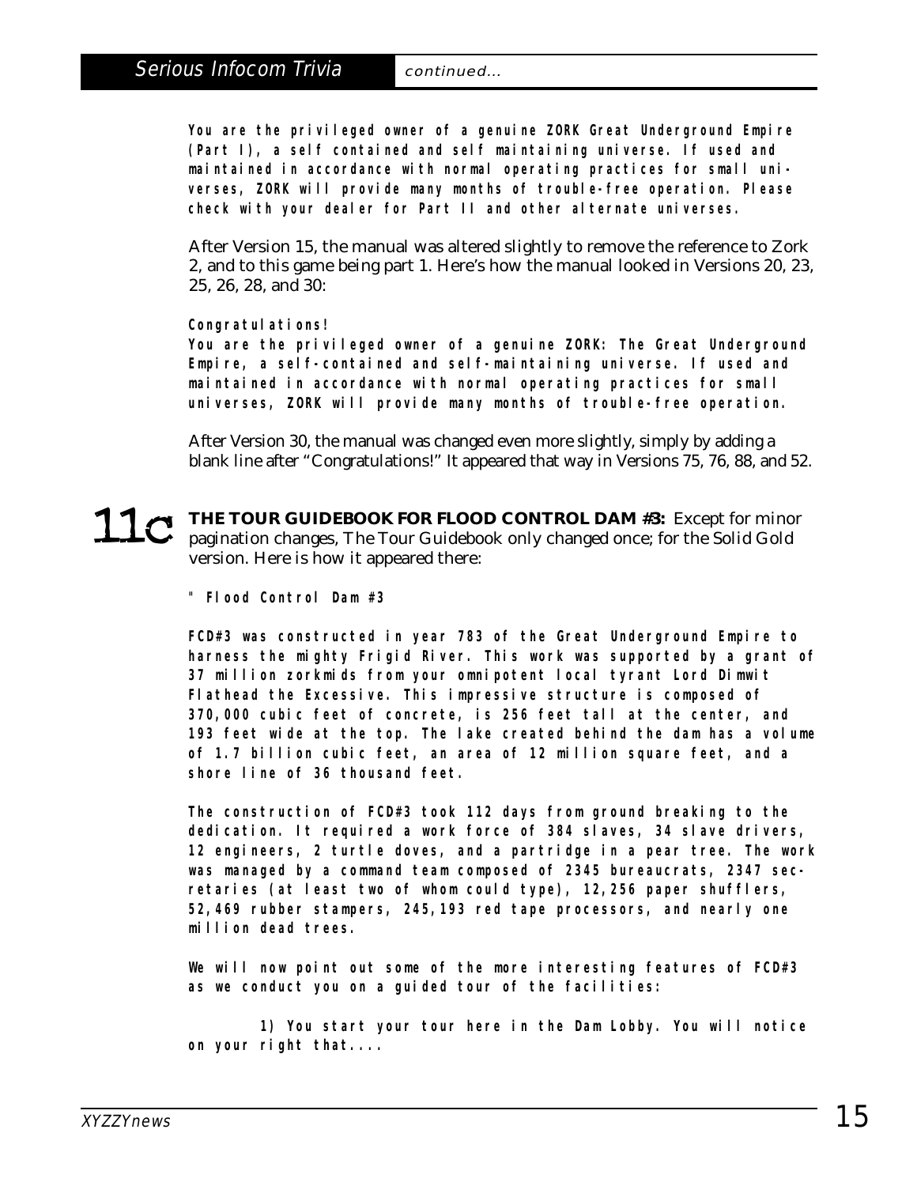You are the privileged owner of a genuine ZORK Great Underground Empire (Part I), a self contained and self maintaining universe. If used and maintained in accordance with normal operating practices for small universes, ZORK will provide many months of trouble-free operation. Please check with your dealer for Part II and other alternate universes.

After Version 15, the manual was altered slightly to remove the reference to Zork 2, and to this game being part 1. Here's how the manual looked in Versions 20, 23, 25, 26, 28, and 30:

Congratulations!
You are the privileged owner of a genuine ZORK: The Great Underground Empire, a self-contained and self-maintaining universe. If used and maintained in accordance with normal operating practices for small universes, ZORK will provide many months of trouble-free operation.

After Version 30, the manual was changed even more slightly, simply by adding a blank line after "Congratulations!" It appeared that way in Versions 75, 76, 88, and 52.

## 11c

**THE TOUR GUIDEBOOK FOR FLOOD CONTROL DAM #3:** Except for minor pagination changes, The Tour Guidebook only changed once; for the Solid Gold version. Here is how it appeared there:

" Flood Control Dam #3

FCD#3 was constructed in year 783 of the Great Underground Empire to harness the mighty Frigid River. This work was supported by a grant of 37 million zorkmids from your omnipotent local tyrant Lord Dimwit Flathead the Excessive. This impressive structure is composed of 370,000 cubic feet of concrete, is 256 feet tall at the center, and 193 feet wide at the top. The lake created behind the dam has a volume of 1.7 billion cubic feet, an area of 12 million square feet, and a shore line of 36 thousand feet.

The construction of FCD#3 took 112 days from ground breaking to the dedication. It required a work force of 384 slaves, 34 slave drivers, 12 engineers, 2 turtle doves, and a partridge in a pear tree. The work was managed by a command team composed of 2345 bureaucrats, 2347 secretaries (at least two of whom could type), 12,256 paper shufflers, 52,469 rubber stampers, 245,193 red tape processors, and nearly one million dead trees.

We will now point out some of the more interesting features of FCD#3 as we conduct you on a guided tour of the facilities:

1) You start your tour here in the Dam Lobby. You will notice on your right that....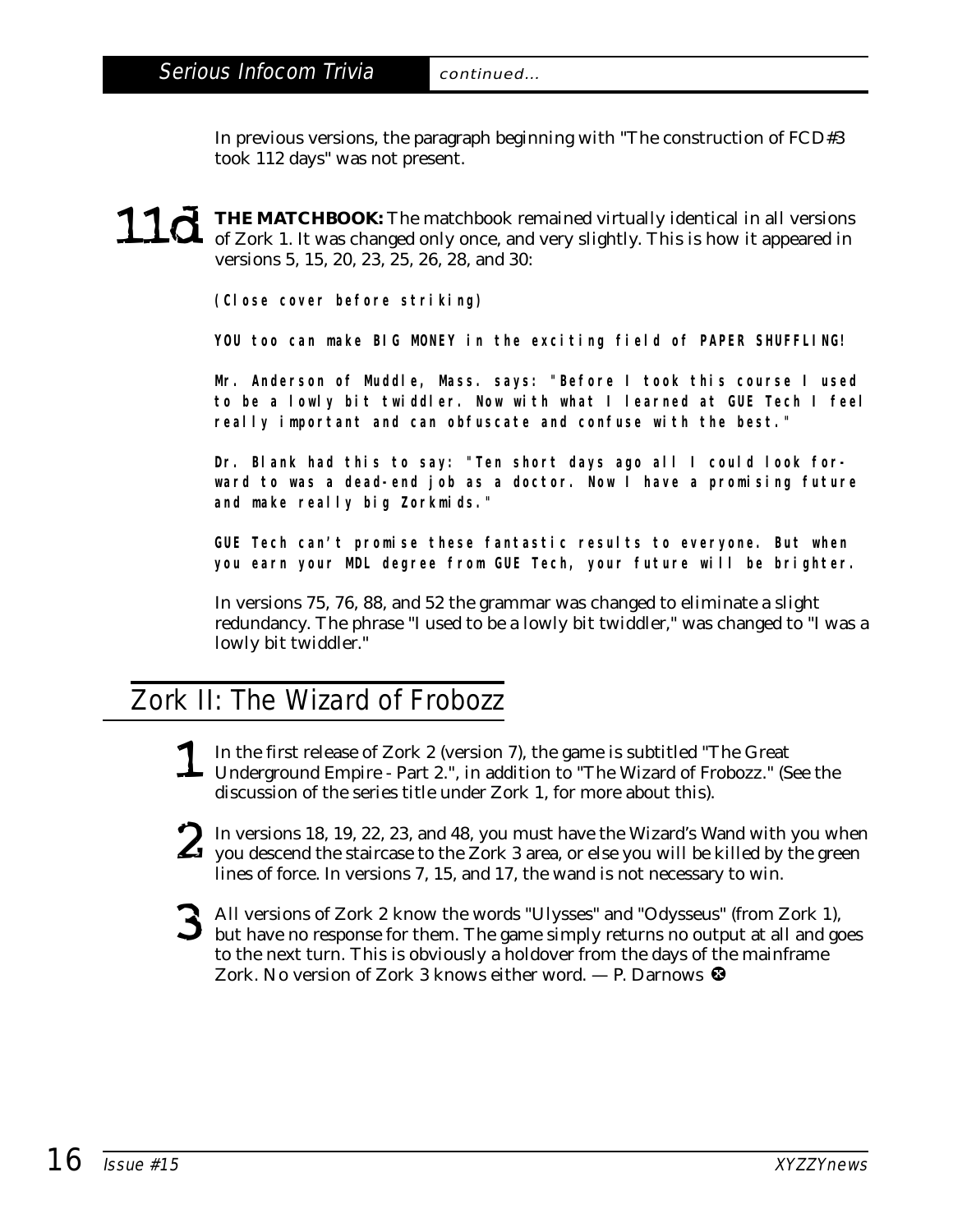In previous versions, the paragraph beginning with "The construction of FCD#3 took 112 days" was not present.

**11d** **THE MATCHBOOK:** The matchbook remained virtually identical in all versions of Zork 1. It was changed only once, and very slightly. This is how it appeared in versions 5, 15, 20, 23, 25, 26, 28, and 30:

**(Close cover before striking)**

**YOU too can make BIG MONEY in the exciting field of PAPER SHUFFLING!**

**Mr. Anderson of Muddle, Mass. says: "Before I took this course I used to be a lowly bit twiddler. Now with what I learned at GUE Tech I feel really important and can obfuscate and confuse with the best."**

**Dr. Blank had this to say: "Ten short days ago all I could look forward to was a dead-end job as a doctor. Now I have a promising future and make really big Zorkmids."**

**GUE Tech can't promise these fantastic results to everyone. But when you earn your MDL degree from GUE Tech, your future will be brighter.**

In versions 75, 76, 88, and 52 the grammar was changed to eliminate a slight redundancy. The phrase "I used to be a lowly bit twiddler," was changed to "I was a lowly bit twiddler."

## Zork II: The Wizard of Frobozz

**1** In the first release of Zork 2 (version 7), the game is subtitled "The Great Underground Empire - Part 2.", in addition to "The Wizard of Frobozz." (See the discussion of the series title under Zork 1, for more about this).

**2** In versions 18, 19, 22, 23, and 48, you must have the Wizard's Wand with you when you descend the staircase to the Zork 3 area, or else you will be killed by the green lines of force. In versions 7, 15, and 17, the wand is not necessary to win.

**3** All versions of Zork 2 know the words "Ulysses" and "Odysseus" (from Zork 1), but have no response for them. The game simply returns no output at all and goes to the next turn. This is obviously a holdover from the days of the mainframe Zork. No version of Zork 3 knows either word. — P. Darnows ❸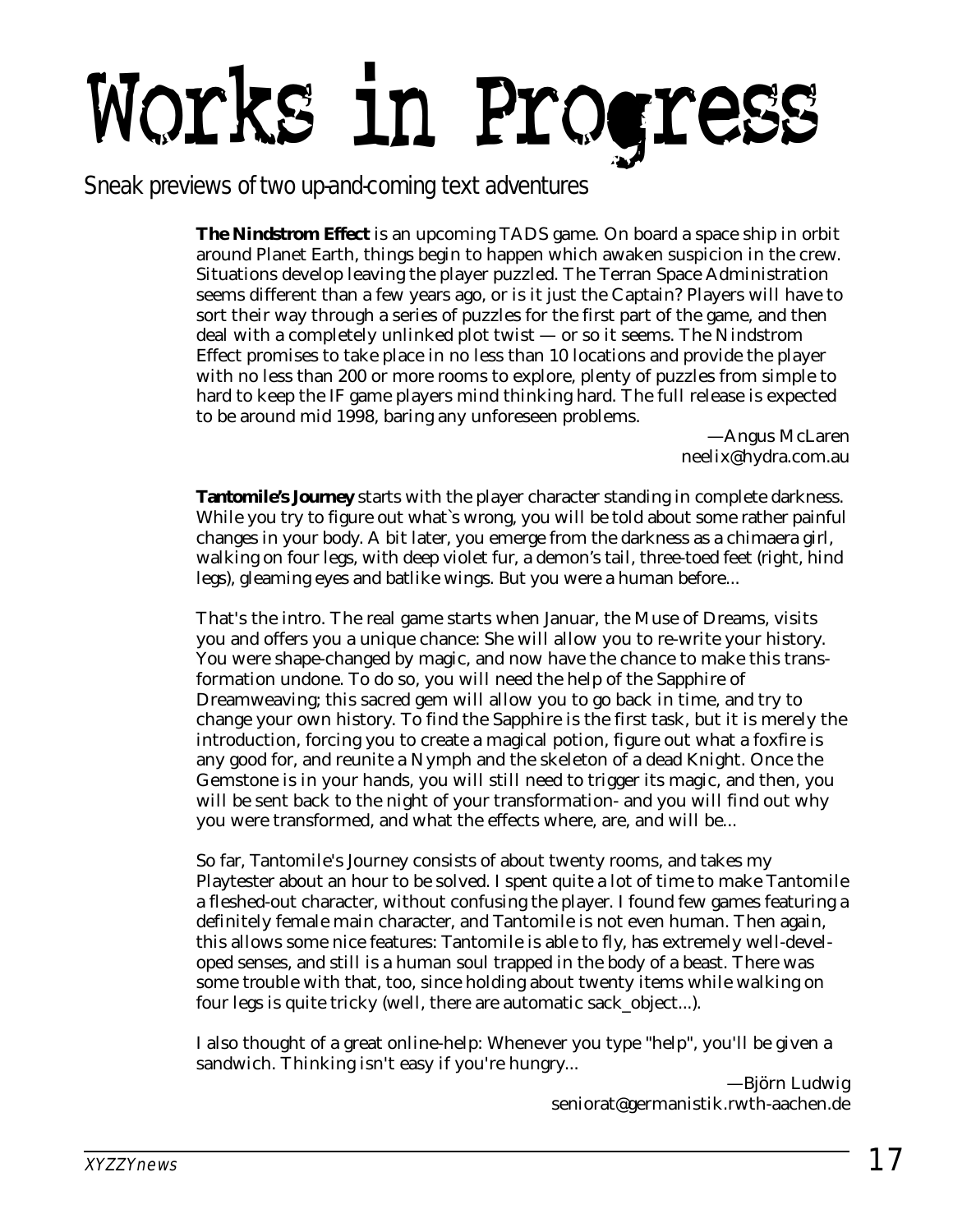# Works in Progress

Sneak previews of two up-and-coming text adventures

**The Nindstrom Effect** is an upcoming TADS game. On board a space ship in orbit around Planet Earth, things begin to happen which awaken suspicion in the crew. Situations develop leaving the player puzzled. The Terran Space Administration seems different than a few years ago, or is it just the Captain? Players will have to sort their way through a series of puzzles for the first part of the game, and then deal with a completely unlinked plot twist — or so it seems. The Nindstrom Effect promises to take place in no less than 10 locations and provide the player with no less than 200 or more rooms to explore, plenty of puzzles from simple to hard to keep the IF game players mind thinking hard. The full release is expected to be around mid 1998, baring any unforeseen problems.

—Angus McLaren
neelix@hydra.com.au

**Tantomile's Journey** starts with the player character standing in complete darkness. While you try to figure out what`s wrong, you will be told about some rather painful changes in your body. A bit later, you emerge from the darkness as a chimaera girl, walking on four legs, with deep violet fur, a demon's tail, three-toed feet (right, hind legs), gleaming eyes and batlike wings. But you were a human before...

That's the intro. The real game starts when Januar, the Muse of Dreams, visits you and offers you a unique chance: She will allow you to re-write your history. You were shape-changed by magic, and now have the chance to make this transformation undone. To do so, you will need the help of the Sapphire of Dreamweaving; this sacred gem will allow you to go back in time, and try to change your own history. To find the Sapphire is the first task, but it is merely the introduction, forcing you to create a magical potion, figure out what a foxfire is any good for, and reunite a Nymph and the skeleton of a dead Knight. Once the Gemstone is in your hands, you will still need to trigger its magic, and then, you will be sent back to the night of your transformation- and you will find out why you were transformed, and what the effects where, are, and will be...

So far, Tantomile's Journey consists of about twenty rooms, and takes my Playtester about an hour to be solved. I spent quite a lot of time to make Tantomile a fleshed-out character, without confusing the player. I found few games featuring a definitely female main character, and Tantomile is not even human. Then again, this allows some nice features: Tantomile is able to fly, has extremely well-developed senses, and still is a human soul trapped in the body of a beast. There was some trouble with that, too, since holding about twenty items while walking on four legs is quite tricky (well, there are automatic sack_object...).

I also thought of a great online-help: Whenever you type "help", you'll be given a sandwich. Thinking isn't easy if you're hungry...

—Björn Ludwig
seniorat@germanistik.rwth-aachen.de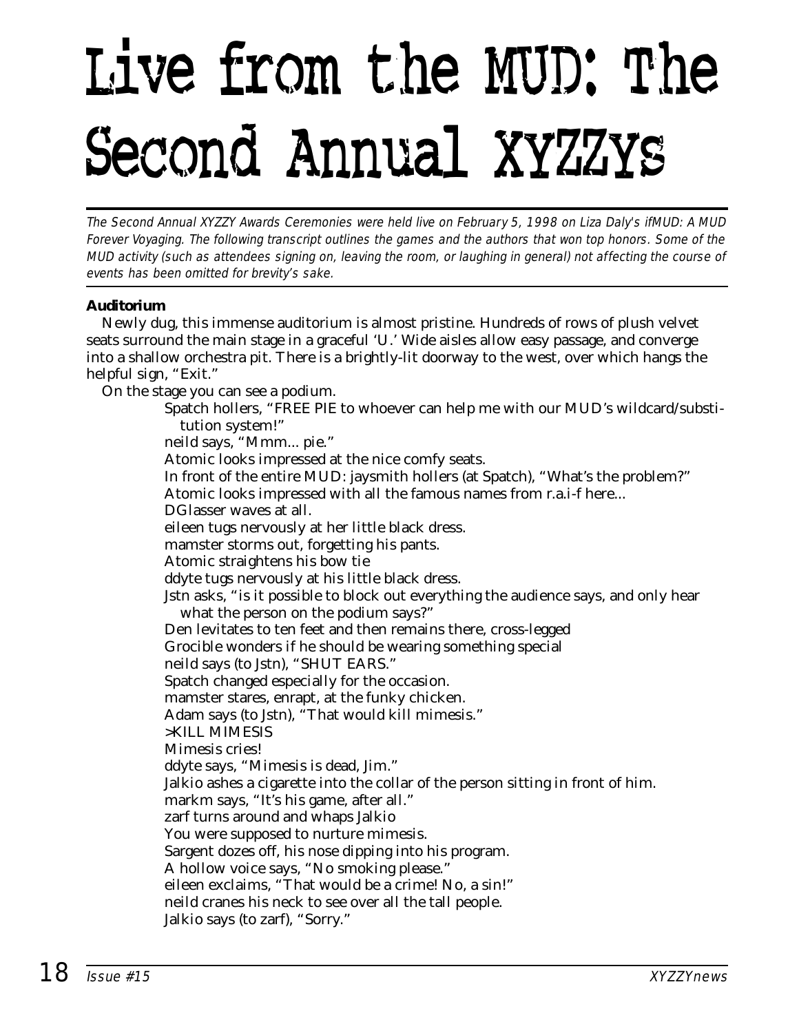# Live from the MUD: The Second Annual XYZZYs

*The Second Annual XYZZY Awards Ceremonies were held live on February 5, 1998 on Liza Daly's ifMUD: A MUD Forever Voyaging. The following transcript outlines the games and the authors that won top honors. Some of the MUD activity (such as attendees signing on, leaving the room, or laughing in general) not affecting the course of events has been omitted for brevity's sake.*

**Auditorium**

Newly dug, this immense auditorium is almost pristine. Hundreds of rows of plush velvet seats surround the main stage in a graceful 'U.' Wide aisles allow easy passage, and converge into a shallow orchestra pit. There is a brightly-lit doorway to the west, over which hangs the helpful sign, "Exit."

On the stage you can see a podium.

Spatch hollers, "FREE PIE to whoever can help me with our MUD's wildcard/substitution system!"

neild says, "Mmm... pie."

Atomic looks impressed at the nice comfy seats.

In front of the entire MUD: jaysmith hollers (at Spatch), "What's the problem?"

Atomic looks impressed with all the famous names from r.a.i-f here...

DGlasser waves at all.

eileen tugs nervously at her little black dress.

mamster storms out, forgetting his pants.

Atomic straightens his bow tie

ddyte tugs nervously at his little black dress.

Jstn asks, "is it possible to block out everything the audience says, and only hear what the person on the podium says?"

Den levitates to ten feet and then remains there, cross-legged

Grocible wonders if he should be wearing something special

neild says (to Jstn), "SHUT EARS."

Spatch changed especially for the occasion.

mamster stares, enrapt, at the funky chicken.

Adam says (to Jstn), "That would kill mimesis."

>KILL MIMESIS

Mimesis cries!

ddyte says, "Mimesis is dead, Jim."

Jalkio ashes a cigarette into the collar of the person sitting in front of him.

markm says, "It's his game, after all."

zarf turns around and whaps Jalkio

You were supposed to nurture mimesis.

Sargent dozes off, his nose dipping into his program.

A hollow voice says, "No smoking please."

eileen exclaims, "That would be a crime! No, a sin!"

neild cranes his neck to see over all the tall people.

Jalkio says (to zarf), "Sorry."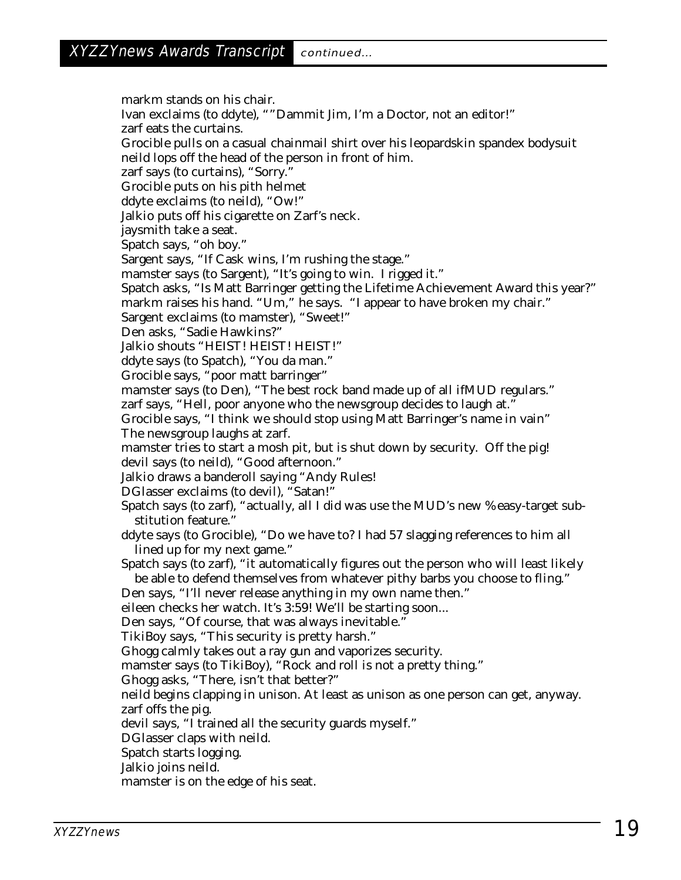## XYZZYnews Awards Transcript *continued...*

markm stands on his chair.
Ivan exclaims (to ddyte), ""Dammit Jim, I'm a Doctor, not an editor!"
zarf eats the curtains.
Grocible pulls on a casual chainmail shirt over his leopardskin spandex bodysuit
neild lops off the head of the person in front of him.
zarf says (to curtains), "Sorry."
Grocible puts on his pith helmet
ddyte exclaims (to neild), "Ow!"
Jalkio puts off his cigarette on Zarf's neck.
jaysmith take a seat.
Spatch says, "oh boy."
Sargent says, "If Cask wins, I'm rushing the stage."
mamster says (to Sargent), "It's going to win. I rigged it."
Spatch asks, "Is Matt Barringer getting the Lifetime Achievement Award this year?"
markm raises his hand. "Um," he says. "I appear to have broken my chair."
Sargent exclaims (to mamster), "Sweet!"
Den asks, "Sadie Hawkins?"
Jalkio shouts "HEIST! HEIST! HEIST!"
ddyte says (to Spatch), "You da man."
Grocible says, "poor matt barringer"
mamster says (to Den), "The best rock band made up of all ifMUD regulars."
zarf says, "Hell, poor anyone who the newsgroup decides to laugh at."
Grocible says, "I think we should stop using Matt Barringer's name in vain"
The newsgroup laughs at zarf.
mamster tries to start a mosh pit, but is shut down by security. Off the pig!
devil says (to neild), "Good afternoon."
Jalkio draws a banderoll saying "Andy Rules!
DGlasser exclaims (to devil), "Satan!"
Spatch says (to zarf), "actually, all I did was use the MUD's new %easy-target substitution feature."
ddyte says (to Grocible), "Do we have to? I had 57 slagging references to him all lined up for my next game."
Spatch says (to zarf), "it automatically figures out the person who will least likely be able to defend themselves from whatever pithy barbs you choose to fling."
Den says, "I'll never release anything in my own name then."
eileen checks her watch. It's 3:59! We'll be starting soon...
Den says, "Of course, that was always inevitable."
TikiBoy says, "This security is pretty harsh."
Ghogg calmly takes out a ray gun and vaporizes security.
mamster says (to TikiBoy), "Rock and roll is not a pretty thing."
Ghogg asks, "There, isn't that better?"
neild begins clapping in unison. At least as unison as one person can get, anyway.
zarf offs the pig.
devil says, "I trained all the security guards myself."
DGlasser claps with neild.
Spatch starts logging.
Jalkio joins neild.
mamster is on the edge of his seat.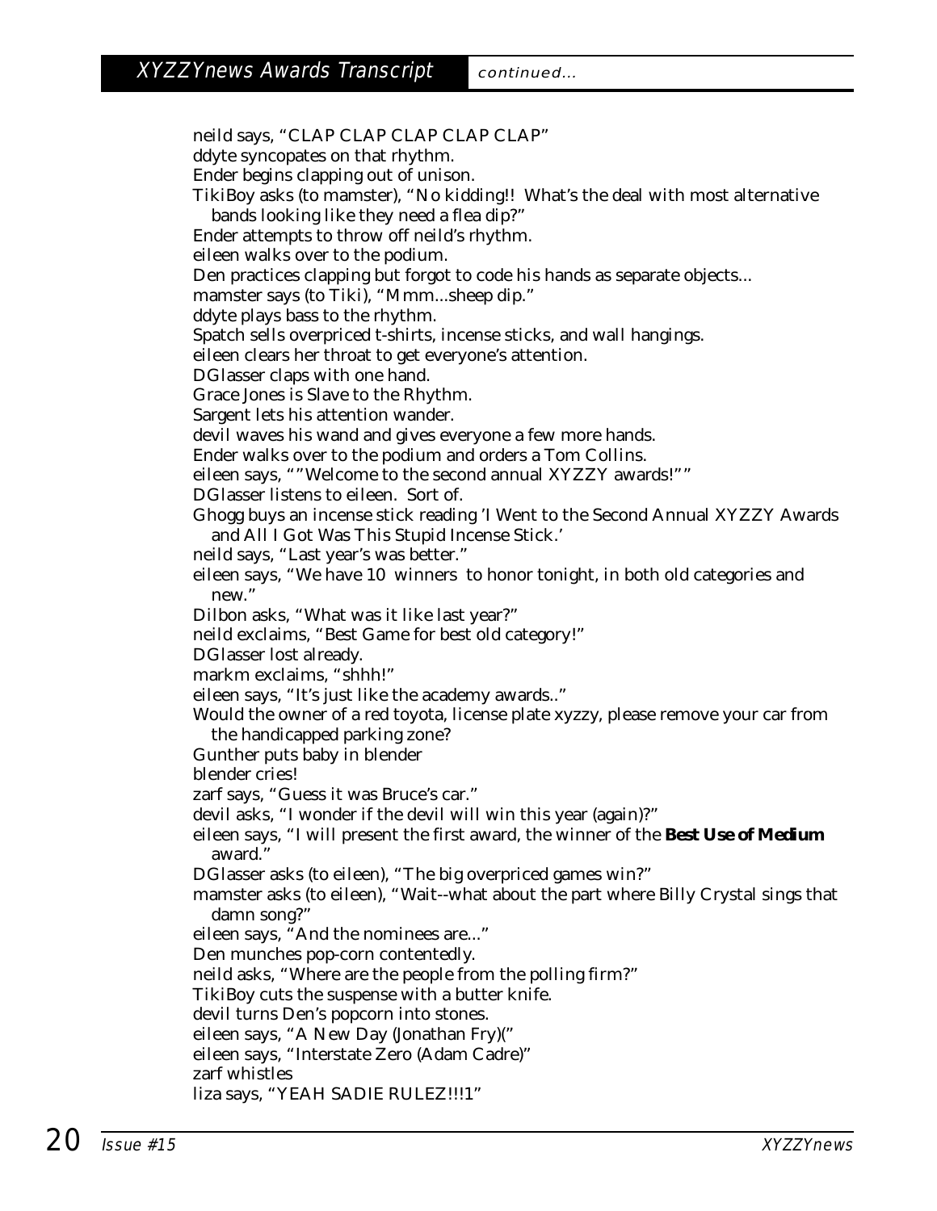## XYZZYnews Awards Transcript *continued...*

neild says, "CLAP CLAP CLAP CLAP CLAP"
ddyte syncopates on that rhythm.
Ender begins clapping out of unison.
TikiBoy asks (to mamster), "No kidding!! What's the deal with most alternative bands looking like they need a flea dip?"
Ender attempts to throw off neild's rhythm.
eileen walks over to the podium.
Den practices clapping but forgot to code his hands as separate objects...
mamster says (to Tiki), "Mmm...sheep dip."
ddyte plays bass to the rhythm.
Spatch sells overpriced t-shirts, incense sticks, and wall hangings.
eileen clears her throat to get everyone's attention.
DGlasser claps with one hand.
Grace Jones is Slave to the Rhythm.
Sargent lets his attention wander.
devil waves his wand and gives everyone a few more hands.
Ender walks over to the podium and orders a Tom Collins.
eileen says, ""Welcome to the second annual XYZZY awards!""
DGlasser listens to eileen. Sort of.
Ghogg buys an incense stick reading 'I Went to the Second Annual XYZZY Awards and All I Got Was This Stupid Incense Stick.'
neild says, "Last year's was better."
eileen says, "We have 10 winners to honor tonight, in both old categories and new."
Dilbon asks, "What was it like last year?"
neild exclaims, "Best Game for best old category!"
DGlasser lost already.
markm exclaims, "shhh!"
eileen says, "It's just like the academy awards.."
Would the owner of a red toyota, license plate xyzzy, please remove your car from the handicapped parking zone?
Gunther puts baby in blender
blender cries!
zarf says, "Guess it was Bruce's car."
devil asks, "I wonder if the devil will win this year (again)?"
eileen says, "I will present the first award, the winner of the **Best Use of Medium** award."
DGlasser asks (to eileen), "The big overpriced games win?"
mamster asks (to eileen), "Wait--what about the part where Billy Crystal sings that damn song?"
eileen says, "And the nominees are..."
Den munches pop-corn contentedly.
neild asks, "Where are the people from the polling firm?"
TikiBoy cuts the suspense with a butter knife.
devil turns Den's popcorn into stones.
eileen says, "A New Day (Jonathan Fry)("
eileen says, "Interstate Zero (Adam Cadre)"
zarf whistles
liza says, "YEAH SADIE RULEZ!!!1"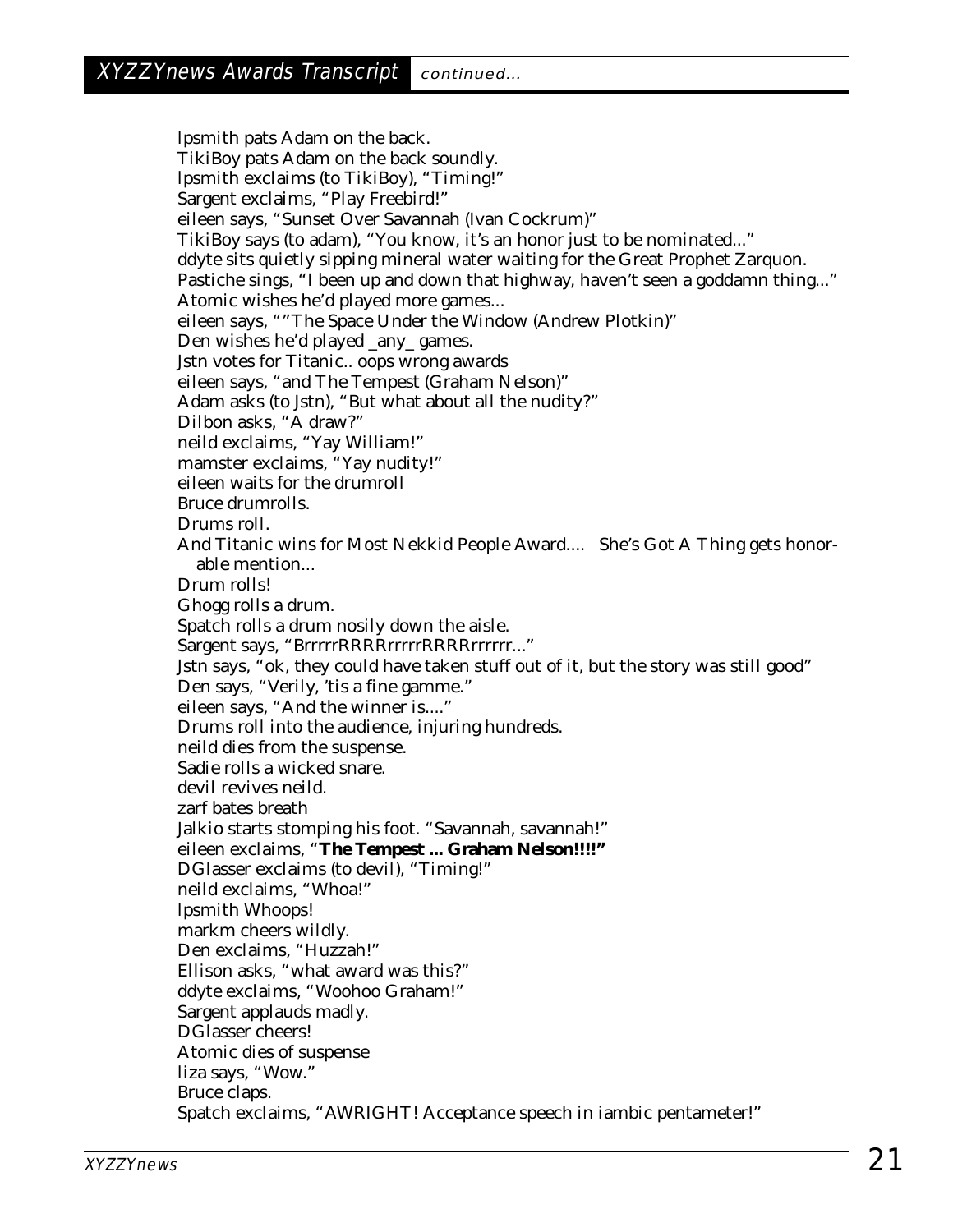lpsmith pats Adam on the back.
TikiBoy pats Adam on the back soundly.
lpsmith exclaims (to TikiBoy), "Timing!"
Sargent exclaims, "Play Freebird!"
eileen says, "Sunset Over Savannah (Ivan Cockrum)"
TikiBoy says (to adam), "You know, it's an honor just to be nominated..."
ddyte sits quietly sipping mineral water waiting for the Great Prophet Zarquon.
Pastiche sings, "I been up and down that highway, haven't seen a goddamn thing..."
Atomic wishes he'd played more games...
eileen says, ""The Space Under the Window (Andrew Plotkin)"
Den wishes he'd played _any_ games.
Jstn votes for Titanic.. oops wrong awards
eileen says, "and The Tempest (Graham Nelson)"
Adam asks (to Jstn), "But what about all the nudity?"
Dilbon asks, "A draw?"
neild exclaims, "Yay William!"
mamster exclaims, "Yay nudity!"
eileen waits for the drumroll
Bruce drumrolls.
Drums roll.
And Titanic wins for Most Nekkid People Award.... She's Got A Thing gets honorable mention...
Drum rolls!
Ghogg rolls a drum.
Spatch rolls a drum nosily down the aisle.
Sargent says, "BrrrrrRRRRrrrrrRRRRrrrrrr..."
Jstn says, "ok, they could have taken stuff out of it, but the story was still good"
Den says, "Verily, 'tis a fine gamme."
eileen says, "And the winner is...."
Drums roll into the audience, injuring hundreds.
neild dies from the suspense.
Sadie rolls a wicked snare.
devil revives neild.
zarf bates breath
Jalkio starts stomping his foot. "Savannah, savannah!"
eileen exclaims, "**The Tempest ... Graham Nelson!!!!"**
DGlasser exclaims (to devil), "Timing!"
neild exclaims, "Whoa!"
lpsmith Whoops!
markm cheers wildly.
Den exclaims, "Huzzah!"
Ellison asks, "what award was this?"
ddyte exclaims, "Woohoo Graham!"
Sargent applauds madly.
DGlasser cheers!
Atomic dies of suspense
liza says, "Wow."
Bruce claps.
Spatch exclaims, "AWRIGHT! Acceptance speech in iambic pentameter!"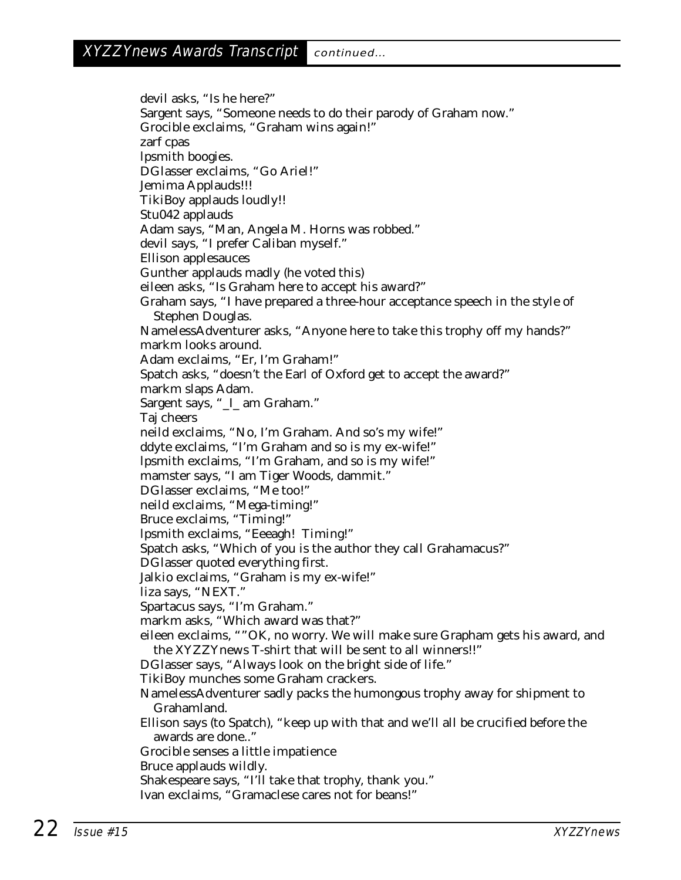## XYZZYnews Awards Transcript *continued...*

devil asks, "Is he here?"
Sargent says, "Someone needs to do their parody of Graham now."
Grocible exclaims, "Graham wins again!"
zarf cpas
lpsmith boogies.
DGlasser exclaims, "Go Ariel!"
Jemima Applauds!!!
TikiBoy applauds loudly!!
Stu042 applauds
Adam says, "Man, Angela M. Horns was robbed."
devil says, "I prefer Caliban myself."
Ellison applesauces
Gunther applauds madly (he voted this)
eileen asks, "Is Graham here to accept his award?"
Graham says, "I have prepared a three-hour acceptance speech in the style of Stephen Douglas.
NamelessAdventurer asks, "Anyone here to take this trophy off my hands?"
markm looks around.
Adam exclaims, "Er, I'm Graham!"
Spatch asks, "doesn't the Earl of Oxford get to accept the award?"
markm slaps Adam.
Sargent says, "_I_ am Graham."
Taj cheers
neild exclaims, "No, I'm Graham. And so's my wife!"
ddyte exclaims, "I'm Graham and so is my ex-wife!"
lpsmith exclaims, "I'm Graham, and so is my wife!"
mamster says, "I am Tiger Woods, dammit."
DGlasser exclaims, "Me too!"
neild exclaims, "Mega-timing!"
Bruce exclaims, "Timing!"
lpsmith exclaims, "Eeeagh! Timing!"
Spatch asks, "Which of you is the author they call Grahamacus?"
DGlasser quoted everything first.
Jalkio exclaims, "Graham is my ex-wife!"
liza says, "NEXT."
Spartacus says, "I'm Graham."
markm asks, "Which award was that?"
eileen exclaims, ""OK, no worry. We will make sure Grapham gets his award, and the XYZZYnews T-shirt that will be sent to all winners!!"
DGlasser says, "Always look on the bright side of life."
TikiBoy munches some Graham crackers.
NamelessAdventurer sadly packs the humongous trophy away for shipment to Grahamland.
Ellison says (to Spatch), "keep up with that and we'll all be crucified before the awards are done.."
Grocible senses a little impatience
Bruce applauds wildly.
Shakespeare says, "I'll take that trophy, thank you."
Ivan exclaims, "Gramaclese cares not for beans!"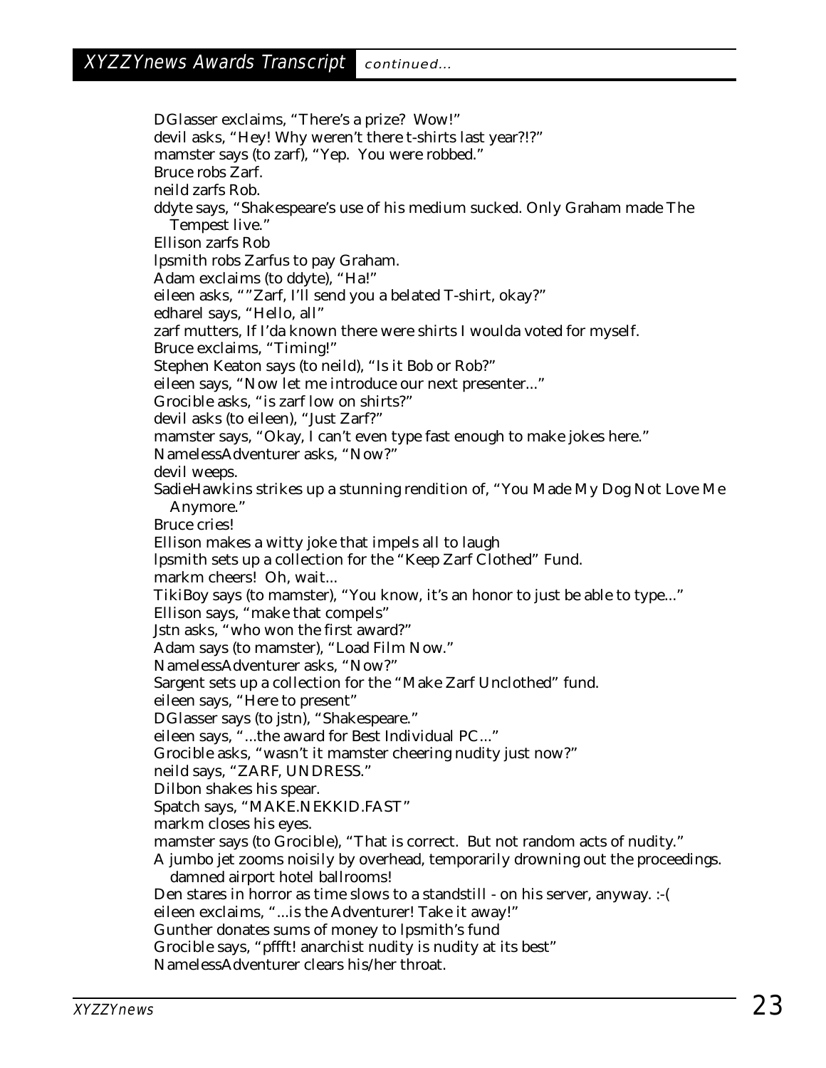DGlasser exclaims, “There's a prize? Wow!”
devil asks, “Hey! Why weren't there t-shirts last year?!?”
mamster says (to zarf), “Yep. You were robbed.”
Bruce robs Zarf.
neild zarfs Rob.
ddyte says, “Shakespeare's use of his medium sucked. Only Graham made The Tempest live.”
Ellison zarfs Rob
lpsmith robs Zarfus to pay Graham.
Adam exclaims (to ddyte), “Ha!”
eileen asks, “”Zarf, I'll send you a belated T-shirt, okay?”
edharel says, “Hello, all”
zarf mutters, If I'da known there were shirts I woulda voted for myself.
Bruce exclaims, “Timing!”
Stephen Keaton says (to neild), “Is it Bob or Rob?”
eileen says, “Now let me introduce our next presenter...”
Grocible asks, “is zarf low on shirts?”
devil asks (to eileen), “Just Zarf?”
mamster says, “Okay, I can't even type fast enough to make jokes here.”
NamelessAdventurer asks, “Now?”
devil weeps.
SadieHawkins strikes up a stunning rendition of, “You Made My Dog Not Love Me Anymore.”
Bruce cries!
Ellison makes a witty joke that impels all to laugh
lpsmith sets up a collection for the “Keep Zarf Clothed” Fund.
markm cheers! Oh, wait...
TikiBoy says (to mamster), “You know, it's an honor to just be able to type...”
Ellison says, “make that compels”
Jstn asks, “who won the first award?”
Adam says (to mamster), “Load Film Now.”
NamelessAdventurer asks, “Now?”
Sargent sets up a collection for the “Make Zarf Unclothed” fund.
eileen says, “Here to present”
DGlasser says (to jstn), “Shakespeare.”
eileen says, “...the award for Best Individual PC...”
Grocible asks, “wasn't it mamster cheering nudity just now?”
neild says, “ZARF, UNDRESS.”
Dilbon shakes his spear.
Spatch says, “MAKE.NEKKID.FAST”
markm closes his eyes.
mamster says (to Grocible), “That is correct. But not random acts of nudity.”
A jumbo jet zooms noisily by overhead, temporarily drowning out the proceedings. damned airport hotel ballrooms!
Den stares in horror as time slows to a standstill - on his server, anyway. :-(
eileen exclaims, “...is the Adventurer! Take it away!”
Gunther donates sums of money to lpsmith's fund
Grocible says, “pffft! anarchist nudity is nudity at its best”
NamelessAdventurer clears his/her throat.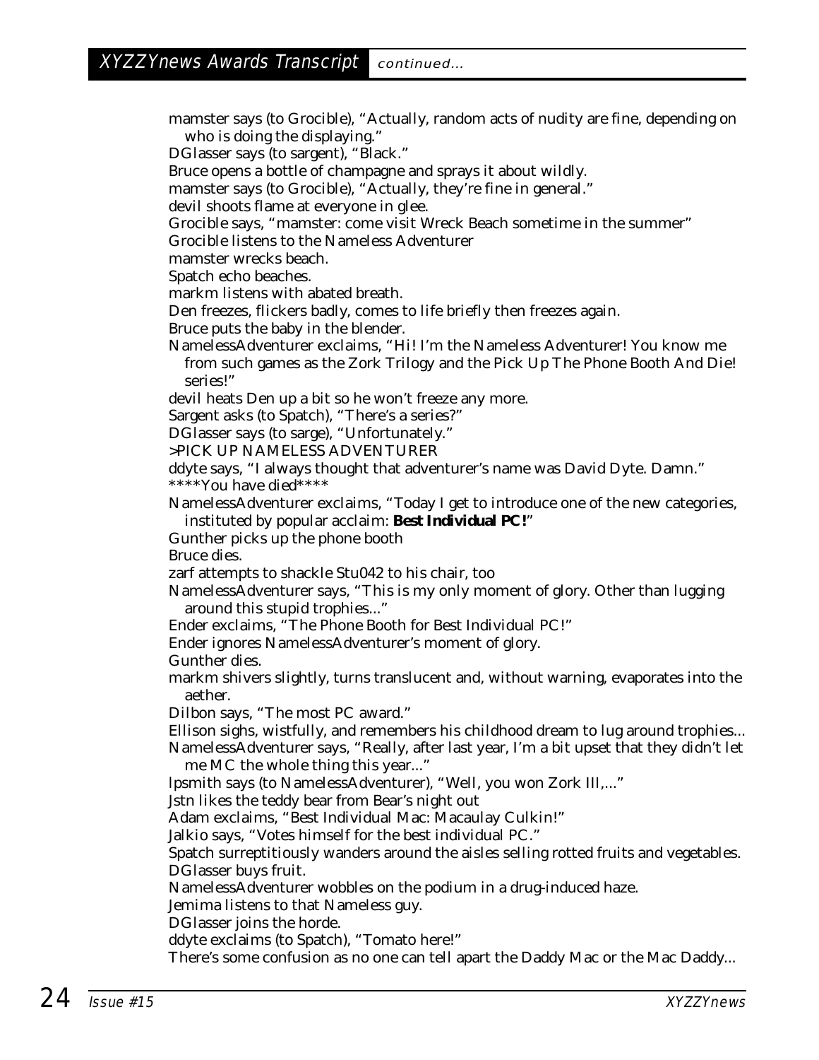mamster says (to Grocible), “Actually, random acts of nudity are fine, depending on who is doing the displaying.”
DGlasser says (to sargent), “Black.”
Bruce opens a bottle of champagne and sprays it about wildly.
mamster says (to Grocible), “Actually, they’re fine in general.”
devil shoots flame at everyone in glee.
Grocible says, “mamster: come visit Wreck Beach sometime in the summer”
Grocible listens to the Nameless Adventurer
mamster wrecks beach.
Spatch echo beaches.
markm listens with abated breath.
Den freezes, flickers badly, comes to life briefly then freezes again.
Bruce puts the baby in the blender.
NamelessAdventurer exclaims, “Hi! I’m the Nameless Adventurer! You know me from such games as the Zork Trilogy and the Pick Up The Phone Booth And Die! series!”
devil heats Den up a bit so he won’t freeze any more.
Sargent asks (to Spatch), “There’s a series?”
DGlasser says (to sarge), “Unfortunately.”
>PICK UP NAMELESS ADVENTURER
ddyte says, “I always thought that adventurer’s name was David Dyte. Damn.”
****You have died****
NamelessAdventurer exclaims, “Today I get to introduce one of the new categories, instituted by popular acclaim: **Best Individual PC!**”
Gunther picks up the phone booth
Bruce dies.
zarf attempts to shackle Stu042 to his chair, too
NamelessAdventurer says, “This is my only moment of glory. Other than lugging around this stupid trophies...”
Ender exclaims, “The Phone Booth for Best Individual PC!”
Ender ignores NamelessAdventurer’s moment of glory.
Gunther dies.
markm shivers slightly, turns translucent and, without warning, evaporates into the aether.
Dilbon says, “The most PC award.”
Ellison sighs, wistfully, and remembers his childhood dream to lug around trophies...
NamelessAdventurer says, “Really, after last year, I’m a bit upset that they didn’t let me MC the whole thing this year...”
lpsmith says (to NamelessAdventurer), “Well, you won Zork III,...”
Jstn likes the teddy bear from Bear’s night out
Adam exclaims, “Best Individual Mac: Macaulay Culkin!”
Jalkio says, “Votes himself for the best individual PC.”
Spatch surreptitiously wanders around the aisles selling rotted fruits and vegetables.
DGlasser buys fruit.
NamelessAdventurer wobbles on the podium in a drug-induced haze.
Jemima listens to that Nameless guy.
DGlasser joins the horde.
ddyte exclaims (to Spatch), “Tomato here!”
There’s some confusion as no one can tell apart the Daddy Mac or the Mac Daddy...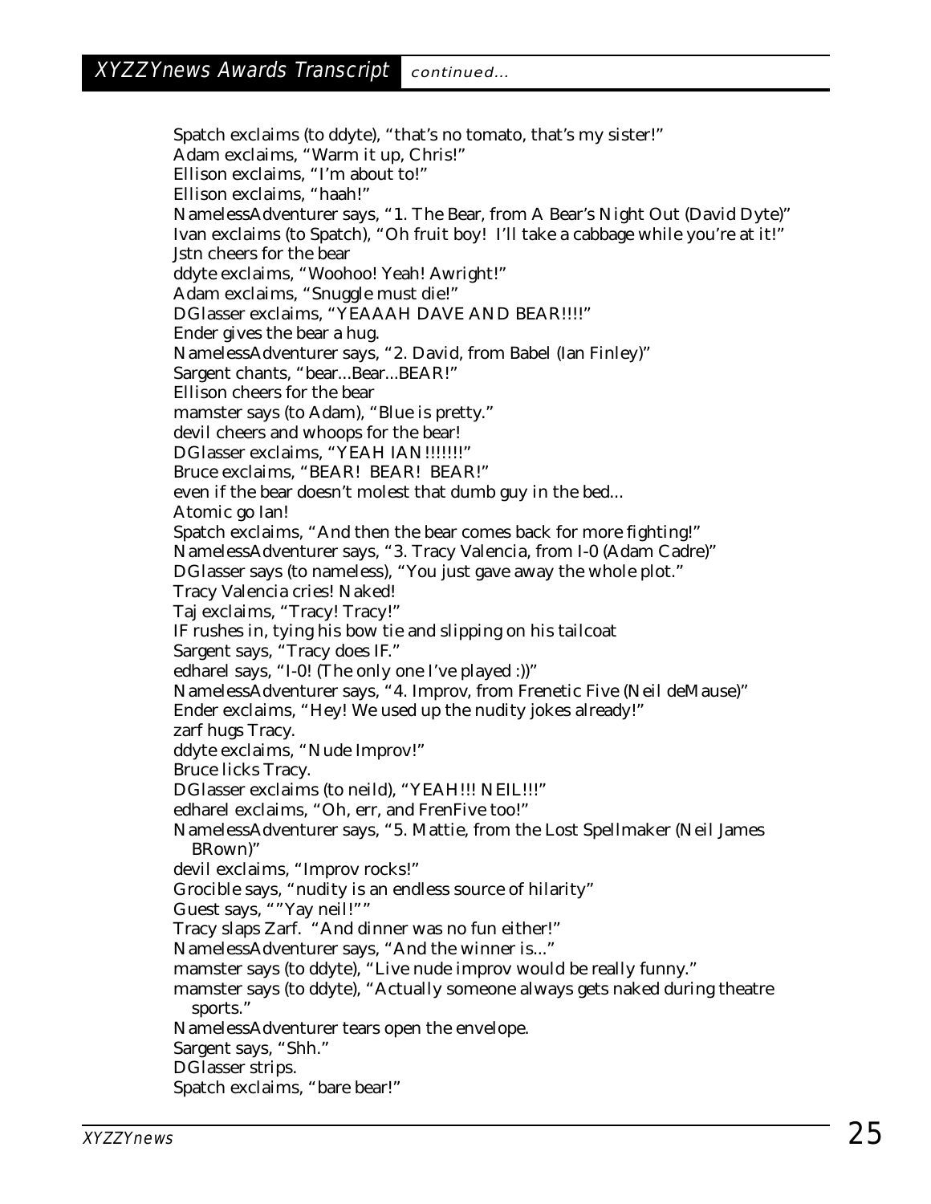## XYZZYnews Awards Transcript *continued...*

Spatch exclaims (to ddyte), "that's no tomato, that's my sister!"
Adam exclaims, "Warm it up, Chris!"
Ellison exclaims, "I'm about to!"
Ellison exclaims, "haah!"
NamelessAdventurer says, "1. The Bear, from A Bear's Night Out (David Dyte)"
Ivan exclaims (to Spatch), "Oh fruit boy! I'll take a cabbage while you're at it!"
Jstn cheers for the bear
ddyte exclaims, "Woohoo! Yeah! Awright!"
Adam exclaims, "Snuggle must die!"
DGlasser exclaims, "YEAAAH DAVE AND BEAR!!!!"
Ender gives the bear a hug.
NamelessAdventurer says, "2. David, from Babel (Ian Finley)"
Sargent chants, "bear...Bear...BEAR!"
Ellison cheers for the bear
mamster says (to Adam), "Blue is pretty."
devil cheers and whoops for the bear!
DGlasser exclaims, "YEAH IAN!!!!!!!"
Bruce exclaims, "BEAR! BEAR! BEAR!"
even if the bear doesn't molest that dumb guy in the bed...
Atomic go Ian!
Spatch exclaims, "And then the bear comes back for more fighting!"
NamelessAdventurer says, "3. Tracy Valencia, from I-0 (Adam Cadre)"
DGlasser says (to nameless), "You just gave away the whole plot."
Tracy Valencia cries! Naked!
Taj exclaims, "Tracy! Tracy!"
IF rushes in, tying his bow tie and slipping on his tailcoat
Sargent says, "Tracy does IF."
edharel says, "I-0! (The only one I've played :))"
NamelessAdventurer says, "4. Improv, from Frenetic Five (Neil deMause)"
Ender exclaims, "Hey! We used up the nudity jokes already!"
zarf hugs Tracy.
ddyte exclaims, "Nude Improv!"
Bruce licks Tracy.
DGlasser exclaims (to neild), "YEAH!!! NEIL!!!"
edharel exclaims, "Oh, err, and FrenFive too!"
NamelessAdventurer says, "5. Mattie, from the Lost Spellmaker (Neil James BRown)"
devil exclaims, "Improv rocks!"
Grocible says, "nudity is an endless source of hilarity"
Guest says, ""Yay neil!""
Tracy slaps Zarf. "And dinner was no fun either!"
NamelessAdventurer says, "And the winner is..."
mamster says (to ddyte), "Live nude improv would be really funny."
mamster says (to ddyte), "Actually someone always gets naked during theatre sports."
NamelessAdventurer tears open the envelope.
Sargent says, "Shh."
DGlasser strips.
Spatch exclaims, "bare bear!"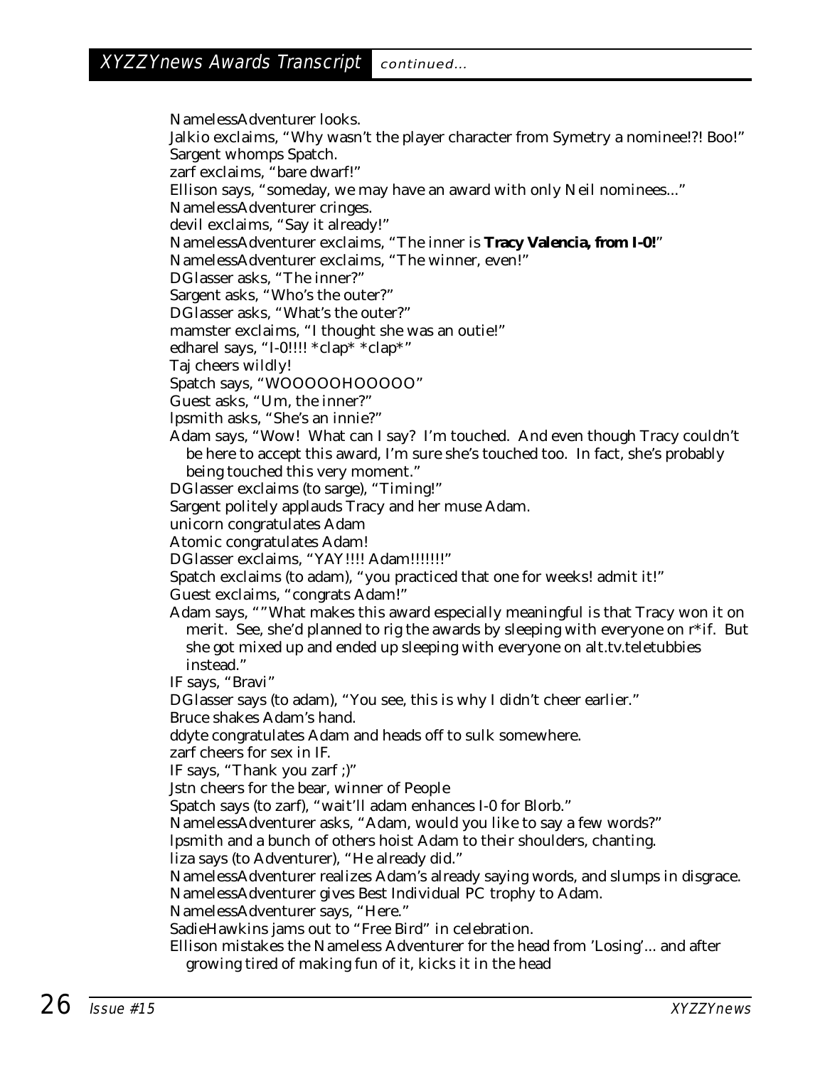## XYZZYnews Awards Transcript *continued...*

NamelessAdventurer looks.
Jalkio exclaims, "Why wasn't the player character from Symetry a nominee!?! Boo!"
Sargent whomps Spatch.
zarf exclaims, "bare dwarf!"
Ellison says, "someday, we may have an award with only Neil nominees..."
NamelessAdventurer cringes.
devil exclaims, "Say it already!"
NamelessAdventurer exclaims, "The inner is **Tracy Valencia, from I-0!**"
NamelessAdventurer exclaims, "The winner, even!"
DGlasser asks, "The inner?"
Sargent asks, "Who's the outer?"
DGlasser asks, "What's the outer?"
mamster exclaims, "I thought she was an outie!"
edharel says, "I-0!!!! *clap* *clap*"
Taj cheers wildly!
Spatch says, "WOOOOOHOOOOO"
Guest asks, "Um, the inner?"
lpsmith asks, "She's an innie?"
Adam says, "Wow! What can I say? I'm touched. And even though Tracy couldn't be here to accept this award, I'm sure she's touched too. In fact, she's probably being touched this very moment."
DGlasser exclaims (to sarge), "Timing!"
Sargent politely applauds Tracy and her muse Adam.
unicorn congratulates Adam
Atomic congratulates Adam!
DGlasser exclaims, "YAY!!!! Adam!!!!!!!"
Spatch exclaims (to adam), "you practiced that one for weeks! admit it!"
Guest exclaims, "congrats Adam!"
Adam says, ""What makes this award especially meaningful is that Tracy won it on merit. See, she'd planned to rig the awards by sleeping with everyone on r*if. But she got mixed up and ended up sleeping with everyone on alt.tv.teletubbies instead."
IF says, "Bravi"
DGlasser says (to adam), "You see, this is why I didn't cheer earlier."
Bruce shakes Adam's hand.
ddyte congratulates Adam and heads off to sulk somewhere.
zarf cheers for sex in IF.
IF says, "Thank you zarf ;)"
Jstn cheers for the bear, winner of People
Spatch says (to zarf), "wait'll adam enhances I-0 for Blorb."
NamelessAdventurer asks, "Adam, would you like to say a few words?"
lpsmith and a bunch of others hoist Adam to their shoulders, chanting.
liza says (to Adventurer), "He already did."
NamelessAdventurer realizes Adam's already saying words, and slumps in disgrace.
NamelessAdventurer gives Best Individual PC trophy to Adam.
NamelessAdventurer says, "Here."
SadieHawkins jams out to "Free Bird" in celebration.
Ellison mistakes the Nameless Adventurer for the head from 'Losing'... and after growing tired of making fun of it, kicks it in the head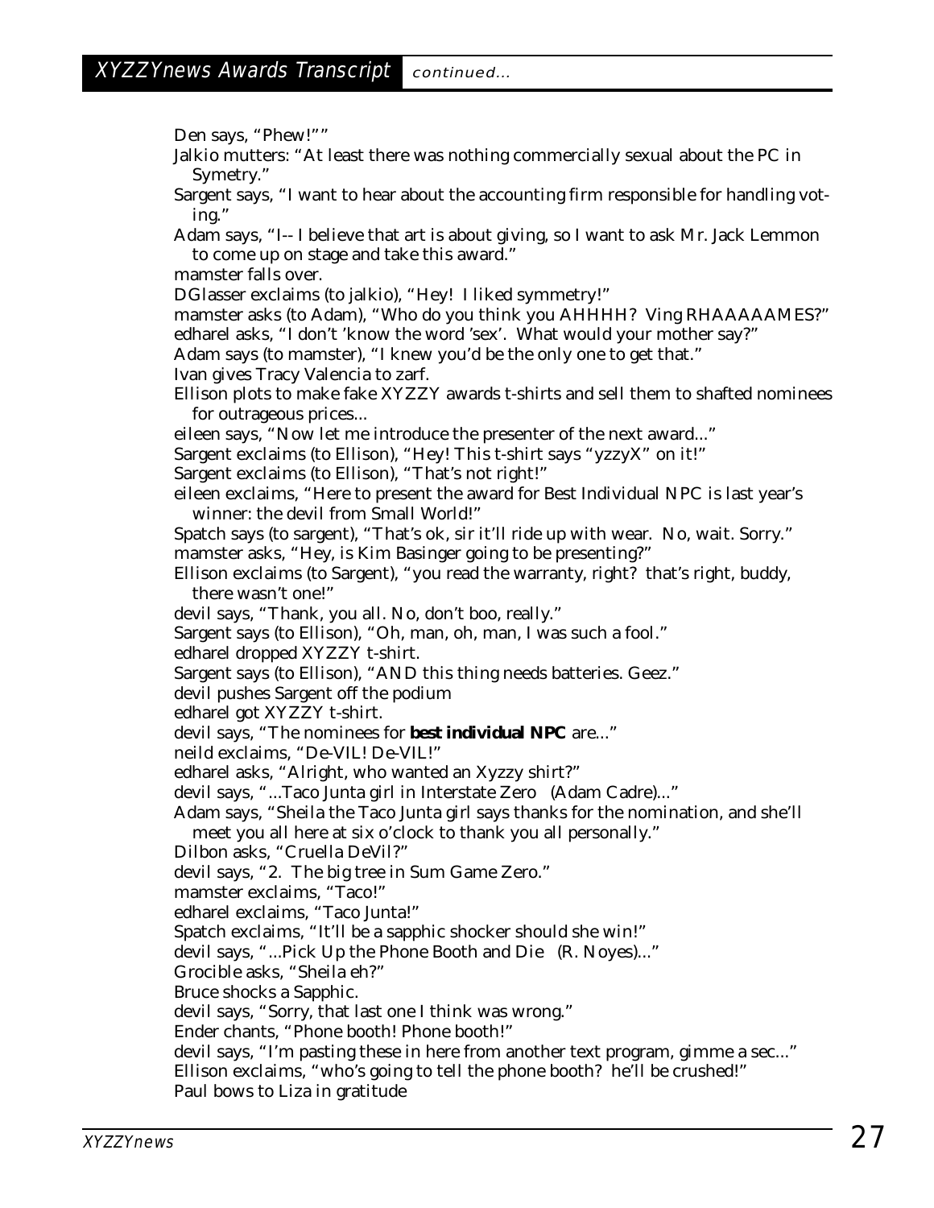## XYZZYnews Awards Transcript *continued...*

Den says, "Phew!""

Jalkio mutters: "At least there was nothing commercially sexual about the PC in Symetry."

Sargent says, "I want to hear about the accounting firm responsible for handling voting."

Adam says, "I-- I believe that art is about giving, so I want to ask Mr. Jack Lemmon to come up on stage and take this award."

mamster falls over.

DGlasser exclaims (to jalkio), "Hey! I liked symmetry!"

mamster asks (to Adam), "Who do you think you AHHHH? Ving RHAAAAAMES?"

edharel asks, "I don't 'know the word 'sex'. What would your mother say?"

Adam says (to mamster), "I knew you'd be the only one to get that."

Ivan gives Tracy Valencia to zarf.

Ellison plots to make fake XYZZY awards t-shirts and sell them to shafted nominees for outrageous prices...

eileen says, "Now let me introduce the presenter of the next award..."

Sargent exclaims (to Ellison), "Hey! This t-shirt says "yzzyX" on it!"

Sargent exclaims (to Ellison), "That's not right!"

eileen exclaims, "Here to present the award for Best Individual NPC is last year's winner: the devil from Small World!"

Spatch says (to sargent), "That's ok, sir it'll ride up with wear. No, wait. Sorry."

mamster asks, "Hey, is Kim Basinger going to be presenting?"

Ellison exclaims (to Sargent), "you read the warranty, right? that's right, buddy, there wasn't one!"

devil says, "Thank, you all. No, don't boo, really."

Sargent says (to Ellison), "Oh, man, oh, man, I was such a fool."

edharel dropped XYZZY t-shirt.

Sargent says (to Ellison), "AND this thing needs batteries. Geez."

devil pushes Sargent off the podium

edharel got XYZZY t-shirt.

devil says, "The nominees for **best individual NPC** are..."

neild exclaims, "De-VIL! De-VIL!"

edharel asks, "Alright, who wanted an Xyzzy shirt?"

devil says, "...Taco Junta girl in Interstate Zero (Adam Cadre)..."

Adam says, "Sheila the Taco Junta girl says thanks for the nomination, and she'll meet you all here at six o'clock to thank you all personally."

Dilbon asks, "Cruella DeVil?"

devil says, "2. The big tree in Sum Game Zero."

mamster exclaims, "Taco!"

edharel exclaims, "Taco Junta!"

Spatch exclaims, "It'll be a sapphic shocker should she win!"

devil says, "...Pick Up the Phone Booth and Die (R. Noyes)..."

Grocible asks, "Sheila eh?"

Bruce shocks a Sapphic.

devil says, "Sorry, that last one I think was wrong."

Ender chants, "Phone booth! Phone booth!"

devil says, "I'm pasting these in here from another text program, gimme a sec..."

Ellison exclaims, "who's going to tell the phone booth? he'll be crushed!"

Paul bows to Liza in gratitude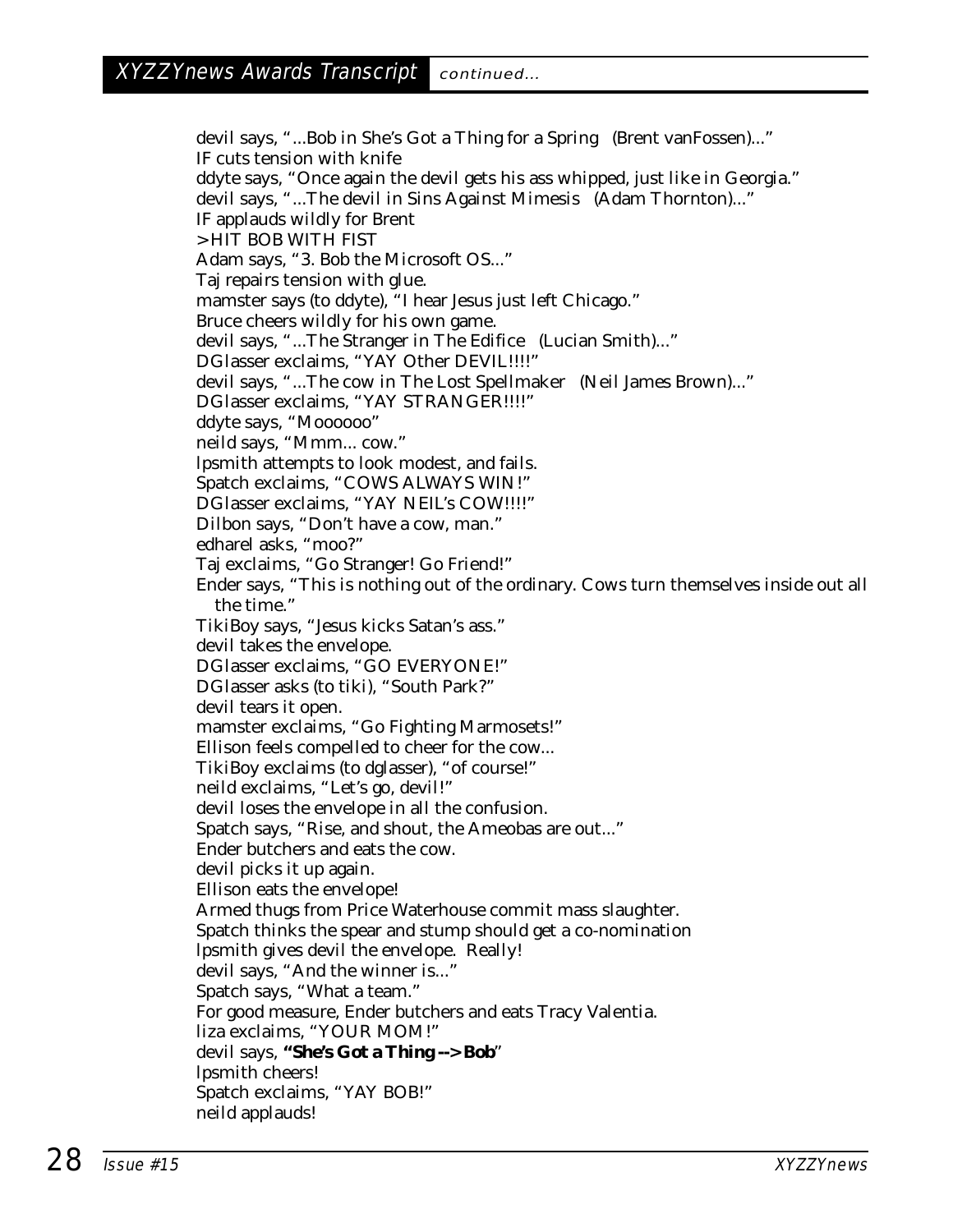## XYZZYnews Awards Transcript *continued...*

devil says, "...Bob in *She's Got a Thing for a Spring* (Brent vanFossen)..."
IF cuts tension with knife
ddyte says, "Once again the devil gets his ass whipped, just like in Georgia."
devil says, "...The devil in *Sins Against Mimesis* (Adam Thornton)..."
IF applauds wildly for Brent
>HIT BOB WITH FIST
Adam says, "3. Bob the Microsoft OS..."
Taj repairs tension with glue.
mamster says (to ddyte), "I hear Jesus just left Chicago."
Bruce cheers wildly for his own game.
devil says, "...The Stranger in *The Edifice* (Lucian Smith)..."
DGlasser exclaims, "YAY Other DEVIL!!!!"
devil says, "...The cow in *The Lost Spellmaker* (Neil James Brown)..."
DGlasser exclaims, "YAY STRANGER!!!!"
ddyte says, "Moooooo"
neild says, "Mmm... cow."
lpsmith attempts to look modest, and fails.
Spatch exclaims, "COWS ALWAYS WIN!"
DGlasser exclaims, "YAY NEIL's COW!!!!"
Dilbon says, "Don't have a cow, man."
edharel asks, "moo?"
Taj exclaims, "Go Stranger! Go Friend!"
Ender says, "This is nothing out of the ordinary. Cows turn themselves inside out all the time."
TikiBoy says, "Jesus kicks Satan's ass."
devil takes the envelope.
DGlasser exclaims, "GO EVERYONE!"
DGlasser asks (to tiki), "South Park?"
devil tears it open.
mamster exclaims, "Go Fighting Marmosets!"
Ellison feels compelled to cheer for the cow...
TikiBoy exclaims (to dglasser), "of course!"
neild exclaims, "Let's go, devil!"
devil loses the envelope in all the confusion.
Spatch says, "Rise, and shout, the Ameobas are out..."
Ender butchers and eats the cow.
devil picks it up again.
Ellison eats the envelope!
Armed thugs from Price Waterhouse commit mass slaughter.
Spatch thinks the spear and stump should get a co-nomination
lpsmith gives devil the envelope. Really!
devil says, "And the winner is..."
Spatch says, "What a team."
For good measure, Ender butchers and eats Tracy Valentia.
liza exclaims, "YOUR MOM!"
devil says, **"She's Got a Thing --> Bob"**
lpsmith cheers!
Spatch exclaims, "YAY BOB!"
neild applauds!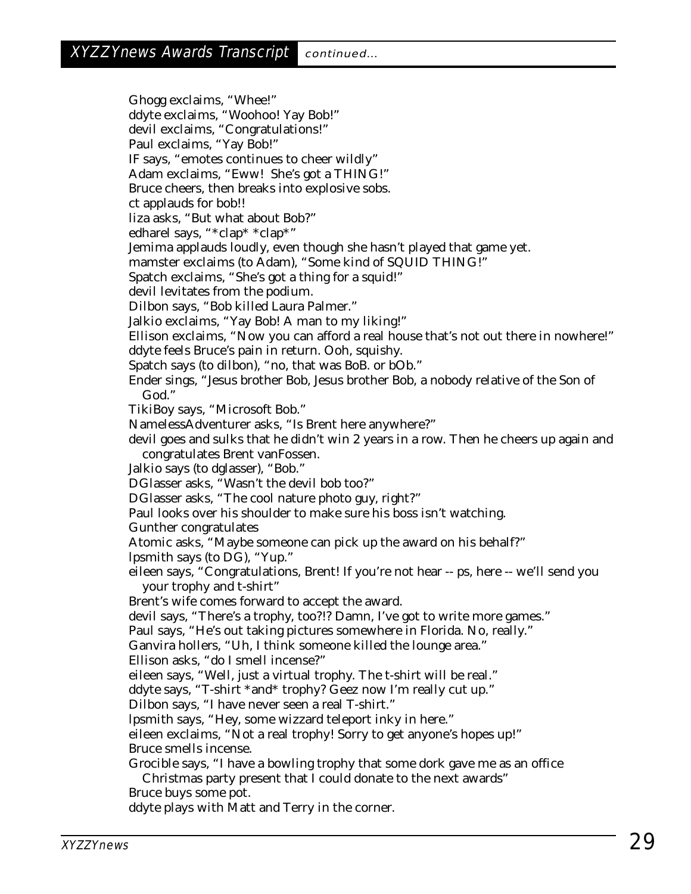Ghogg exclaims, “Whee!”
ddyte exclaims, “Woohoo! Yay Bob!”
devil exclaims, “Congratulations!”
Paul exclaims, “Yay Bob!”
IF says, “emotes continues to cheer wildly”
Adam exclaims, “Eww! She’s got a THING!”
Bruce cheers, then breaks into explosive sobs.
ct applauds for bob!!
liza asks, “But what about Bob?”
edharel says, “*clap* *clap*”
Jemima applauds loudly, even though she hasn’t played that game yet.
mamster exclaims (to Adam), “Some kind of SQUID THING!”
Spatch exclaims, “She’s got a thing for a squid!”
devil levitates from the podium.
Dilbon says, “Bob killed Laura Palmer.”
Jalkio exclaims, “Yay Bob! A man to my liking!”
Ellison exclaims, “Now you can afford a real house that’s not out there in nowhere!”
ddyte feels Bruce’s pain in return. Ooh, squishy.
Spatch says (to dilbon), “no, that was BoB. or bOb.”
Ender sings, “Jesus brother Bob, Jesus brother Bob, a nobody relative of the Son of God.”
TikiBoy says, “Microsoft Bob.”
NamelessAdventurer asks, “Is Brent here anywhere?”
devil goes and sulks that he didn’t win 2 years in a row. Then he cheers up again and congratulates Brent vanFossen.
Jalkio says (to dglasser), “Bob.”
DGlasser asks, “Wasn’t the devil bob too?”
DGlasser asks, “The cool nature photo guy, right?”
Paul looks over his shoulder to make sure his boss isn’t watching.
Gunther congratulates
Atomic asks, “Maybe someone can pick up the award on his behalf?”
lpsmith says (to DG), “Yup.”
eileen says, “Congratulations, Brent! If you’re not hear -- ps, here -- we’ll send you your trophy and t-shirt”
Brent’s wife comes forward to accept the award.
devil says, “There’s a trophy, too?!? Damn, I’ve got to write more games.”
Paul says, “He’s out taking pictures somewhere in Florida. No, really.”
Ganvira hollers, “Uh, I think someone killed the lounge area.”
Ellison asks, “do I smell incense?”
eileen says, “Well, just a virtual trophy. The t-shirt will be real.”
ddyte says, “T-shirt *and* trophy? Geez now I’m really cut up.”
Dilbon says, “I have never seen a real T-shirt.”
lpsmith says, “Hey, some wizzard teleport inky in here.”
eileen exclaims, “Not a real trophy! Sorry to get anyone’s hopes up!”
Bruce smells incense.
Grocible says, “I have a bowling trophy that some dork gave me as an office Christmas party present that I could donate to the next awards”
Bruce buys some pot.
ddyte plays with Matt and Terry in the corner.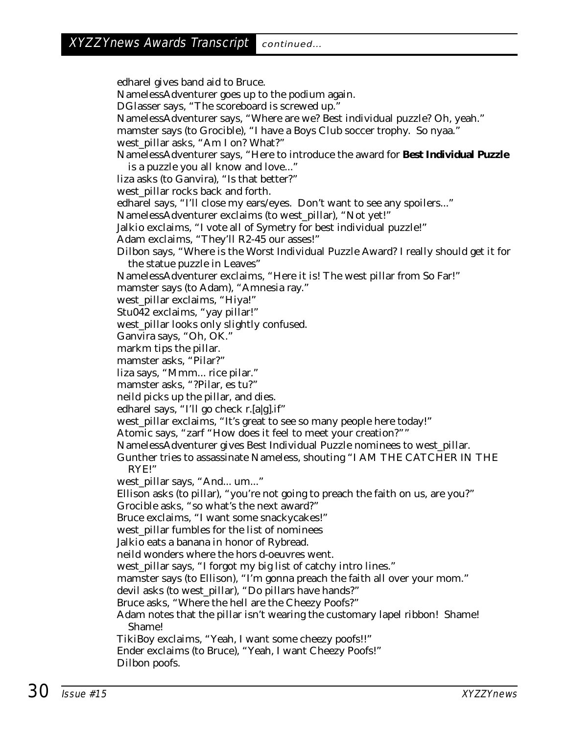edharel gives band aid to Bruce.
NamelessAdventurer goes up to the podium again.
DGlasser says, “The scoreboard is screwed up.”
NamelessAdventurer says, “Where are we? Best individual puzzle? Oh, yeah.”
mamster says (to Grocible), “I have a Boys Club soccer trophy. So nyaa.”
west_pillar asks, “Am I on? What?”
NamelessAdventurer says, “Here to introduce the award for **Best Individual Puzzle** is a puzzle you all know and love...”
liza asks (to Ganvira), “Is that better?”
west_pillar rocks back and forth.
edharel says, “I’ll close my ears/eyes. Don’t want to see any spoilers...”
NamelessAdventurer exclaims (to west_pillar), “Not yet!”
Jalkio exclaims, “I vote all of Symetry for best individual puzzle!”
Adam exclaims, “They’ll R2-45 our asses!”
Dilbon says, “Where is the Worst Individual Puzzle Award? I really should get it for the statue puzzle in Leaves”
NamelessAdventurer exclaims, “Here it is! The west pillar from So Far!”
mamster says (to Adam), “Amnesia ray.”
west_pillar exclaims, “Hiya!”
Stu042 exclaims, “yay pillar!”
west_pillar looks only slightly confused.
Ganvira says, “Oh, OK.”
markm tips the pillar.
mamster asks, “Pilar?”
liza says, “Mmm... rice pilar.”
mamster asks, “?Pilar, es tu?”
neild picks up the pillar, and dies.
edharel says, “I’ll go check r.[a|g].if”
west_pillar exclaims, “It’s great to see so many people here today!”
Atomic says, “zarf “How does it feel to meet your creation?””
NamelessAdventurer gives Best Individual Puzzle nominees to west_pillar.
Gunther tries to assassinate Nameless, shouting “I AM THE CATCHER IN THE RYE!”
west_pillar says, “And... um...”
Ellison asks (to pillar), “you’re not going to preach the faith on us, are you?”
Grocible asks, “so what’s the next award?”
Bruce exclaims, “I want some snackycakes!”
west_pillar fumbles for the list of nominees
Jalkio eats a banana in honor of Rybread.
neild wonders where the hors d-oeuvres went.
west_pillar says, “I forgot my big list of catchy intro lines.”
mamster says (to Ellison), “I’m gonna preach the faith all over your mom.”
devil asks (to west_pillar), “Do pillars have hands?”
Bruce asks, “Where the hell are the Cheezy Poofs?”
Adam notes that the pillar isn’t wearing the customary lapel ribbon! Shame! Shame!
TikiBoy exclaims, “Yeah, I want some cheezy poofs!!”
Ender exclaims (to Bruce), “Yeah, I want Cheezy Poofs!”
Dilbon poofs.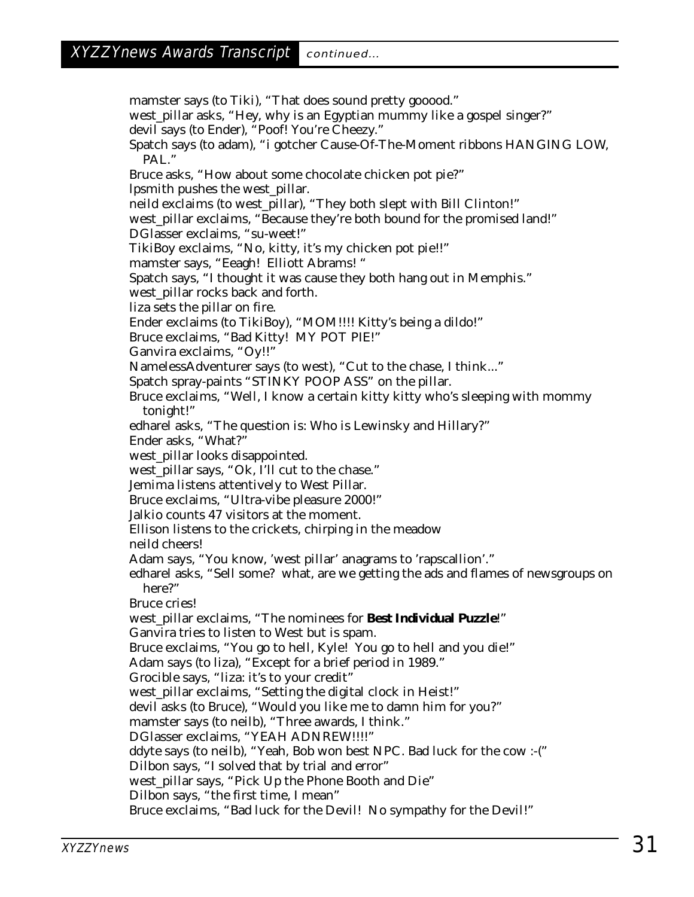## XYZZYnews Awards Transcript *continued...*

mamster says (to Tiki), "That does sound pretty gooood."
west_pillar asks, "Hey, why is an Egyptian mummy like a gospel singer?"
devil says (to Ender), "Poof! You're Cheezy."
Spatch says (to adam), "i gotcher Cause-Of-The-Moment ribbons HANGING LOW, PAL."
Bruce asks, "How about some chocolate chicken pot pie?"
lpsmith pushes the west_pillar.
neild exclaims (to west_pillar), "They both slept with Bill Clinton!"
west_pillar exclaims, "Because they're both bound for the promised land!"
DGlasser exclaims, "su-weet!"
TikiBoy exclaims, "No, kitty, it's my chicken pot pie!!"
mamster says, "Eeagh! Elliott Abrams! "
Spatch says, "I thought it was cause they both hang out in Memphis."
west_pillar rocks back and forth.
liza sets the pillar on fire.
Ender exclaims (to TikiBoy), "MOM!!!! Kitty's being a dildo!"
Bruce exclaims, "Bad Kitty! MY POT PIE!"
Ganvira exclaims, "Oy!!"
NamelessAdventurer says (to west), "Cut to the chase, I think..."
Spatch spray-paints "STINKY POOP ASS" on the pillar.
Bruce exclaims, "Well, I know a certain kitty kitty who's sleeping with mommy tonight!"
edharel asks, "The question is: Who is Lewinsky and Hillary?"
Ender asks, "What?"
west_pillar looks disappointed.
west_pillar says, "Ok, I'll cut to the chase."
Jemima listens attentively to West Pillar.
Bruce exclaims, "Ultra-vibe pleasure 2000!"
Jalkio counts 47 visitors at the moment.
Ellison listens to the crickets, chirping in the meadow
neild cheers!
Adam says, "You know, 'west pillar' anagrams to 'rapscallion'."
edharel asks, "Sell some? what, are we getting the ads and flames of newsgroups on here?"
Bruce cries!
west_pillar exclaims, "The nominees for **Best Individual Puzzle**!"
Ganvira tries to listen to West but is spam.
Bruce exclaims, "You go to hell, Kyle! You go to hell and you die!"
Adam says (to liza), "Except for a brief period in 1989."
Grocible says, "liza: it's to your credit"
west_pillar exclaims, "Setting the digital clock in Heist!"
devil asks (to Bruce), "Would you like me to damn him for you?"
mamster says (to neilb), "Three awards, I think."
DGlasser exclaims, "YEAH ADNREW!!!!"
ddyte says (to neilb), "Yeah, Bob won best NPC. Bad luck for the cow :-("
Dilbon says, "I solved that by trial and error"
west_pillar says, "Pick Up the Phone Booth and Die"
Dilbon says, "the first time, I mean"
Bruce exclaims, "Bad luck for the Devil! No sympathy for the Devil!"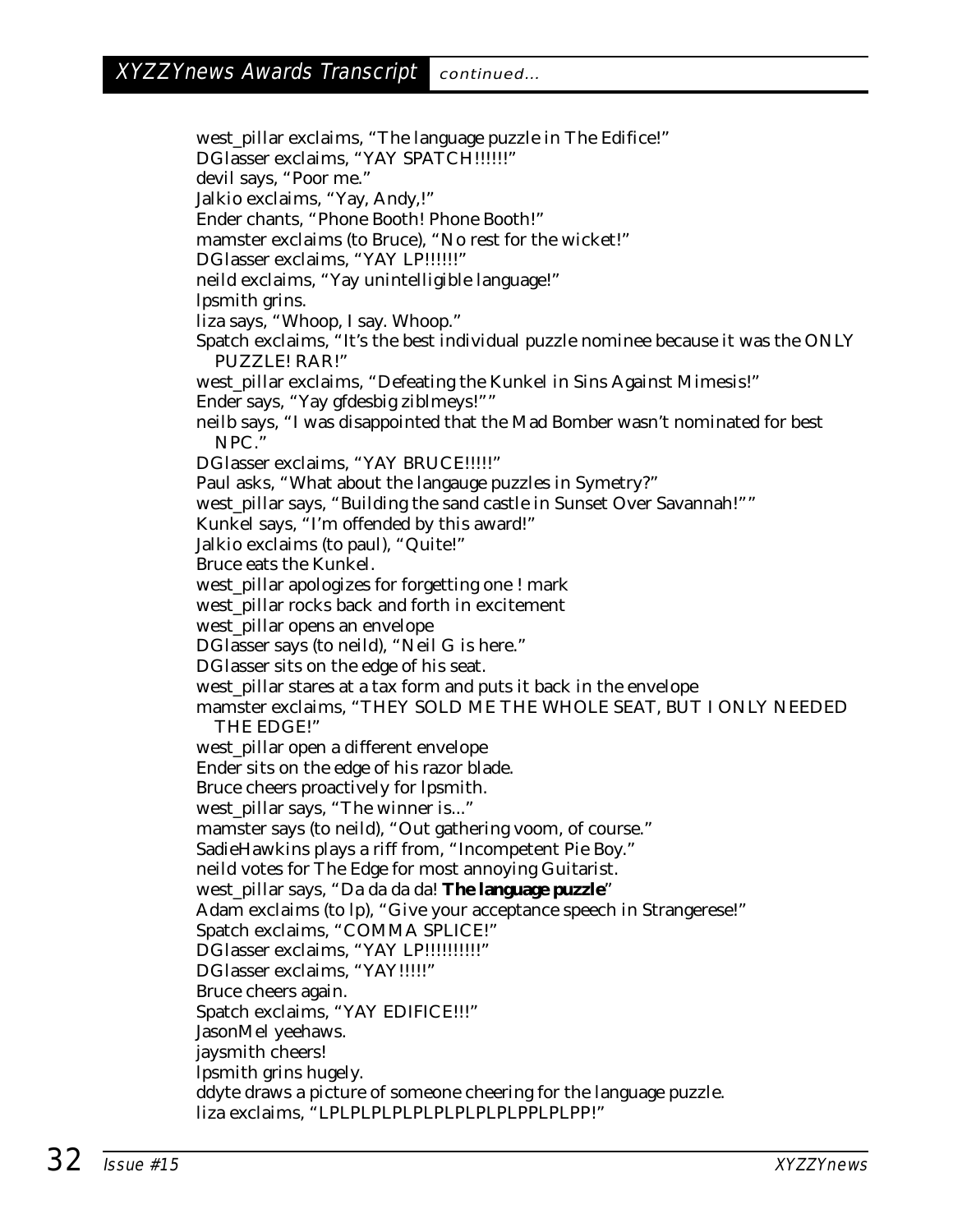west_pillar exclaims, "The language puzzle in The Edifice!"  
DGlasser exclaims, "YAY SPATCH!!!!!!"  
devil says, "Poor me."  
Jalkio exclaims, "Yay, Andy,!"  
Ender chants, "Phone Booth! Phone Booth!"  
mamster exclaims (to Bruce), "No rest for the wicket!"  
DGlasser exclaims, "YAY LP!!!!!!"  
neild exclaims, "Yay unintelligible language!"  
lpsmith grins.  
liza says, "Whoop, I say. Whoop."  
Spatch exclaims, "It's the best individual puzzle nominee because it was the ONLY PUZZLE! RAR!"  
west_pillar exclaims, "Defeating the Kunkel in Sins Against Mimesis!"  
Ender says, "Yay gfdesbig ziblmeys!""  
neilb says, "I was disappointed that the Mad Bomber wasn't nominated for best NPC."  
DGlasser exclaims, "YAY BRUCE!!!!!"  
Paul asks, "What about the langauge puzzles in Symetry?"  
west_pillar says, "Building the sand castle in Sunset Over Savannah!""  
Kunkel says, "I'm offended by this award!"  
Jalkio exclaims (to paul), "Quite!"  
Bruce eats the Kunkel.  
west_pillar apologizes for forgetting one ! mark  
west_pillar rocks back and forth in excitement  
west_pillar opens an envelope  
DGlasser says (to neild), "Neil G is here."  
DGlasser sits on the edge of his seat.  
west_pillar stares at a tax form and puts it back in the envelope  
mamster exclaims, "THEY SOLD ME THE WHOLE SEAT, BUT I ONLY NEEDED THE EDGE!"  
west_pillar open a different envelope  
Ender sits on the edge of his razor blade.  
Bruce cheers proactively for lpsmith.  
west_pillar says, "The winner is..."  
mamster says (to neild), "Out gathering voom, of course."  
SadieHawkins plays a riff from, "Incompetent Pie Boy."  
neild votes for The Edge for most annoying Guitarist.  
west_pillar says, "Da da da da! **The language puzzle**"  
Adam exclaims (to lp), "Give your acceptance speech in Strangerese!"  
Spatch exclaims, "COMMA SPLICE!"  
DGlasser exclaims, "YAY LP!!!!!!!!!!"  
DGlasser exclaims, "YAY!!!!!"  
Bruce cheers again.  
Spatch exclaims, "YAY EDIFICE!!!"  
JasonMel yeehaws.  
jaysmith cheers!  
lpsmith grins hugely.  
ddyte draws a picture of someone cheering for the language puzzle.  
liza exclaims, "LPLPLPLPLPLPLPLPLPLPPLPLPP!"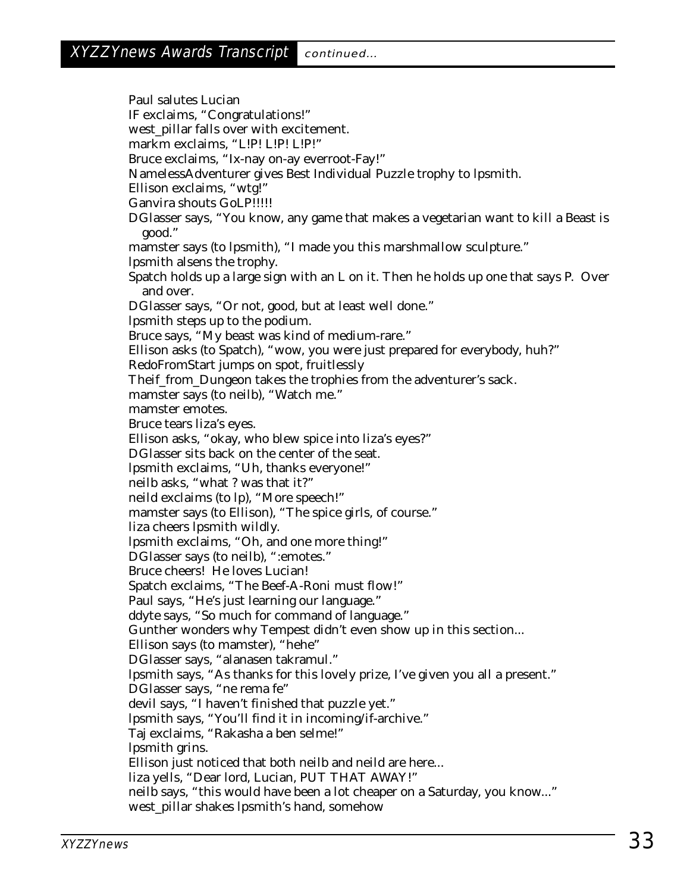Paul salutes Lucian  
IF exclaims, "Congratulations!"  
west_pillar falls over with excitement.  
markm exclaims, "L!P! L!P! L!P!"  
Bruce exclaims, "Ix-nay on-ay everroot-Fay!"  
NamelessAdventurer gives Best Individual Puzzle trophy to lpsmith.  
Ellison exclaims, "wtg!"  
Ganvira shouts GoLP!!!!!  
DGlasser says, "You know, any game that makes a vegetarian want to kill a Beast is good."  
mamster says (to lpsmith), "I made you this marshmallow sculpture."  
lpsmith alsens the trophy.  
Spatch holds up a large sign with an L on it. Then he holds up one that says P. Over and over.  
DGlasser says, "Or not, good, but at least well done."  
lpsmith steps up to the podium.  
Bruce says, "My beast was kind of medium-rare."  
Ellison asks (to Spatch), "wow, you were just prepared for everybody, huh?"  
RedoFromStart jumps on spot, fruitlessly  
Theif_from_Dungeon takes the trophies from the adventurer's sack.  
mamster says (to neilb), "Watch me."  
mamster emotes.  
Bruce tears liza's eyes.  
Ellison asks, "okay, who blew spice into liza's eyes?"  
DGlasser sits back on the center of the seat.  
lpsmith exclaims, "Uh, thanks everyone!"  
neilb asks, "what ? was that it?"  
neild exclaims (to lp), "More speech!"  
mamster says (to Ellison), "The spice girls, of course."  
liza cheers lpsmith wildly.  
lpsmith exclaims, "Oh, and one more thing!"  
DGlasser says (to neilb), ":emotes."  
Bruce cheers! He loves Lucian!  
Spatch exclaims, "The Beef-A-Roni must flow!"  
Paul says, "He's just learning our language."  
ddyte says, "So much for command of language."  
Gunther wonders why Tempest didn't even show up in this section...  
Ellison says (to mamster), "hehe"  
DGlasser says, "alanasen takramul."  
lpsmith says, "As thanks for this lovely prize, I've given you all a present."  
DGlasser says, "ne rema fe"  
devil says, "I haven't finished that puzzle yet."  
lpsmith says, "You'll find it in incoming/if-archive."  
Taj exclaims, "Rakasha a ben selme!"  
lpsmith grins.  
Ellison just noticed that both neilb and neild are here...  
liza yells, "Dear lord, Lucian, PUT THAT AWAY!"  
neilb says, "this would have been a lot cheaper on a Saturday, you know..."  
west_pillar shakes lpsmith's hand, somehow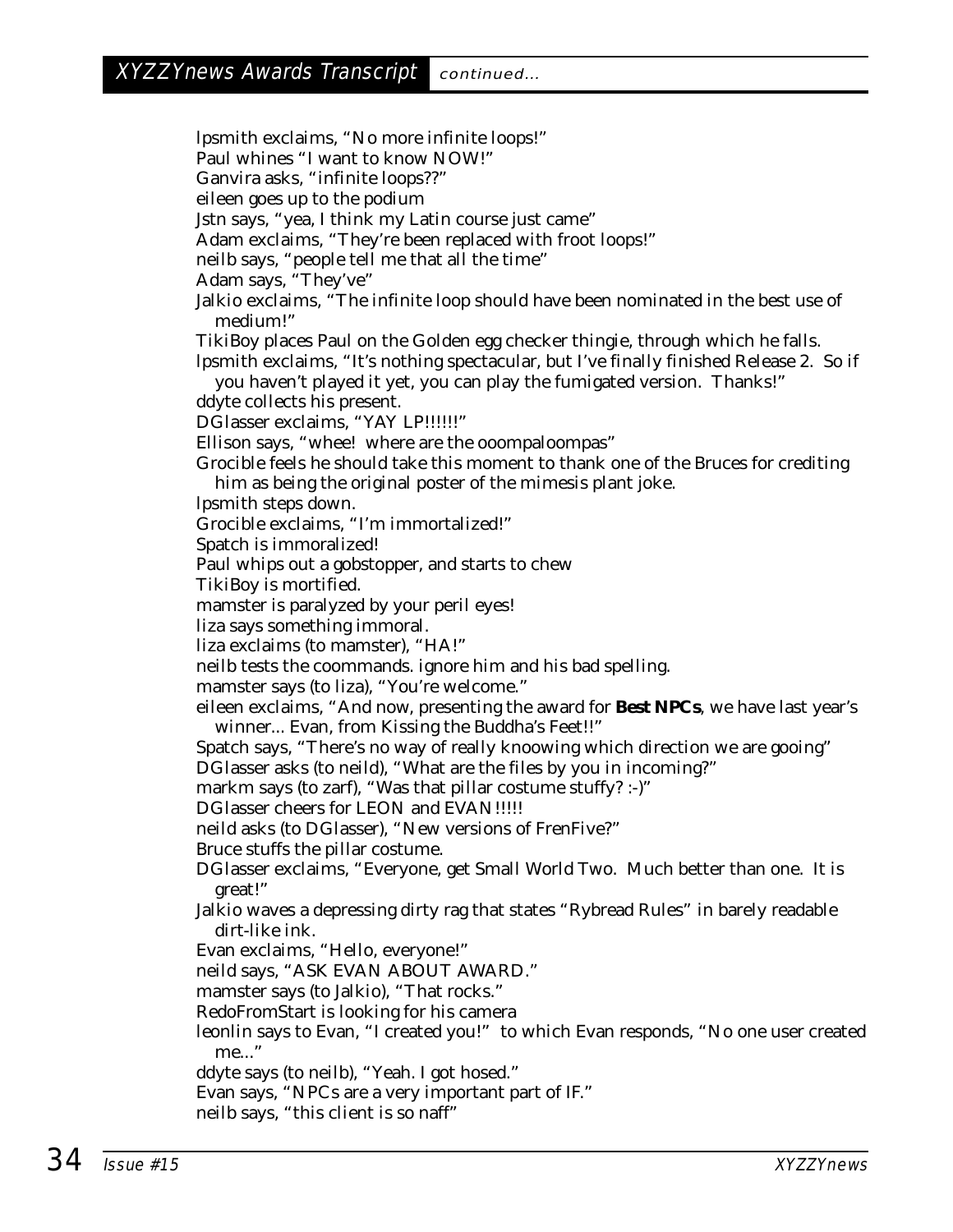## XYZZYnews Awards Transcript *continued...*

lpsmith exclaims, "No more infinite loops!"
Paul whines "I want to know NOW!"
Ganvira asks, "infinite loops??"
eileen goes up to the podium
Jstn says, "yea, I think my Latin course just came"
Adam exclaims, "They're been replaced with froot loops!"
neilb says, "people tell me that all the time"
Adam says, "They've"
Jalkio exclaims, "The infinite loop should have been nominated in the best use of medium!"
TikiBoy places Paul on the Golden egg checker thingie, through which he falls.
lpsmith exclaims, "It's nothing spectacular, but I've finally finished Release 2. So if you haven't played it yet, you can play the fumigated version. Thanks!"
ddyte collects his present.
DGlasser exclaims, "YAY LP!!!!!!"
Ellison says, "whee! where are the ooompaloompas"
Grocible feels he should take this moment to thank one of the Bruces for crediting him as being the original poster of the mimesis plant joke.
lpsmith steps down.
Grocible exclaims, "I'm immortalized!"
Spatch is immoralized!
Paul whips out a gobstopper, and starts to chew
TikiBoy is mortified.
mamster is paralyzed by your peril eyes!
liza says something immoral.
liza exclaims (to mamster), "HA!"
neilb tests the coommands. ignore him and his bad spelling.
mamster says (to liza), "You're welcome."
eileen exclaims, "And now, presenting the award for **Best NPCs**, we have last year's winner... Evan, from Kissing the Buddha's Feet!!"
Spatch says, "There's no way of really knoowing which direction we are gooing"
DGlasser asks (to neild), "What are the files by you in incoming?"
markm says (to zarf), "Was that pillar costume stuffy? :-)"
DGlasser cheers for LEON and EVAN!!!!!
neild asks (to DGlasser), "New versions of FrenFive?"
Bruce stuffs the pillar costume.
DGlasser exclaims, "Everyone, get Small World Two. Much better than one. It is great!"
Jalkio waves a depressing dirty rag that states "Rybread Rules" in barely readable dirt-like ink.
Evan exclaims, "Hello, everyone!"
neild says, "ASK EVAN ABOUT AWARD."
mamster says (to Jalkio), "That rocks."
RedoFromStart is looking for his camera
leonlin says to Evan, "I created you!" to which Evan responds, "No one user created me..."
ddyte says (to neilb), "Yeah. I got hosed."
Evan says, "NPCs are a very important part of IF."
neilb says, "this client is so naff"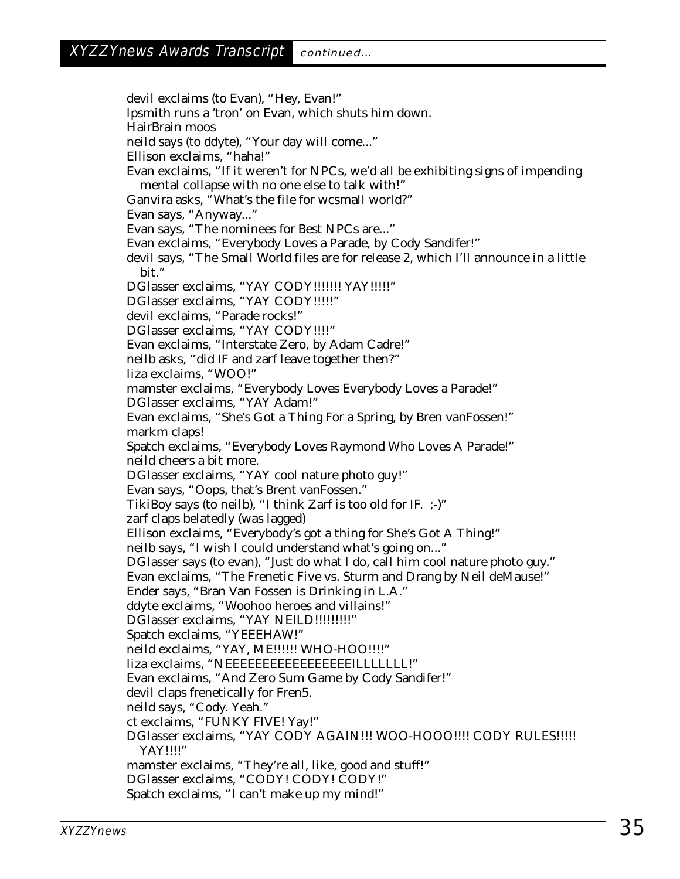devil exclaims (to Evan), “Hey, Evan!”
lpsmith runs a 'tron' on Evan, which shuts him down.
HairBrain moos
neild says (to ddyte), “Your day will come...”
Ellison exclaims, “haha!”
Evan exclaims, “If it weren't for NPCs, we'd all be exhibiting signs of impending mental collapse with no one else to talk with!”
Ganvira asks, “What's the file for wcsmall world?”
Evan says, “Anyway...”
Evan says, “The nominees for Best NPCs are...”
Evan exclaims, “Everybody Loves a Parade, by Cody Sandifer!”
devil says, “The Small World files are for release 2, which I'll announce in a little bit.”
DGlasser exclaims, “YAY CODY!!!!!!! YAY!!!!!”
DGlasser exclaims, “YAY CODY!!!!!”
devil exclaims, “Parade rocks!”
DGlasser exclaims, “YAY CODY!!!!”
Evan exclaims, “Interstate Zero, by Adam Cadre!”
neilb asks, “did IF and zarf leave together then?”
liza exclaims, “WOO!”
mamster exclaims, “Everybody Loves Everybody Loves a Parade!”
DGlasser exclaims, “YAY Adam!”
Evan exclaims, “She's Got a Thing For a Spring, by Bren vanFossen!”
markm claps!
Spatch exclaims, “Everybody Loves Raymond Who Loves A Parade!”
neild cheers a bit more.
DGlasser exclaims, “YAY cool nature photo guy!”
Evan says, “Oops, that's Brent vanFossen.”
TikiBoy says (to neilb), “I think Zarf is too old for IF. ;-)”
zarf claps belatedly (was lagged)
Ellison exclaims, “Everybody's got a thing for She's Got A Thing!”
neilb says, “I wish I could understand what's going on...”
DGlasser says (to evan), “Just do what I do, call him cool nature photo guy.”
Evan exclaims, “The Frenetic Five vs. Sturm and Drang by Neil deMause!”
Ender says, “Bran Van Fossen is Drinking in L.A.”
ddyte exclaims, “Woohoo heroes and villains!”
DGlasser exclaims, “YAY NEILD!!!!!!!!!”
Spatch exclaims, “YEEEHAW!”
neild exclaims, “YAY, ME!!!!!! WHO-HOO!!!!”
liza exclaims, “NEEEEEEEEEEEEEEEEEILLLLLLL!”
Evan exclaims, “And Zero Sum Game by Cody Sandifer!”
devil claps frenetically for Fren5.
neild says, “Cody. Yeah.”
ct exclaims, “FUNKY FIVE! Yay!”
DGlasser exclaims, “YAY CODY AGAIN!!! WOO-HOOO!!!! CODY RULES!!!!! YAY!!!!”
mamster exclaims, “They're all, like, good and stuff!”
DGlasser exclaims, “CODY! CODY! CODY!”
Spatch exclaims, “I can't make up my mind!”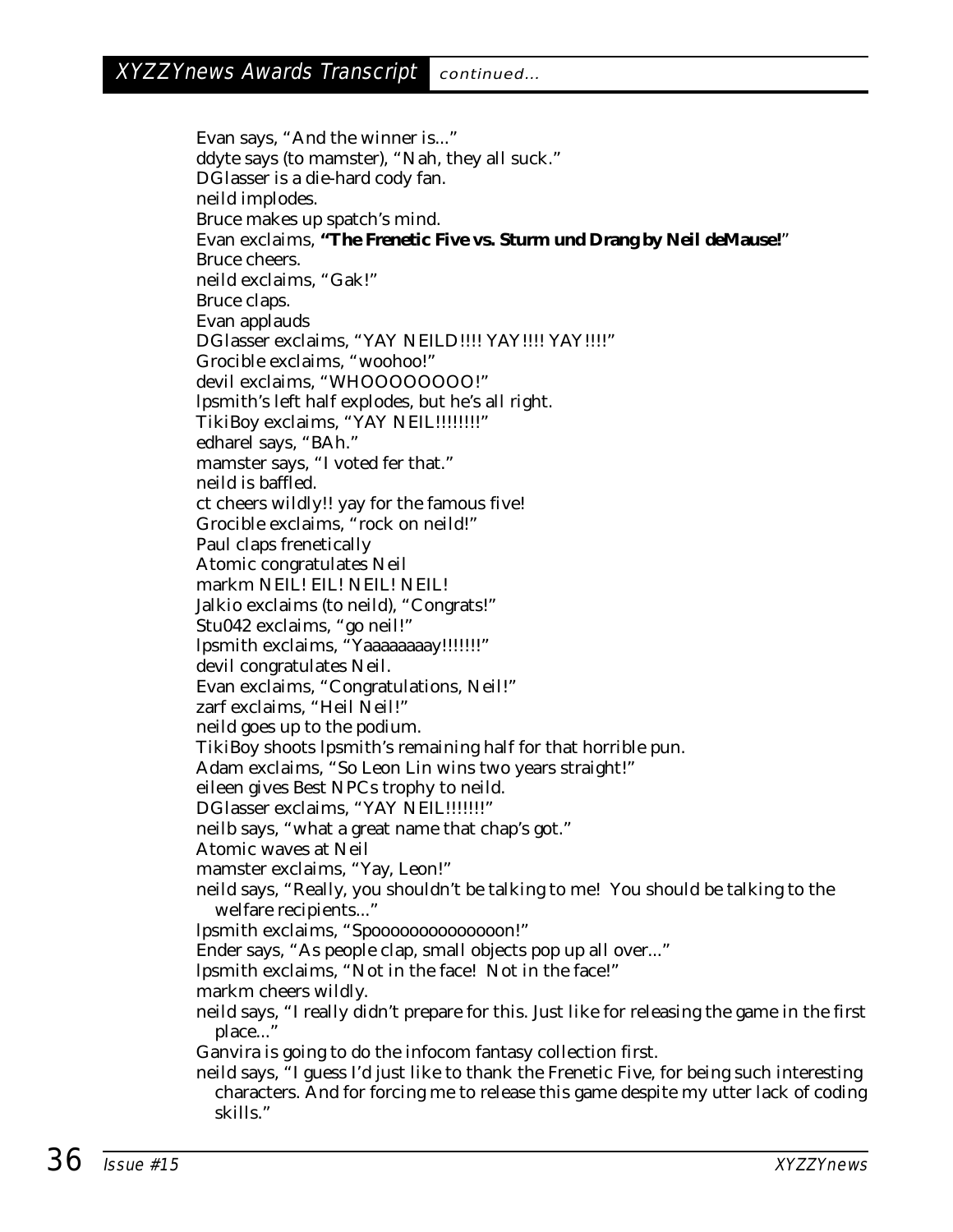## XYZZYnews Awards Transcript *continued...*

Evan says, "And the winner is..."
ddyte says (to mamster), "Nah, they all suck."
DGlasser is a die-hard cody fan.
neild implodes.
Bruce makes up spatch's mind.
Evan exclaims, **"The Frenetic Five vs. Sturm und Drang by Neil deMause!**"
Bruce cheers.
neild exclaims, "Gak!"
Bruce claps.
Evan applauds
DGlasser exclaims, "YAY NEILD!!!! YAY!!!! YAY!!!!"
Grocible exclaims, "woohoo!"
devil exclaims, "WHOOOOOOOOO!"
lpsmith's left half explodes, but he's all right.
TikiBoy exclaims, "YAY NEIL!!!!!!!!"
edharel says, "BAh."
mamster says, "I voted fer that."
neild is baffled.
ct cheers wildly!! yay for the famous five!
Grocible exclaims, "rock on neild!"
Paul claps frenetically
Atomic congratulates Neil
markm NEIL! EIL! NEIL! NEIL!
Jalkio exclaims (to neild), "Congrats!"
Stu042 exclaims, "go neil!"
lpsmith exclaims, "Yaaaaaaaay!!!!!!!"
devil congratulates Neil.
Evan exclaims, "Congratulations, Neil!"
zarf exclaims, "Heil Neil!"
neild goes up to the podium.
TikiBoy shoots lpsmith's remaining half for that horrible pun.
Adam exclaims, "So Leon Lin wins two years straight!"
eileen gives Best NPCs trophy to neild.
DGlasser exclaims, "YAY NEIL!!!!!!!"
neilb says, "what a great name that chap's got."
Atomic waves at Neil
mamster exclaims, "Yay, Leon!"
neild says, "Really, you shouldn't be talking to me! You should be talking to the welfare recipients..."
lpsmith exclaims, "Spoooooooooooooon!"
Ender says, "As people clap, small objects pop up all over..."
lpsmith exclaims, "Not in the face! Not in the face!"
markm cheers wildly.
neild says, "I really didn't prepare for this. Just like for releasing the game in the first place..."
Ganvira is going to do the infocom fantasy collection first.
neild says, "I guess I'd just like to thank the Frenetic Five, for being such interesting characters. And for forcing me to release this game despite my utter lack of coding skills."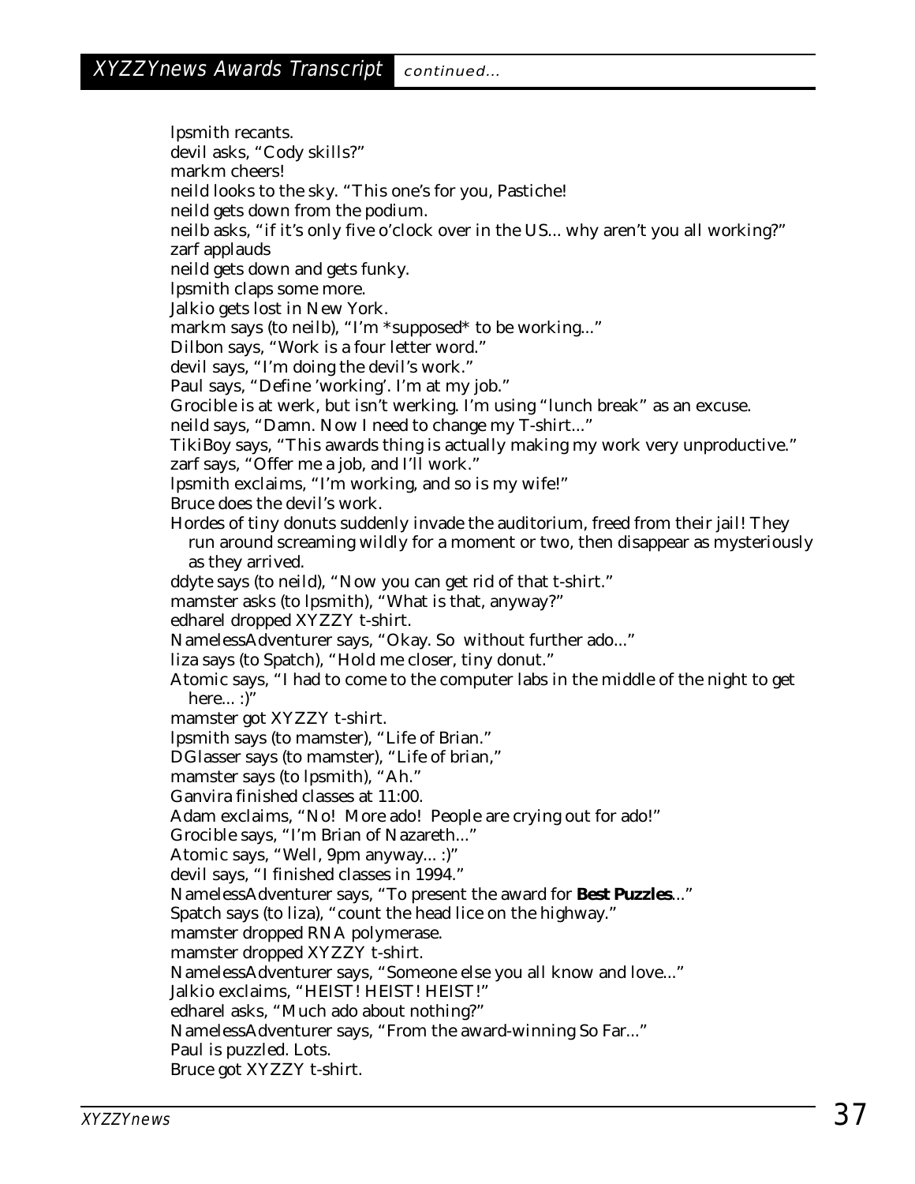lpsmith recants.
devil asks, "Cody skills?"
markm cheers!
neild looks to the sky. "This one's for you, Pastiche!
neild gets down from the podium.
neilb asks, "if it's only five o'clock over in the US... why aren't you all working?"
zarf applauds
neild gets down and gets funky.
lpsmith claps some more.
Jalkio gets lost in New York.
markm says (to neilb), "I'm *supposed* to be working..."
Dilbon says, "Work is a four letter word."
devil says, "I'm doing the devil's work."
Paul says, "Define 'working'. I'm at my job."
Grocible is at werk, but isn't werking. I'm using "lunch break" as an excuse.
neild says, "Damn. Now I need to change my T-shirt..."
TikiBoy says, "This awards thing is actually making my work very unproductive."
zarf says, "Offer me a job, and I'll work."
lpsmith exclaims, "I'm working, and so is my wife!"
Bruce does the devil's work.
Hordes of tiny donuts suddenly invade the auditorium, freed from their jail! They run around screaming wildly for a moment or two, then disappear as mysteriously as they arrived.
ddyte says (to neild), "Now you can get rid of that t-shirt."
mamster asks (to lpsmith), "What is that, anyway?"
edharel dropped XYZZY t-shirt.
NamelessAdventurer says, "Okay. So without further ado..."
liza says (to Spatch), "Hold me closer, tiny donut."
Atomic says, "I had to come to the computer labs in the middle of the night to get here... :)"
mamster got XYZZY t-shirt.
lpsmith says (to mamster), "Life of Brian."
DGlasser says (to mamster), "Life of brian,"
mamster says (to lpsmith), "Ah."
Ganvira finished classes at 11:00.
Adam exclaims, "No! More ado! People are crying out for ado!"
Grocible says, "I'm Brian of Nazareth..."
Atomic says, "Well, 9pm anyway... :)"
devil says, "I finished classes in 1994."
NamelessAdventurer says, "To present the award for **Best Puzzles**..."
Spatch says (to liza), "count the head lice on the highway."
mamster dropped RNA polymerase.
mamster dropped XYZZY t-shirt.
NamelessAdventurer says, "Someone else you all know and love..."
Jalkio exclaims, "HEIST! HEIST! HEIST!"
edharel asks, "Much ado about nothing?"
NamelessAdventurer says, "From the award-winning So Far..."
Paul is puzzled. Lots.
Bruce got XYZZY t-shirt.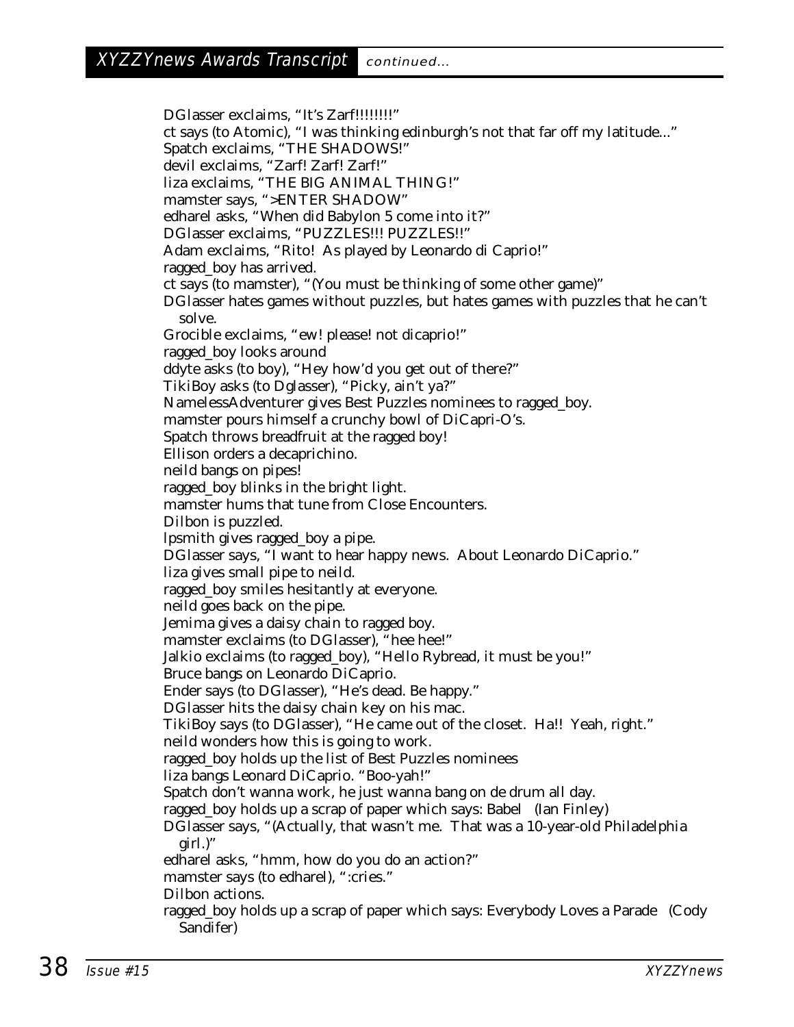## XYZZYnews Awards Transcript *continued...*

DGlasser exclaims, "It's Zarf!!!!!!!!"
ct says (to Atomic), "I was thinking edinburgh's not that far off my latitude..."
Spatch exclaims, "THE SHADOWS!"
devil exclaims, "Zarf! Zarf! Zarf!"
liza exclaims, "THE BIG ANIMAL THING!"
mamster says, ">ENTER SHADOW"
edharel asks, "When did Babylon 5 come into it?"
DGlasser exclaims, "PUZZLES!!! PUZZLES!!"
Adam exclaims, "Rito! As played by Leonardo di Caprio!"
ragged_boy has arrived.
ct says (to mamster), "(You must be thinking of some other game)"
DGlasser hates games without puzzles, but hates games with puzzles that he can't solve.
Grocible exclaims, "ew! please! not dicaprio!"
ragged_boy looks around
ddyte asks (to boy), "Hey how'd you get out of there?"
TikiBoy asks (to Dglasser), "Picky, ain't ya?"
NamelessAdventurer gives Best Puzzles nominees to ragged_boy.
mamster pours himself a crunchy bowl of DiCapri-O's.
Spatch throws breadfruit at the ragged boy!
Ellison orders a decaprichino.
neild bangs on pipes!
ragged_boy blinks in the bright light.
mamster hums that tune from Close Encounters.
Dilbon is puzzled.
lpsmith gives ragged_boy a pipe.
DGlasser says, "I want to hear happy news. About Leonardo DiCaprio."
liza gives small pipe to neild.
ragged_boy smiles hesitantly at everyone.
neild goes back on the pipe.
Jemima gives a daisy chain to ragged boy.
mamster exclaims (to DGlasser), "hee hee!"
Jalkio exclaims (to ragged_boy), "Hello Rybread, it must be you!"
Bruce bangs on Leonardo DiCaprio.
Ender says (to DGlasser), "He's dead. Be happy."
DGlasser hits the daisy chain key on his mac.
TikiBoy says (to DGlasser), "He came out of the closet. Ha!! Yeah, right."
neild wonders how this is going to work.
ragged_boy holds up the list of Best Puzzles nominees
liza bangs Leonard DiCaprio. "Boo-yah!"
Spatch don't wanna work, he just wanna bang on de drum all day.
ragged_boy holds up a scrap of paper which says: Babel (Ian Finley)
DGlasser says, "(Actually, that wasn't me. That was a 10-year-old Philadelphia girl.)"
edharel asks, "hmm, how do you do an action?"
mamster says (to edharel), ":cries."
Dilbon actions.
ragged_boy holds up a scrap of paper which says: Everybody Loves a Parade (Cody Sandifer)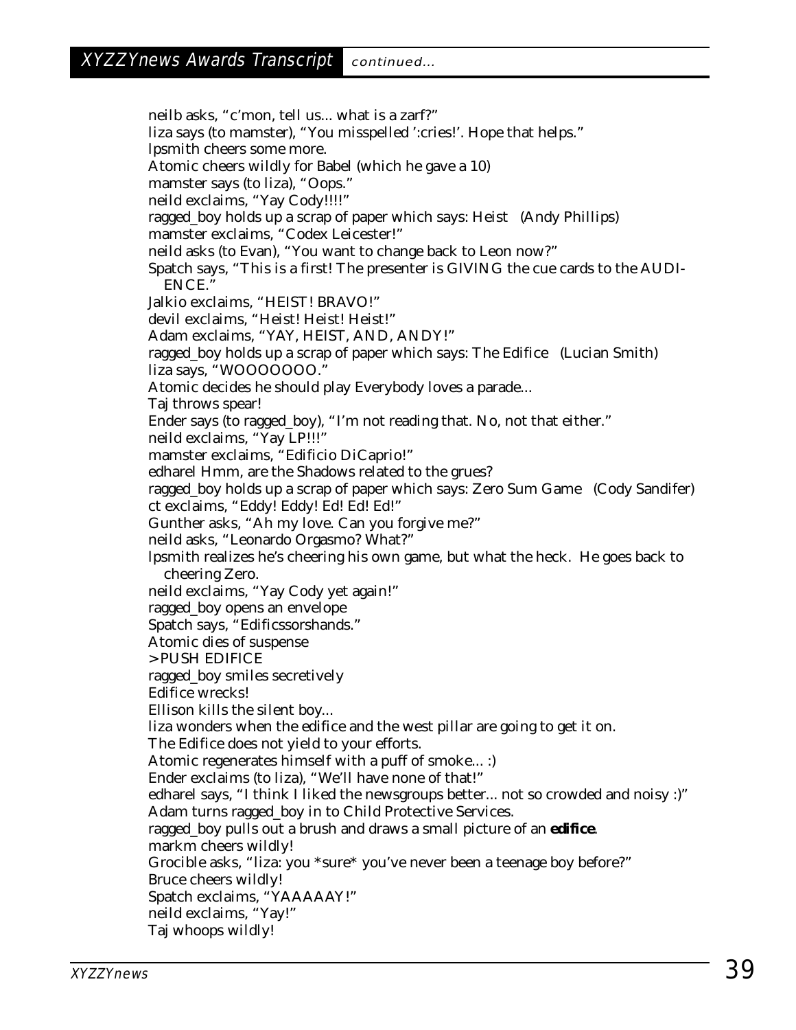neilb asks, "c'mon, tell us... what is a zarf?"
liza says (to mamster), "You misspelled ':cries!'. Hope that helps."
lpsmith cheers some more.
Atomic cheers wildly for Babel (which he gave a 10)
mamster says (to liza), "Oops."
neild exclaims, "Yay Cody!!!!"
ragged_boy holds up a scrap of paper which says: Heist (Andy Phillips)
mamster exclaims, "Codex Leicester!"
neild asks (to Evan), "You want to change back to Leon now?"
Spatch says, "This is a first! The presenter is GIVING the cue cards to the AUDIENCE."
Jalkio exclaims, "HEIST! BRAVO!"
devil exclaims, "Heist! Heist! Heist!"
Adam exclaims, "YAY, HEIST, AND, ANDY!"
ragged_boy holds up a scrap of paper which says: The Edifice (Lucian Smith)
liza says, "WOOOOOOO."
Atomic decides he should play Everybody loves a parade...
Taj throws spear!
Ender says (to ragged_boy), "I'm not reading that. No, not that either."
neild exclaims, "Yay LP!!!"
mamster exclaims, "Edificio DiCaprio!"
edharel Hmm, are the Shadows related to the grues?
ragged_boy holds up a scrap of paper which says: Zero Sum Game (Cody Sandifer)
ct exclaims, "Eddy! Eddy! Ed! Ed! Ed!"
Gunther asks, "Ah my love. Can you forgive me?"
neild asks, "Leonardo Orgasmo? What?"
lpsmith realizes he's cheering his own game, but what the heck. He goes back to cheering Zero.
neild exclaims, "Yay Cody yet again!"
ragged_boy opens an envelope
Spatch says, "Edificssorshands."
Atomic dies of suspense
>PUSH EDIFICE
ragged_boy smiles secretively
Edifice wrecks!
Ellison kills the silent boy...
liza wonders when the edifice and the west pillar are going to get it on.
The Edifice does not yield to your efforts.
Atomic regenerates himself with a puff of smoke... :)
Ender exclaims (to liza), "We'll have none of that!"
edharel says, "I think I liked the newsgroups better... not so crowded and noisy :)"
Adam turns ragged_boy in to Child Protective Services.
ragged_boy pulls out a brush and draws a small picture of an ***edifice***.
markm cheers wildly!
Grocible asks, "liza: you *sure* you've never been a teenage boy before?"
Bruce cheers wildly!
Spatch exclaims, "YAAAAAY!"
neild exclaims, "Yay!"
Taj whoops wildly!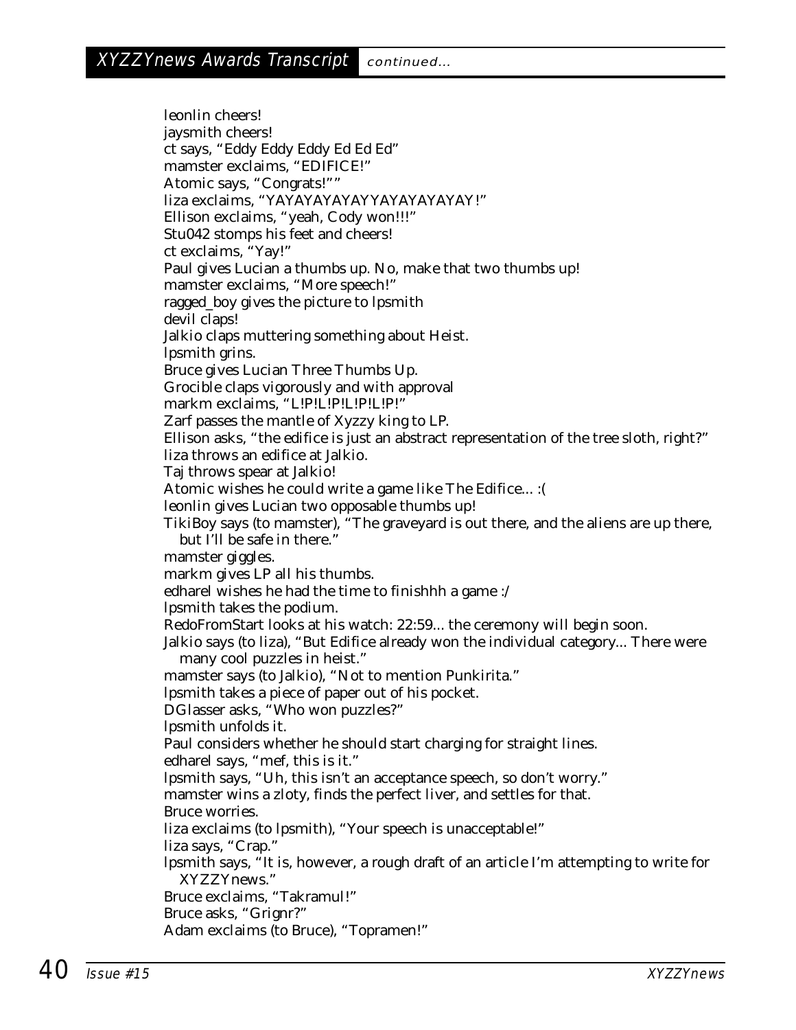leonlin cheers!  
jaysmith cheers!  
ct says, “Eddy Eddy Eddy Ed Ed Ed”  
mamster exclaims, “EDIFICE!”  
Atomic says, “Congrats!””  
liza exclaims, “YAYAYAYAYAYYAYAYAYAYAY!”  
Ellison exclaims, “yeah, Cody won!!!”  
Stu042 stomps his feet and cheers!  
ct exclaims, “Yay!”  
Paul gives Lucian a thumbs up. No, make that two thumbs up!  
mamster exclaims, “More speech!”  
ragged_boy gives the picture to lpsmith  
devil claps!  
Jalkio claps muttering something about Heist.  
lpsmith grins.  
Bruce gives Lucian Three Thumbs Up.  
Grocible claps vigorously and with approval  
markm exclaims, “L!P!L!P!L!P!L!P!”  
Zarf passes the mantle of Xyzzy king to LP.  
Ellison asks, “the edifice is just an abstract representation of the tree sloth, right?”  
liza throws an edifice at Jalkio.  
Taj throws spear at Jalkio!  
Atomic wishes he could write a game like The Edifice... :(  
leonlin gives Lucian two opposable thumbs up!  
TikiBoy says (to mamster), “The graveyard is out there, and the aliens are up there, but I’ll be safe in there.”  
mamster giggles.  
markm gives LP all his thumbs.  
edharel wishes he had the time to finishhh a game :/  
lpsmith takes the podium.  
RedoFromStart looks at his watch: 22:59... the ceremony will begin soon.  
Jalkio says (to liza), “But Edifice already won the individual category... There were many cool puzzles in heist.”  
mamster says (to Jalkio), “Not to mention Punkirita.”  
lpsmith takes a piece of paper out of his pocket.  
DGlasser asks, “Who won puzzles?”  
lpsmith unfolds it.  
Paul considers whether he should start charging for straight lines.  
edharel says, “mef, this is it.”  
lpsmith says, “Uh, this isn’t an acceptance speech, so don’t worry.”  
mamster wins a zloty, finds the perfect liver, and settles for that.  
Bruce worries.  
liza exclaims (to lpsmith), “Your speech is unacceptable!”  
liza says, “Crap.”  
lpsmith says, “It is, however, a rough draft of an article I’m attempting to write for XYZZYnews.”  
Bruce exclaims, “Takramul!”  
Bruce asks, “Grignr?”  
Adam exclaims (to Bruce), “Topramen!”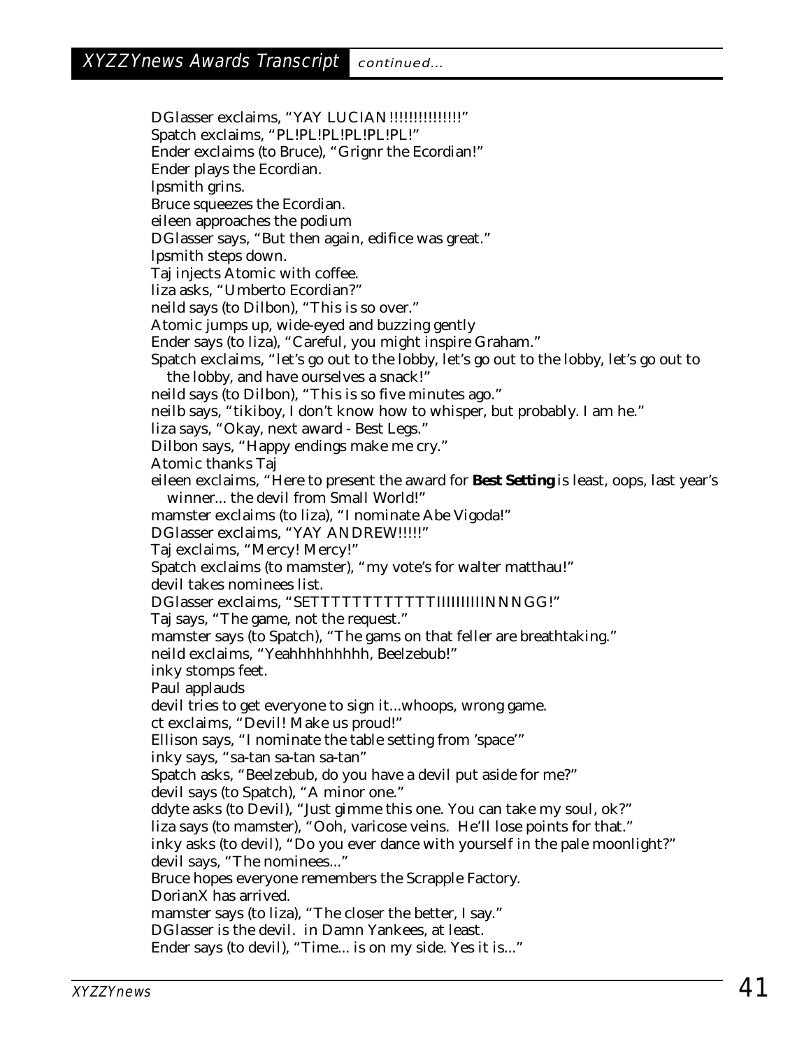DGlasser exclaims, "YAY LUCIAN!!!!!!!!!!!!!!!"
Spatch exclaims, "PL!PL!PL!PL!PL!PL!"
Ender exclaims (to Bruce), "Grignr the Ecordian!"
Ender plays the Ecordian.
lpsmith grins.
Bruce squeezes the Ecordian.
eileen approaches the podium
DGlasser says, "But then again, edifice was great."
lpsmith steps down.
Taj injects Atomic with coffee.
liza asks, "Umberto Ecordian?"
neild says (to Dilbon), "This is so over."
Atomic jumps up, wide-eyed and buzzing gently
Ender says (to liza), "Careful, you might inspire Graham."
Spatch exclaims, "let's go out to the lobby, let's go out to the lobby, let's go out to the lobby, and have ourselves a snack!"
neild says (to Dilbon), "This is so five minutes ago."
neilb says, "tikiboy, I don't know how to whisper, but probably. I am he."
liza says, "Okay, next award - Best Legs."
Dilbon says, "Happy endings make me cry."
Atomic thanks Taj
eileen exclaims, "Here to present the award for **Best Setting** is least, oops, last year's winner... the devil from Small World!"
mamster exclaims (to liza), "I nominate Abe Vigoda!"
DGlasser exclaims, "YAY ANDREW!!!!!"
Taj exclaims, "Mercy! Mercy!"
Spatch exclaims (to mamster), "my vote's for walter matthau!"
devil takes nominees list.
DGlasser exclaims, "SETTTTTTTTTTTTIIIIIIIIIINNNGG!"
Taj says, "The game, not the request."
mamster says (to Spatch), "The gams on that feller are breathtaking."
neild exclaims, "Yeahhhhhhhhh, Beelzebub!"
inky stomps feet.
Paul applauds
devil tries to get everyone to sign it...whoops, wrong game.
ct exclaims, "Devil! Make us proud!"
Ellison says, "I nominate the table setting from 'space'"
inky says, "sa-tan sa-tan sa-tan"
Spatch asks, "Beelzebub, do you have a devil put aside for me?"
devil says (to Spatch), "A minor one."
ddyte asks (to Devil), "Just gimme this one. You can take my soul, ok?"
liza says (to mamster), "Ooh, varicose veins. He'll lose points for that."
inky asks (to devil), "Do you ever dance with yourself in the pale moonlight?"
devil says, "The nominees..."
Bruce hopes everyone remembers the Scrapple Factory.
DorianX has arrived.
mamster says (to liza), "The closer the better, I say."
DGlasser is the devil. in Damn Yankees, at least.
Ender says (to devil), "Time... is on my side. Yes it is..."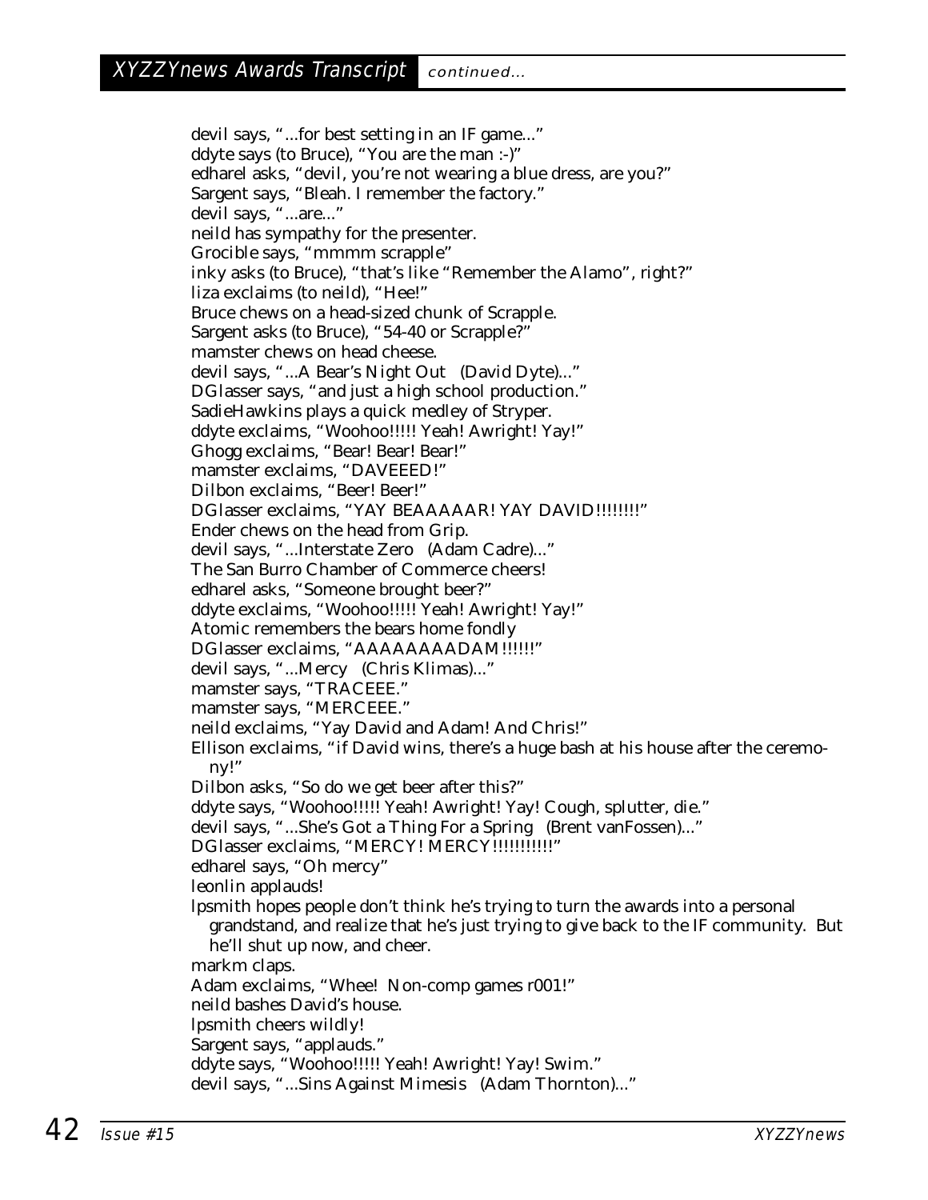## XYZZYnews Awards Transcript *continued...*

devil says, "...for best setting in an IF game..."
ddyte says (to Bruce), "You are the man :-)"
edharel asks, "devil, you're not wearing a blue dress, are you?"
Sargent says, "Bleah. I remember the factory."
devil says, "...are..."
neild has sympathy for the presenter.
Grocible says, "mmmm scrapple"
inky asks (to Bruce), "that's like "Remember the Alamo", right?"
liza exclaims (to neild), "Hee!"
Bruce chews on a head-sized chunk of Scrapple.
Sargent asks (to Bruce), "54-40 or Scrapple?"
mamster chews on head cheese.
devil says, "...A Bear's Night Out (David Dyte)..."
DGlasser says, "and just a high school production."
SadieHawkins plays a quick medley of Stryper.
ddyte exclaims, "Woohoo!!!!! Yeah! Awright! Yay!"
Ghogg exclaims, "Bear! Bear! Bear!"
mamster exclaims, "DAVEEED!"
Dilbon exclaims, "Beer! Beer!"
DGlasser exclaims, "YAY BEAAAAAR! YAY DAVID!!!!!!!!"
Ender chews on the head from Grip.
devil says, "...Interstate Zero (Adam Cadre)..."
The San Burro Chamber of Commerce cheers!
edharel asks, "Someone brought beer?"
ddyte exclaims, "Woohoo!!!!! Yeah! Awright! Yay!"
Atomic remembers the bears home fondly
DGlasser exclaims, "AAAAAAAADAM!!!!!!"
devil says, "...Mercy (Chris Klimas)..."
mamster says, "TRACEEE."
mamster says, "MERCEEE."
neild exclaims, "Yay David and Adam! And Chris!"
Ellison exclaims, "if David wins, there's a huge bash at his house after the ceremony!"
Dilbon asks, "So do we get beer after this?"
ddyte says, "Woohoo!!!!! Yeah! Awright! Yay! Cough, splutter, die."
devil says, "...She's Got a Thing For a Spring (Brent vanFossen)..."
DGlasser exclaims, "MERCY! MERCY!!!!!!!!!!!"
edharel says, "Oh mercy"
leonlin applauds!
lpsmith hopes people don't think he's trying to turn the awards into a personal grandstand, and realize that he's just trying to give back to the IF community. But he'll shut up now, and cheer.
markm claps.
Adam exclaims, "Whee! Non-comp games r001!"
neild bashes David's house.
lpsmith cheers wildly!
Sargent says, "applauds."
ddyte says, "Woohoo!!!!! Yeah! Awright! Yay! Swim."
devil says, "...Sins Against Mimesis (Adam Thornton)..."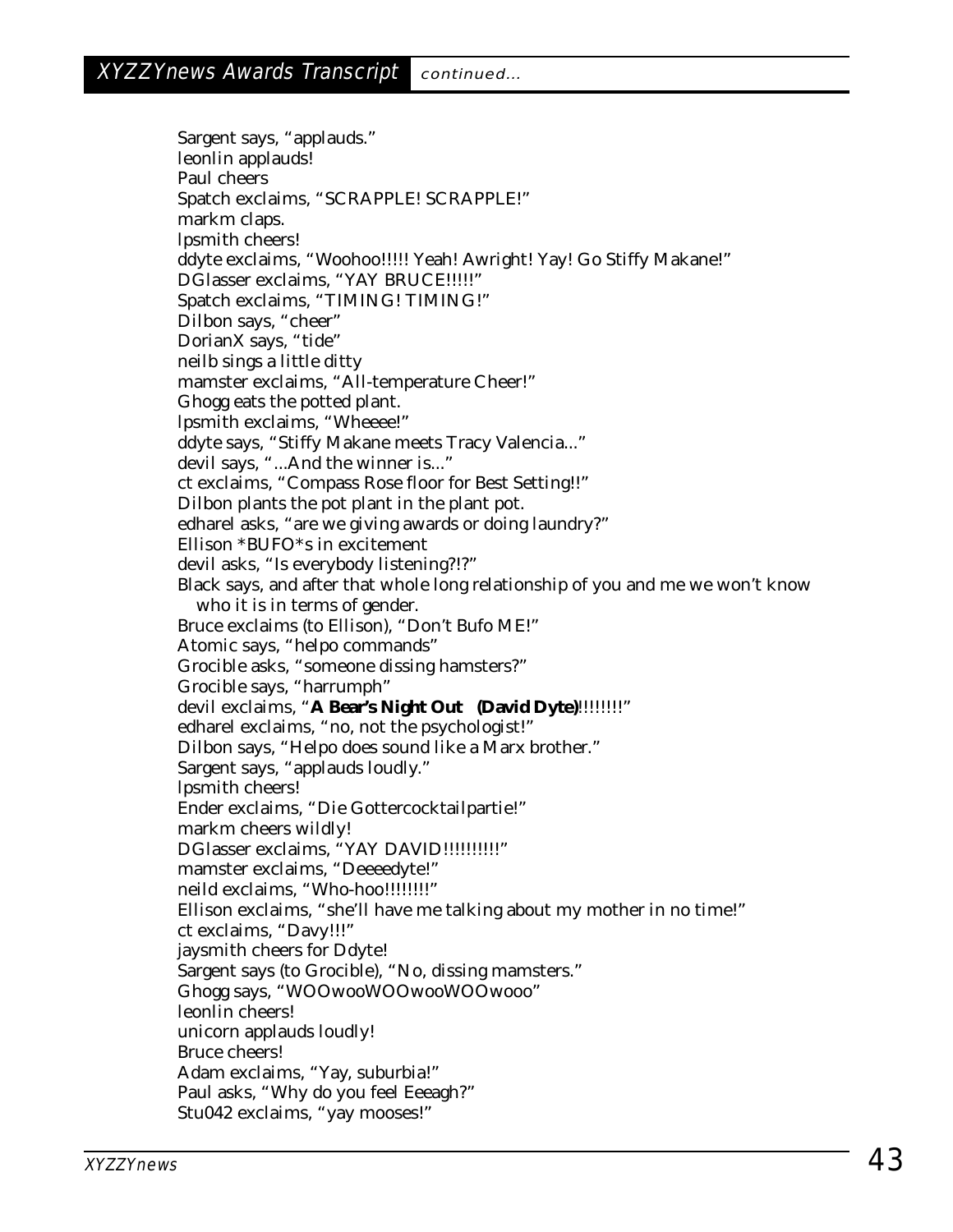Sargent says, “applauds.”
leonlin applauds!
Paul cheers
Spatch exclaims, “SCRAPPLE! SCRAPPLE!”
markm claps.
lpsmith cheers!
ddyte exclaims, “Woohoo!!!!! Yeah! Awright! Yay! Go Stiffy Makane!”
DGlasser exclaims, “YAY BRUCE!!!!!”
Spatch exclaims, “TIMING! TIMING!”
Dilbon says, “cheer”
DorianX says, “tide”
neilb sings a little ditty
mamster exclaims, “All-temperature Cheer!”
Ghogg eats the potted plant.
lpsmith exclaims, “Wheeee!”
ddyte says, “Stiffy Makane meets Tracy Valencia...”
devil says, “...And the winner is...”
ct exclaims, “Compass Rose floor for Best Setting!!”
Dilbon plants the pot plant in the plant pot.
edharel asks, “are we giving awards or doing laundry?”
Ellison *BUFO*s in excitement
devil asks, “Is everybody listening?!?”
Black says, and after that whole long relationship of you and me we won’t know who it is in terms of gender.
Bruce exclaims (to Ellison), “Don’t Bufo ME!”
Atomic says, “helpo commands”
Grocible asks, “someone dissing hamsters?”
Grocible says, “harrumph”
devil exclaims, “**A Bear’s Night Out (David Dyte)**!!!!!!!!”
edharel exclaims, “no, not the psychologist!”
Dilbon says, “Helpo does sound like a Marx brother.”
Sargent says, “applauds loudly.”
lpsmith cheers!
Ender exclaims, “Die Gottercocktailpartie!”
markm cheers wildly!
DGlasser exclaims, “YAY DAVID!!!!!!!!!!”
mamster exclaims, “Deeeedyte!”
neild exclaims, “Who-hoo!!!!!!!!”
Ellison exclaims, “she’ll have me talking about my mother in no time!”
ct exclaims, “Davy!!!”
jaysmith cheers for Ddyte!
Sargent says (to Grocible), “No, dissing mamsters.”
Ghogg says, “WOOwooWOOwooWOOwooo”
leonlin cheers!
unicorn applauds loudly!
Bruce cheers!
Adam exclaims, “Yay, suburbia!”
Paul asks, “Why do you feel Eeeagh?”
Stu042 exclaims, “yay mooses!”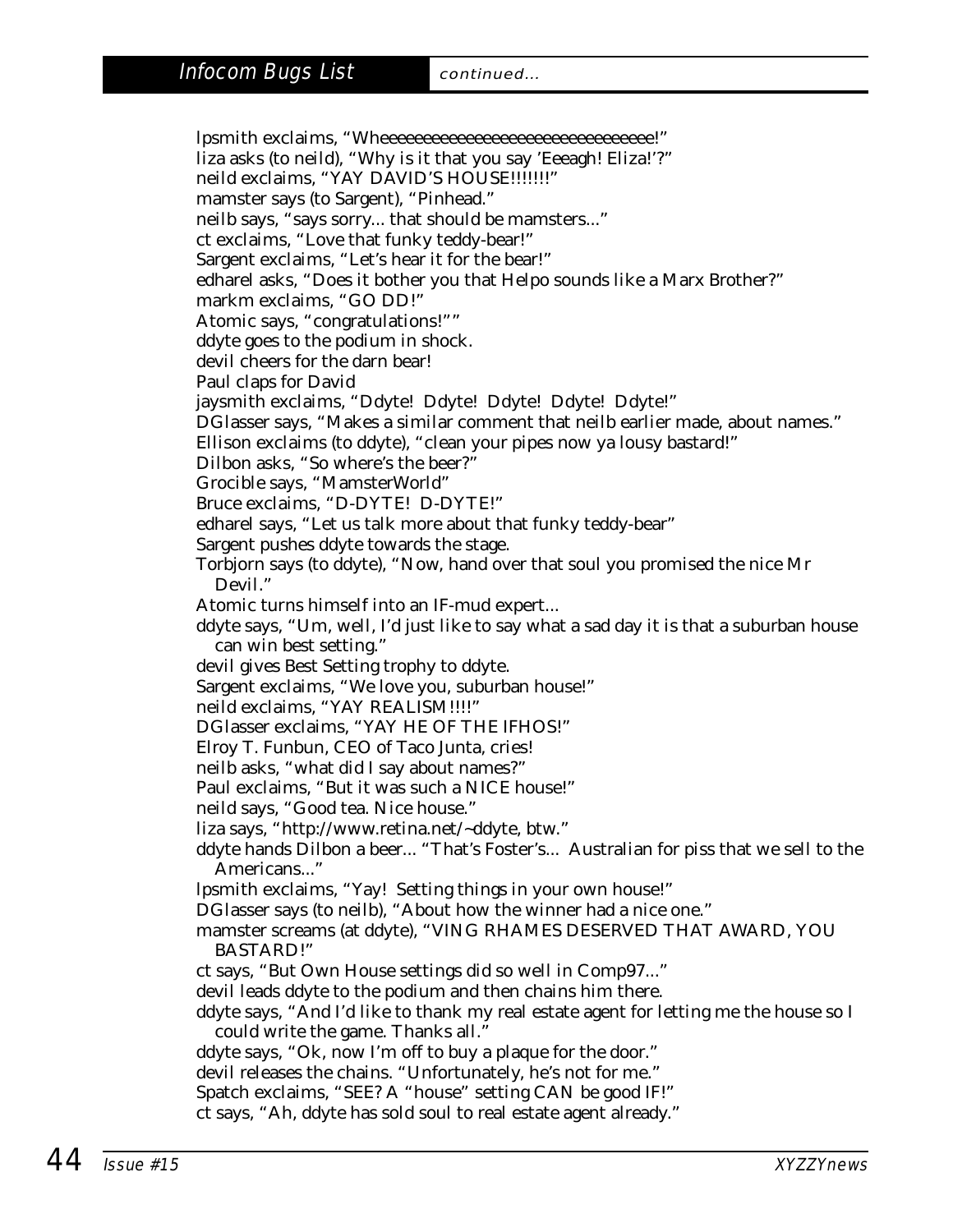## Infocom Bugs List *continued...*

lpsmith exclaims, "Wheeeeeeeeeeeeeeeeeeeeeeeeeeeeeeeee!"
liza asks (to neild), "Why is it that you say 'Eeeagh! Eliza!'?"
neild exclaims, "YAY DAVID'S HOUSE!!!!!!!"
mamster says (to Sargent), "Pinhead."
neilb says, "says sorry... that should be mamsters..."
ct exclaims, "Love that funky teddy-bear!"
Sargent exclaims, "Let's hear it for the bear!"
edharel asks, "Does it bother you that Helpo sounds like a Marx Brother?"
markm exclaims, "GO DD!"
Atomic says, "congratulations!""
ddyte goes to the podium in shock.
devil cheers for the darn bear!
Paul claps for David
jaysmith exclaims, "Ddyte! Ddyte! Ddyte! Ddyte! Ddyte!"
DGlasser says, "Makes a similar comment that neilb earlier made, about names."
Ellison exclaims (to ddyte), "clean your pipes now ya lousy bastard!"
Dilbon asks, "So where's the beer?"
Grocible says, "MamsterWorld"
Bruce exclaims, "D-DYTE! D-DYTE!"
edharel says, "Let us talk more about that funky teddy-bear"
Sargent pushes ddyte towards the stage.
Torbjorn says (to ddyte), "Now, hand over that soul you promised the nice Mr Devil."
Atomic turns himself into an IF-mud expert...
ddyte says, "Um, well, I'd just like to say what a sad day it is that a suburban house can win best setting."
devil gives Best Setting trophy to ddyte.
Sargent exclaims, "We love you, suburban house!"
neild exclaims, "YAY REALISM!!!!"
DGlasser exclaims, "YAY HE OF THE IFHOS!"
Elroy T. Funbun, CEO of Taco Junta, cries!
neilb asks, "what did I say about names?"
Paul exclaims, "But it was such a NICE house!"
neild says, "Good tea. Nice house."
liza says, "http://www.retina.net/~ddyte, btw."
ddyte hands Dilbon a beer... "That's Foster's... Australian for piss that we sell to the Americans..."
lpsmith exclaims, "Yay! Setting things in your own house!"
DGlasser says (to neilb), "About how the winner had a nice one."
mamster screams (at ddyte), "VING RHAMES DESERVED THAT AWARD, YOU BASTARD!"
ct says, "But Own House settings did so well in Comp97..."
devil leads ddyte to the podium and then chains him there.
ddyte says, "And I'd like to thank my real estate agent for letting me the house so I could write the game. Thanks all."
ddyte says, "Ok, now I'm off to buy a plaque for the door."
devil releases the chains. "Unfortunately, he's not for me."
Spatch exclaims, "SEE? A "house" setting CAN be good IF!"
ct says, "Ah, ddyte has sold soul to real estate agent already."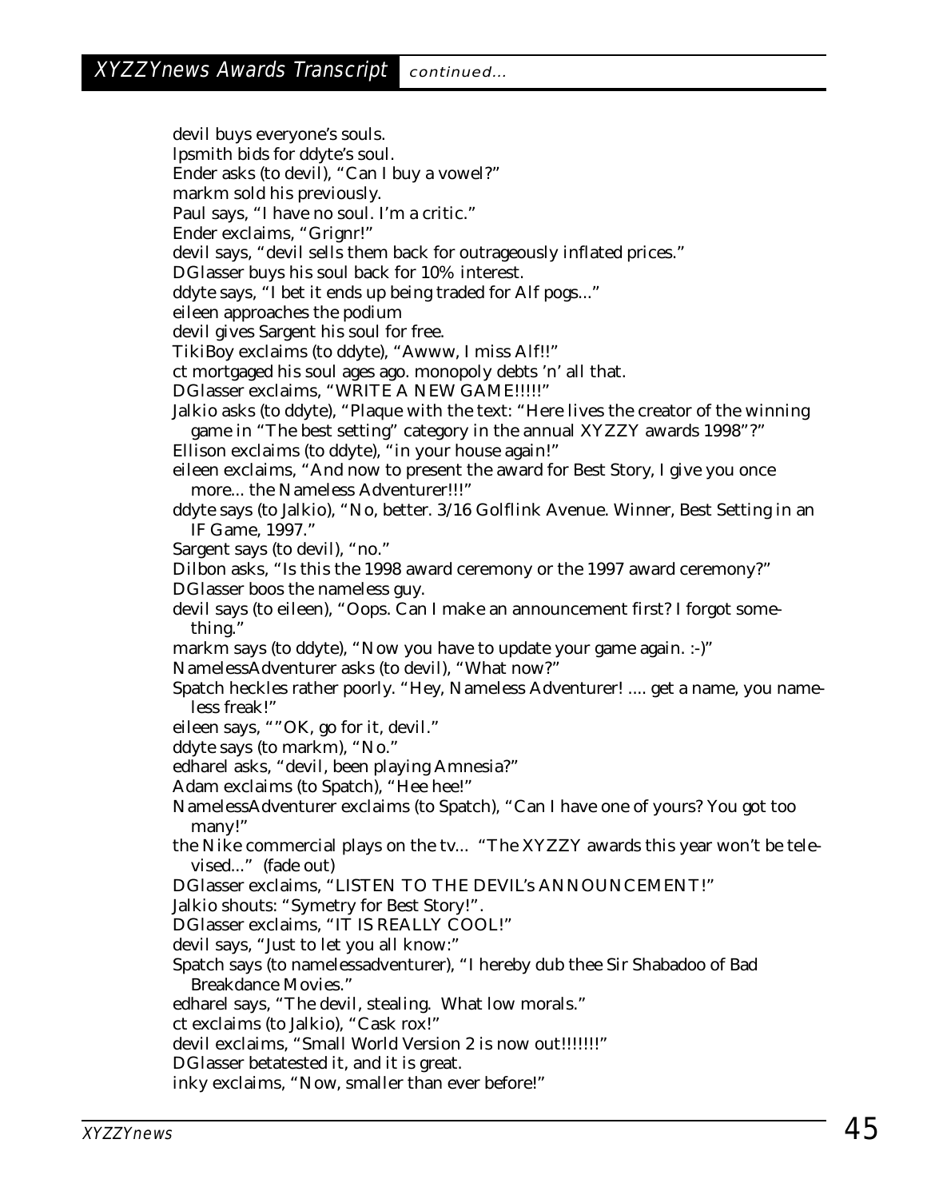devil buys everyone's souls.
lpsmith bids for ddyte's soul.
Ender asks (to devil), "Can I buy a vowel?"
markm sold his previously.
Paul says, "I have no soul. I'm a critic."
Ender exclaims, "Grignr!"
devil says, "devil sells them back for outrageously inflated prices."
DGlasser buys his soul back for 10% interest.
ddyte says, "I bet it ends up being traded for Alf pogs..."
eileen approaches the podium
devil gives Sargent his soul for free.
TikiBoy exclaims (to ddyte), "Awww, I miss Alf!!"
ct mortgaged his soul ages ago. monopoly debts 'n' all that.
DGlasser exclaims, "WRITE A NEW GAME!!!!!"
Jalkio asks (to ddyte), "Plaque with the text: "Here lives the creator of the winning game in "The best setting" category in the annual XYZZY awards 1998"?"
Ellison exclaims (to ddyte), "in your house again!"
eileen exclaims, "And now to present the award for Best Story, I give you once more... the Nameless Adventurer!!!"
ddyte says (to Jalkio), "No, better. 3/16 Golflink Avenue. Winner, Best Setting in an IF Game, 1997."
Sargent says (to devil), "no."
Dilbon asks, "Is this the 1998 award ceremony or the 1997 award ceremony?"
DGlasser boos the nameless guy.
devil says (to eileen), "Oops. Can I make an announcement first? I forgot something."
markm says (to ddyte), "Now you have to update your game again. :-)"
NamelessAdventurer asks (to devil), "What now?"
Spatch heckles rather poorly. "Hey, Nameless Adventurer! .... get a name, you nameless freak!"
eileen says, ""OK, go for it, devil."
ddyte says (to markm), "No."
edharel asks, "devil, been playing Amnesia?"
Adam exclaims (to Spatch), "Hee hee!"
NamelessAdventurer exclaims (to Spatch), "Can I have one of yours? You got too many!"
the Nike commercial plays on the tv... "The XYZZY awards this year won't be televised..." (fade out)
DGlasser exclaims, "LISTEN TO THE DEVIL's ANNOUNCEMENT!"
Jalkio shouts: "Symetry for Best Story!".
DGlasser exclaims, "IT IS REALLY COOL!"
devil says, "Just to let you all know:"
Spatch says (to namelessadventurer), "I hereby dub thee Sir Shabadoo of Bad Breakdance Movies."
edharel says, "The devil, stealing. What low morals."
ct exclaims (to Jalkio), "Cask rox!"
devil exclaims, "Small World Version 2 is now out!!!!!!!"
DGlasser betatested it, and it is great.
inky exclaims, "Now, smaller than ever before!"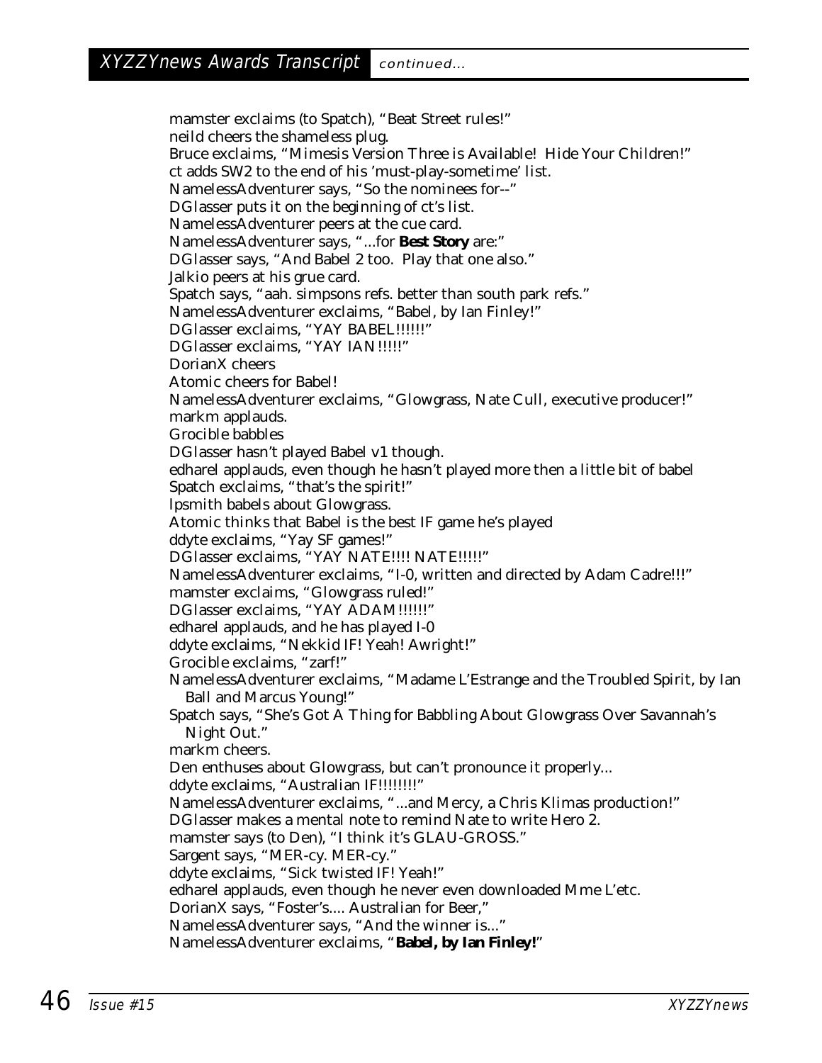## XYZZYnews Awards Transcript *continued...*

mamster exclaims (to Spatch), “Beat Street rules!”
neild cheers the shameless plug.
Bruce exclaims, “Mimesis Version Three is Available!  Hide Your Children!”
ct adds SW2 to the end of his ’must-play-sometime’ list.
NamelessAdventurer says, “So the nominees for--”
DGlasser puts it on the beginning of ct’s list.
NamelessAdventurer peers at the cue card.
NamelessAdventurer says, “...for **Best Story** are:”
DGlasser says, “And Babel 2 too.  Play that one also.”
Jalkio peers at his grue card.
Spatch says, “aah. simpsons refs. better than south park refs.”
NamelessAdventurer exclaims, “Babel, by Ian Finley!”
DGlasser exclaims, “YAY BABEL!!!!!!”
DGlasser exclaims, “YAY IAN!!!!!”
DorianX cheers
Atomic cheers for Babel!
NamelessAdventurer exclaims, “Glowgrass, Nate Cull, executive producer!”
markm applauds.
Grocible babbles
DGlasser hasn’t played Babel v1 though.
edharel applauds, even though he hasn’t played more then a little bit of babel
Spatch exclaims, “that’s the spirit!”
lpsmith babels about Glowgrass.
Atomic thinks that Babel is the best IF game he’s played
ddyte exclaims, “Yay SF games!”
DGlasser exclaims, “YAY NATE!!!! NATE!!!!!”
NamelessAdventurer exclaims, “I-0, written and directed by Adam Cadre!!!”
mamster exclaims, “Glowgrass ruled!”
DGlasser exclaims, “YAY ADAM!!!!!!”
edharel applauds, and he has played I-0
ddyte exclaims, “Nekkid IF! Yeah! Awright!”
Grocible exclaims, “zarf!”
NamelessAdventurer exclaims, “Madame L’Estrange and the Troubled Spirit, by Ian Ball and Marcus Young!”
Spatch says, “She’s Got A Thing for Babbling About Glowgrass Over Savannah’s Night Out.”
markm cheers.
Den enthuses about Glowgrass, but can’t pronounce it properly...
ddyte exclaims, “Australian IF!!!!!!!!”
NamelessAdventurer exclaims, “...and Mercy, a Chris Klimas production!”
DGlasser makes a mental note to remind Nate to write Hero 2.
mamster says (to Den), “I think it’s GLAU-GROSS.”
Sargent says, “MER-cy. MER-cy.”
ddyte exclaims, “Sick twisted IF! Yeah!”
edharel applauds, even though he never even downloaded Mme L’etc.
DorianX says, “Foster’s.... Australian for Beer,”
NamelessAdventurer says, “And the winner is...”
NamelessAdventurer exclaims, “**Babel, by Ian Finley!**”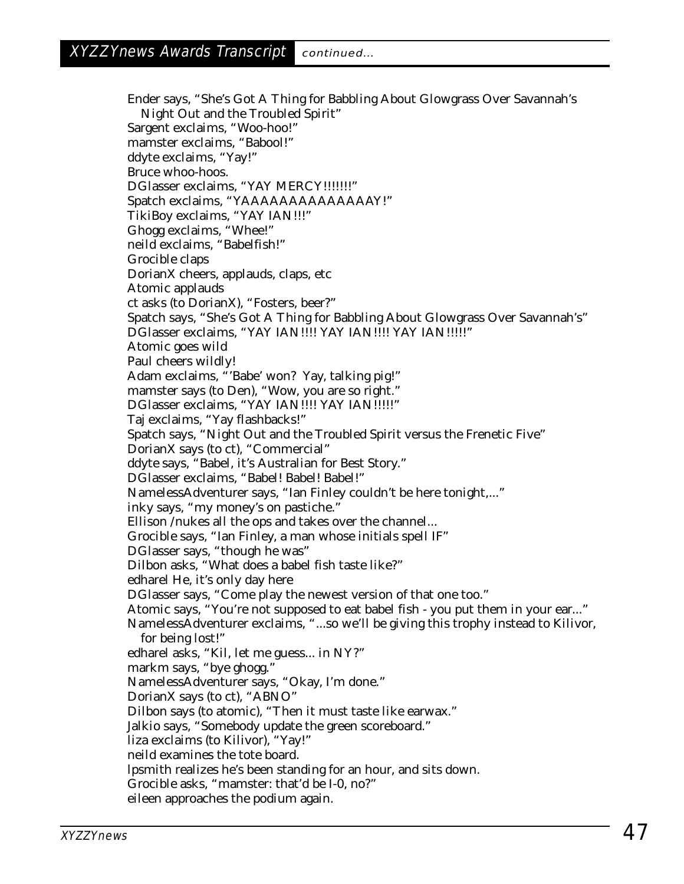Ender says, "She's Got A Thing for Babbling About Glowgrass Over Savannah's Night Out and the Troubled Spirit"
Sargent exclaims, "Woo-hoo!"
mamster exclaims, "Babool!"
ddyte exclaims, "Yay!"
Bruce whoo-hoos.
DGlasser exclaims, "YAY MERCY!!!!!!!"
Spatch exclaims, "YAAAAAAAAAAAAAAY!"
TikiBoy exclaims, "YAY IAN!!!"
Ghogg exclaims, "Whee!"
neild exclaims, "Babelfish!"
Grocible claps
DorianX cheers, applauds, claps, etc
Atomic applauds
ct asks (to DorianX), "Fosters, beer?"
Spatch says, "She's Got A Thing for Babbling About Glowgrass Over Savannah's"
DGlasser exclaims, "YAY IAN!!!! YAY IAN!!!! YAY IAN!!!!!"
Atomic goes wild
Paul cheers wildly!
Adam exclaims, "'Babe' won? Yay, talking pig!"
mamster says (to Den), "Wow, you are so right."
DGlasser exclaims, "YAY IAN!!!! YAY IAN!!!!!"
Taj exclaims, "Yay flashbacks!"
Spatch says, "Night Out and the Troubled Spirit versus the Frenetic Five"
DorianX says (to ct), "Commercial"
ddyte says, "Babel, it's Australian for Best Story."
DGlasser exclaims, "Babel! Babel! Babel!"
NamelessAdventurer says, "Ian Finley couldn't be here tonight,..."
inky says, "my money's on pastiche."
Ellison /nukes all the ops and takes over the channel...
Grocible says, "Ian Finley, a man whose initials spell IF"
DGlasser says, "though he was"
Dilbon asks, "What does a babel fish taste like?"
edharel He, it's only day here
DGlasser says, "Come play the newest version of that one too."
Atomic says, "You're not supposed to eat babel fish - you put them in your ear..."
NamelessAdventurer exclaims, "...so we'll be giving this trophy instead to Kilivor, for being lost!"
edharel asks, "Kil, let me guess... in NY?"
markm says, "bye ghogg."
NamelessAdventurer says, "Okay, I'm done."
DorianX says (to ct), "ABNO"
Dilbon says (to atomic), "Then it must taste like earwax."
Jalkio says, "Somebody update the green scoreboard."
liza exclaims (to Kilivor), "Yay!"
neild examines the tote board.
lpsmith realizes he's been standing for an hour, and sits down.
Grocible asks, "mamster: that'd be I-0, no?"
eileen approaches the podium again.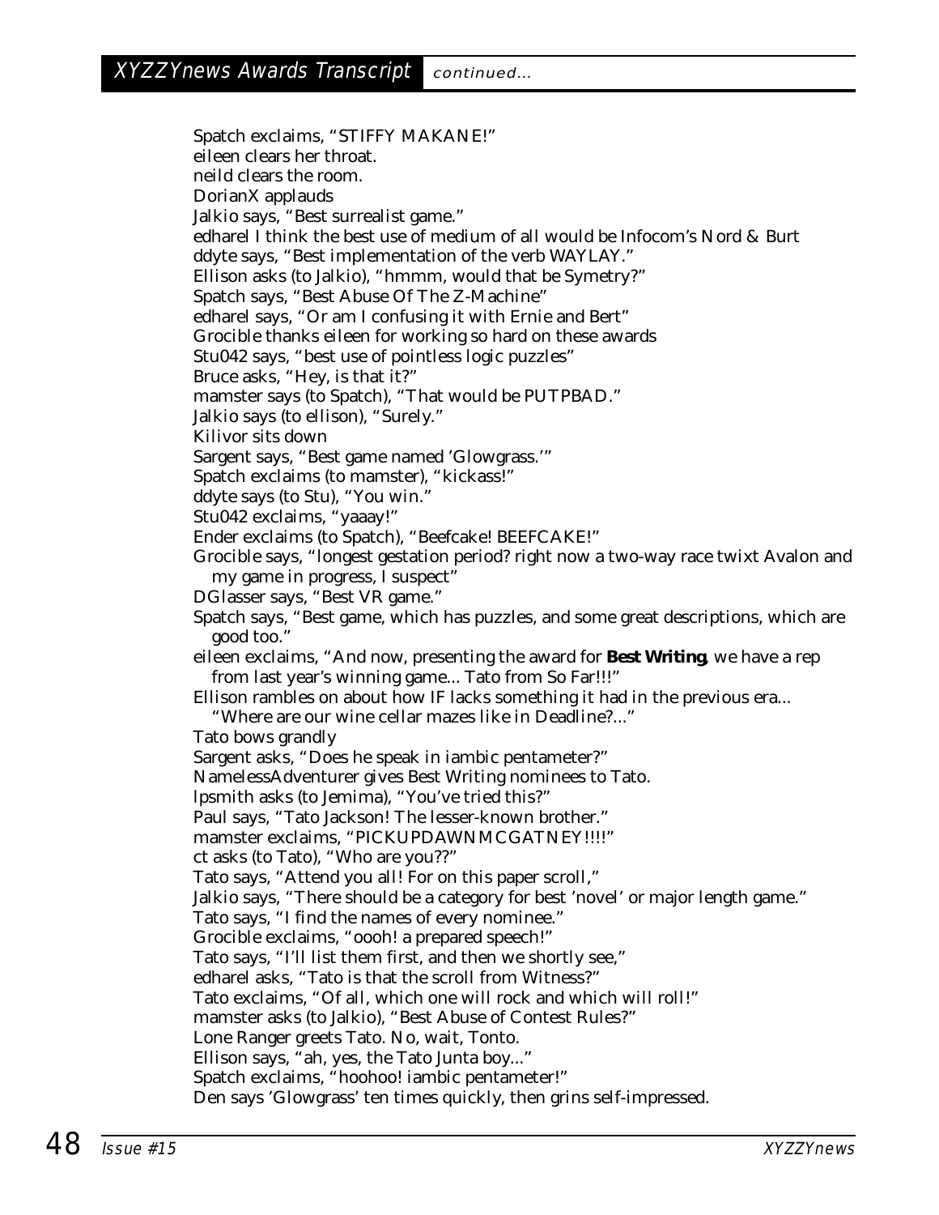Spatch exclaims, "STIFFY MAKANE!"
eileen clears her throat.
neild clears the room.
DorianX applauds
Jalkio says, "Best surrealist game."
edharel I think the best use of medium of all would be Infocom's Nord & Burt
ddyte says, "Best implementation of the verb WAYLAY."
Ellison asks (to Jalkio), "hmmm, would that be Symetry?"
Spatch says, "Best Abuse Of The Z-Machine"
edharel says, "Or am I confusing it with Ernie and Bert"
Grocible thanks eileen for working so hard on these awards
Stu042 says, "best use of pointless logic puzzles"
Bruce asks, "Hey, is that it?"
mamster says (to Spatch), "That would be PUTPBAD."
Jalkio says (to ellison), "Surely."
Kilivor sits down
Sargent says, "Best game named 'Glowgrass.'"
Spatch exclaims (to mamster), "kickass!"
ddyte says (to Stu), "You win."
Stu042 exclaims, "yaaay!"
Ender exclaims (to Spatch), "Beefcake! BEEFCAKE!"
Grocible says, "longest gestation period? right now a two-way race twixt Avalon and my game in progress, I suspect"
DGlasser says, "Best VR game."
Spatch says, "Best game, which has puzzles, and some great descriptions, which are good too."
eileen exclaims, "And now, presenting the award for **Best Writing**, we have a rep from last year's winning game... Tato from So Far!!!"
Ellison rambles on about how IF lacks something it had in the previous era... "Where are our wine cellar mazes like in Deadline?..."
Tato bows grandly
Sargent asks, "Does he speak in iambic pentameter?"
NamelessAdventurer gives Best Writing nominees to Tato.
lpsmith asks (to Jemima), "You've tried this?"
Paul says, "Tato Jackson! The lesser-known brother."
mamster exclaims, "PICKUPDAWNMCGATNEY!!!!"
ct asks (to Tato), "Who are you??"
Tato says, "Attend you all! For on this paper scroll,"
Jalkio says, "There should be a category for best 'novel' or major length game."
Tato says, "I find the names of every nominee."
Grocible exclaims, "oooh! a prepared speech!"
Tato says, "I'll list them first, and then we shortly see,"
edharel asks, "Tato is that the scroll from Witness?"
Tato exclaims, "Of all, which one will rock and which will roll!"
mamster asks (to Jalkio), "Best Abuse of Contest Rules?"
Lone Ranger greets Tato. No, wait, Tonto.
Ellison says, "ah, yes, the Tato Junta boy..."
Spatch exclaims, "hoohoo! iambic pentameter!"
Den says 'Glowgrass' ten times quickly, then grins self-impressed.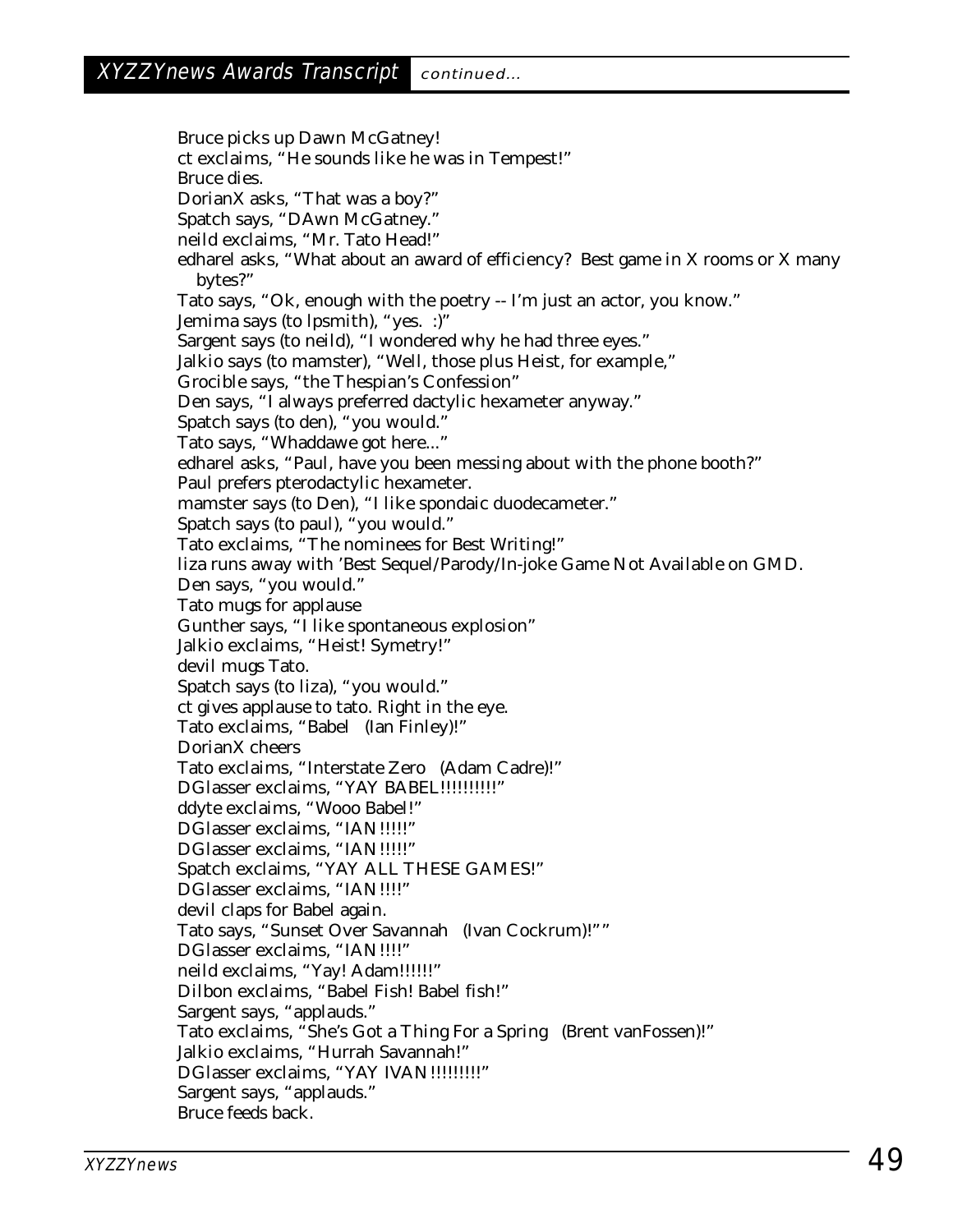Bruce picks up Dawn McGatney!
ct exclaims, "He sounds like he was in Tempest!"
Bruce dies.
DorianX asks, "That was a boy?"
Spatch says, "DAwn McGatney."
neild exclaims, "Mr. Tato Head!"
edharel asks, "What about an award of efficiency? Best game in X rooms or X many bytes?"
Tato says, "Ok, enough with the poetry -- I'm just an actor, you know."
Jemima says (to lpsmith), "yes. :)"
Sargent says (to neild), "I wondered why he had three eyes."
Jalkio says (to mamster), "Well, those plus Heist, for example,"
Grocible says, "the Thespian's Confession"
Den says, "I always preferred dactylic hexameter anyway."
Spatch says (to den), "you would."
Tato says, "Whaddawe got here..."
edharel asks, "Paul, have you been messing about with the phone booth?"
Paul prefers pterodactylic hexameter.
mamster says (to Den), "I like spondaic duodecameter."
Spatch says (to paul), "you would."
Tato exclaims, "The nominees for Best Writing!"
liza runs away with 'Best Sequel/Parody/In-joke Game Not Available on GMD.
Den says, "you would."
Tato mugs for applause
Gunther says, "I like spontaneous explosion"
Jalkio exclaims, "Heist! Symetry!"
devil mugs Tato.
Spatch says (to liza), "you would."
ct gives applause to tato. Right in the eye.
Tato exclaims, "Babel (Ian Finley)!"
DorianX cheers
Tato exclaims, "Interstate Zero (Adam Cadre)!"
DGlasser exclaims, "YAY BABEL!!!!!!!!!!"
ddyte exclaims, "Wooo Babel!"
DGlasser exclaims, "IAN!!!!!"
DGlasser exclaims, "IAN!!!!!"
Spatch exclaims, "YAY ALL THESE GAMES!"
DGlasser exclaims, "IAN!!!!"
devil claps for Babel again.
Tato says, "Sunset Over Savannah (Ivan Cockrum)!""
DGlasser exclaims, "IAN!!!!"
neild exclaims, "Yay! Adam!!!!!!"
Dilbon exclaims, "Babel Fish! Babel fish!"
Sargent says, "applauds."
Tato exclaims, "She's Got a Thing For a Spring (Brent vanFossen)!"
Jalkio exclaims, "Hurrah Savannah!"
DGlasser exclaims, "YAY IVAN!!!!!!!!!"
Sargent says, "applauds."
Bruce feeds back.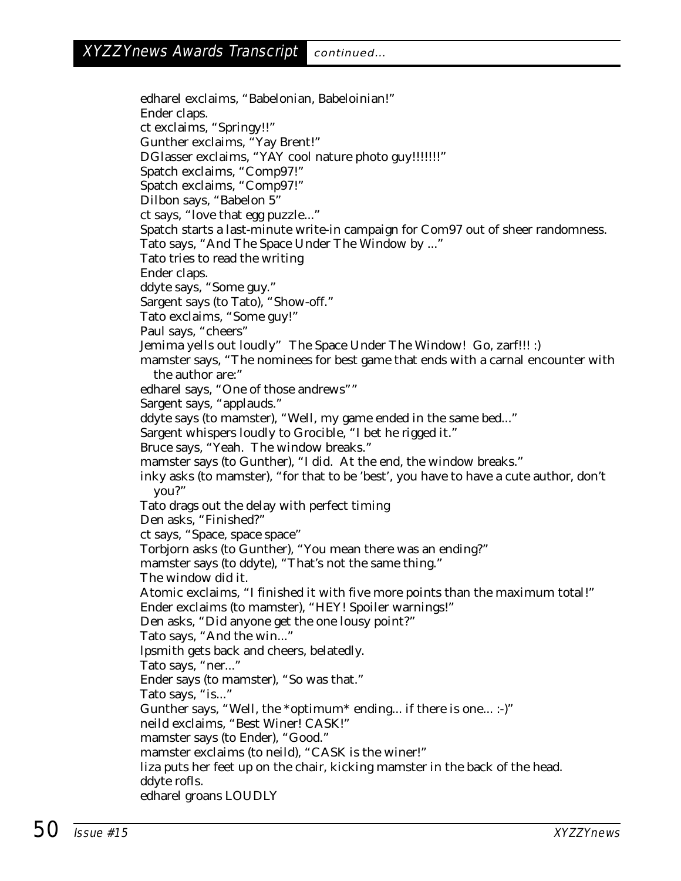edharel exclaims, "Babelonian, Babeloinian!"
Ender claps.
ct exclaims, "Springy!!"
Gunther exclaims, "Yay Brent!"
DGlasser exclaims, "YAY cool nature photo guy!!!!!!!"
Spatch exclaims, "Comp97!"
Spatch exclaims, "Comp97!"
Dilbon says, "Babelon 5"
ct says, "love that egg puzzle..."
Spatch starts a last-minute write-in campaign for Com97 out of sheer randomness.
Tato says, "And The Space Under The Window by ..."
Tato tries to read the writing
Ender claps.
ddyte says, "Some guy."
Sargent says (to Tato), "Show-off."
Tato exclaims, "Some guy!"
Paul says, "cheers"
Jemima yells out loudly" The Space Under The Window! Go, zarf!!! :)
mamster says, "The nominees for best game that ends with a carnal encounter with the author are:"
edharel says, "One of those andrews""
Sargent says, "applauds."
ddyte says (to mamster), "Well, my game ended in the same bed..."
Sargent whispers loudly to Grocible, "I bet he rigged it."
Bruce says, "Yeah. The window breaks."
mamster says (to Gunther), "I did. At the end, the window breaks."
inky asks (to mamster), "for that to be 'best', you have to have a cute author, don't you?"
Tato drags out the delay with perfect timing
Den asks, "Finished?"
ct says, "Space, space space"
Torbjorn asks (to Gunther), "You mean there was an ending?"
mamster says (to ddyte), "That's not the same thing."
The window did it.
Atomic exclaims, "I finished it with five more points than the maximum total!"
Ender exclaims (to mamster), "HEY! Spoiler warnings!"
Den asks, "Did anyone get the one lousy point?"
Tato says, "And the win..."
lpsmith gets back and cheers, belatedly.
Tato says, "ner..."
Ender says (to mamster), "So was that."
Tato says, "is..."
Gunther says, "Well, the *optimum* ending... if there is one... :-)"
neild exclaims, "Best Winer! CASK!"
mamster says (to Ender), "Good."
mamster exclaims (to neild), "CASK is the winer!"
liza puts her feet up on the chair, kicking mamster in the back of the head.
ddyte rofls.
edharel groans LOUDLY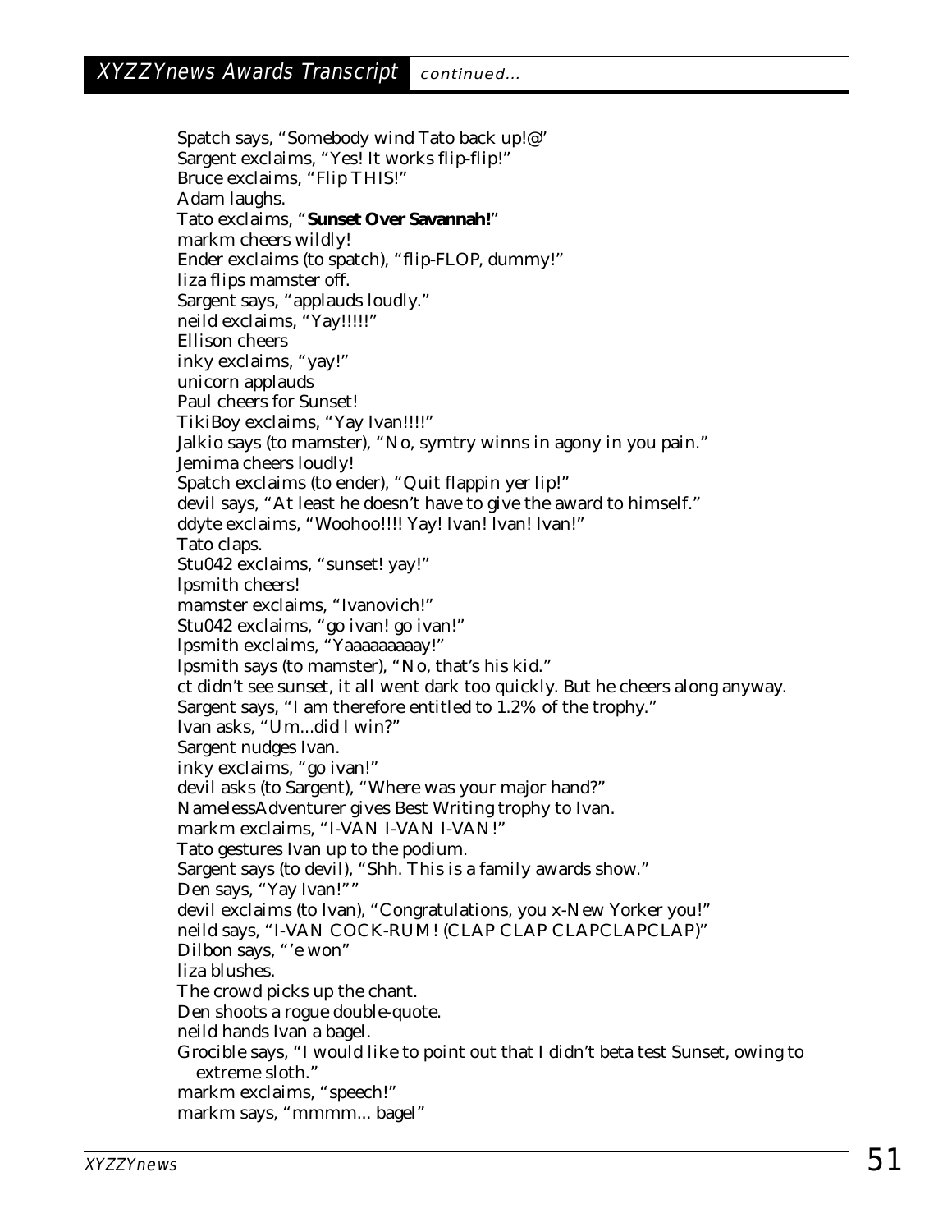Spatch says, “Somebody wind Tato back up!@”
Sargent exclaims, “Yes! It works flip-flip!”
Bruce exclaims, “Flip THIS!”
Adam laughs.
Tato exclaims, “**Sunset Over Savannah!**”
markm cheers wildly!
Ender exclaims (to spatch), “flip-FLOP, dummy!”
liza flips mamster off.
Sargent says, “applauds loudly.”
neild exclaims, “Yay!!!!!”
Ellison cheers
inky exclaims, “yay!”
unicorn applauds
Paul cheers for Sunset!
TikiBoy exclaims, “Yay Ivan!!!!”
Jalkio says (to mamster), “No, symtry winns in agony in you pain.”
Jemima cheers loudly!
Spatch exclaims (to ender), “Quit flappin yer lip!”
devil says, “At least he doesn’t have to give the award to himself.”
ddyte exclaims, “Woohoo!!!! Yay! Ivan! Ivan! Ivan!”
Tato claps.
Stu042 exclaims, “sunset! yay!”
lpsmith cheers!
mamster exclaims, “Ivanovich!”
Stu042 exclaims, “go ivan! go ivan!”
lpsmith exclaims, “Yaaaaaaaaay!”
lpsmith says (to mamster), “No, that’s his kid.”
ct didn’t see sunset, it all went dark too quickly. But he cheers along anyway.
Sargent says, “I am therefore entitled to 1.2% of the trophy.”
Ivan asks, “Um...did I win?”
Sargent nudges Ivan.
inky exclaims, “go ivan!”
devil asks (to Sargent), “Where was your major hand?”
NamelessAdventurer gives Best Writing trophy to Ivan.
markm exclaims, “I-VAN I-VAN I-VAN!”
Tato gestures Ivan up to the podium.
Sargent says (to devil), “Shh. This is a family awards show.”
Den says, “Yay Ivan!””
devil exclaims (to Ivan), “Congratulations, you x-New Yorker you!”
neild says, “I-VAN COCK-RUM! (CLAP CLAP CLAPCLAPCLAP)”
Dilbon says, “’e won”
liza blushes.
The crowd picks up the chant.
Den shoots a rogue double-quote.
neild hands Ivan a bagel.
Grocible says, “I would like to point out that I didn’t beta test Sunset, owing to extreme sloth.”
markm exclaims, “speech!”
markm says, “mmmm... bagel”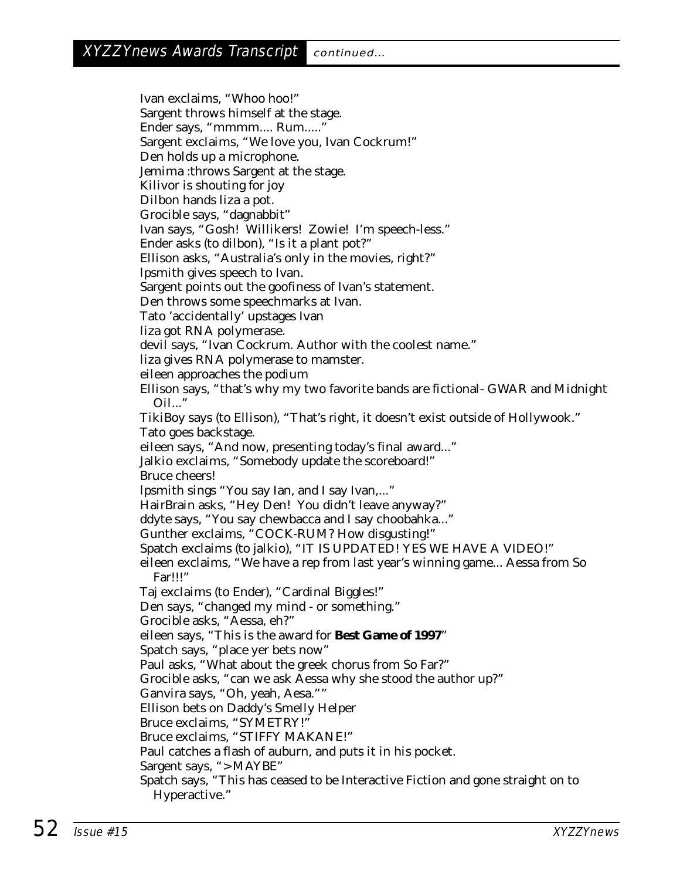## XYZZYnews Awards Transcript *continued...*

Ivan exclaims, "Whoo hoo!"
Sargent throws himself at the stage.
Ender says, "mmmm.... Rum....."
Sargent exclaims, "We love you, Ivan Cockrum!"
Den holds up a microphone.
Jemima :throws Sargent at the stage.
Kilivor is shouting for joy
Dilbon hands liza a pot.
Grocible says, "dagnabbit"
Ivan says, "Gosh! Willikers! Zowie! I'm speech-less."
Ender asks (to dilbon), "Is it a plant pot?"
Ellison asks, "Australia's only in the movies, right?"
lpsmith gives speech to Ivan.
Sargent points out the goofiness of Ivan's statement.
Den throws some speechmarks at Ivan.
Tato 'accidentally' upstages Ivan
liza got RNA polymerase.
devil says, "Ivan Cockrum. Author with the coolest name."
liza gives RNA polymerase to mamster.
eileen approaches the podium
Ellison says, "that's why my two favorite bands are fictional- GWAR and Midnight Oil..."
TikiBoy says (to Ellison), "That's right, it doesn't exist outside of Hollywook."
Tato goes backstage.
eileen says, "And now, presenting today's final award..."
Jalkio exclaims, "Somebody update the scoreboard!"
Bruce cheers!
lpsmith sings "You say Ian, and I say Ivan,..."
HairBrain asks, "Hey Den! You didn't leave anyway?"
ddyte says, "You say chewbacca and I say choobahka..."
Gunther exclaims, "COCK-RUM? How disgusting!"
Spatch exclaims (to jalkio), "IT IS UPDATED! YES WE HAVE A VIDEO!"
eileen exclaims, "We have a rep from last year's winning game... Aessa from So Far!!!"
Taj exclaims (to Ender), "Cardinal Biggles!"
Den says, "changed my mind - or something."
Grocible asks, "Aessa, eh?"
eileen says, "This is the award for **Best Game of 1997**"
Spatch says, "place yer bets now"
Paul asks, "What about the greek chorus from So Far?"
Grocible asks, "can we ask Aessa why she stood the author up?"
Ganvira says, "Oh, yeah, Aesa.""
Ellison bets on Daddy's Smelly Helper
Bruce exclaims, "SYMETRY!"
Bruce exclaims, "STIFFY MAKANE!"
Paul catches a flash of auburn, and puts it in his pocket.
Sargent says, ">MAYBE"
Spatch says, "This has ceased to be Interactive Fiction and gone straight on to Hyperactive."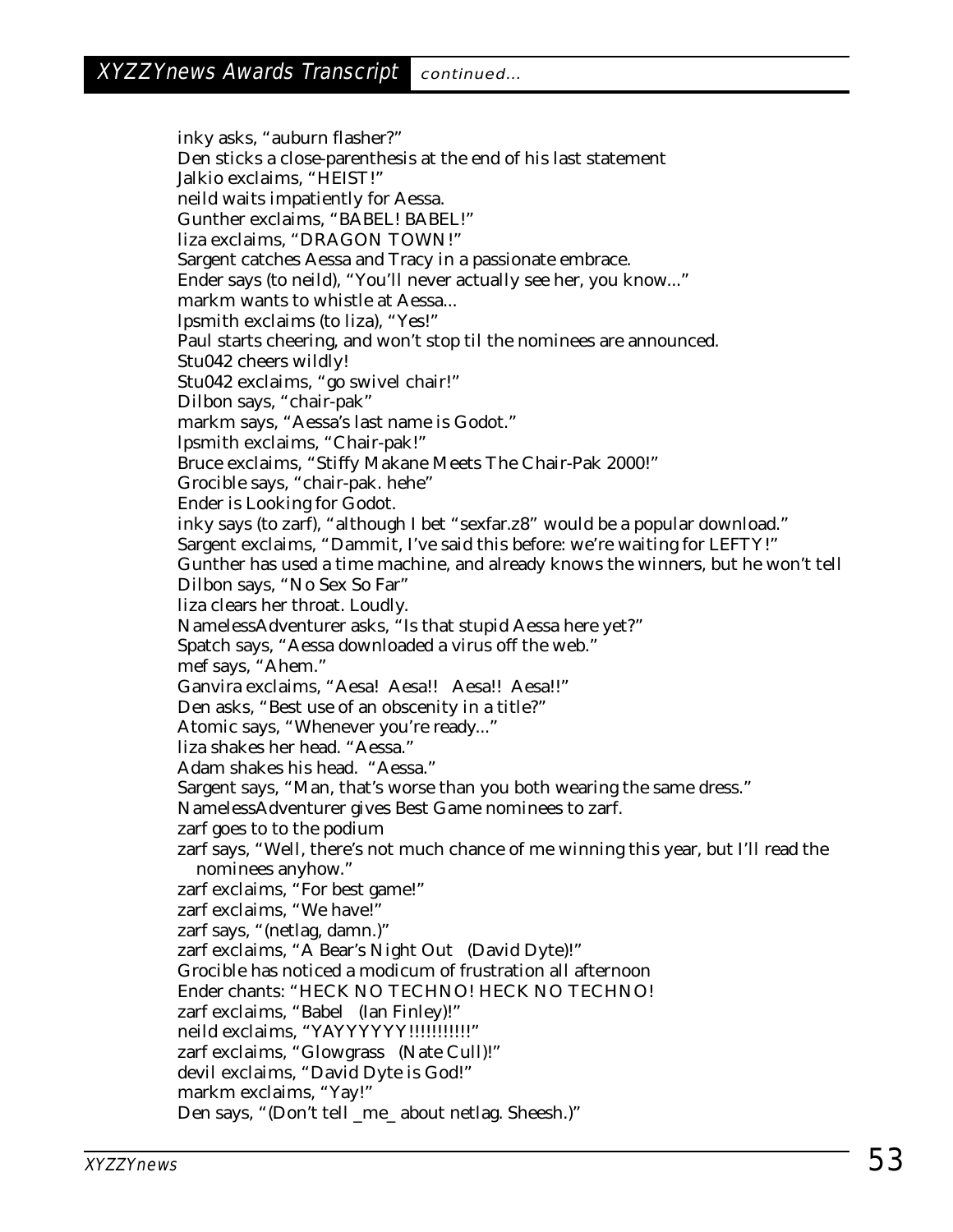inky asks, "auburn flasher?"
Den sticks a close-parenthesis at the end of his last statement
Jalkio exclaims, "HEIST!"
neild waits impatiently for Aessa.
Gunther exclaims, "BABEL! BABEL!"
liza exclaims, "DRAGON TOWN!"
Sargent catches Aessa and Tracy in a passionate embrace.
Ender says (to neild), "You'll never actually see her, you know..."
markm wants to whistle at Aessa...
lpsmith exclaims (to liza), "Yes!"
Paul starts cheering, and won't stop til the nominees are announced.
Stu042 cheers wildly!
Stu042 exclaims, "go swivel chair!"
Dilbon says, "chair-pak"
markm says, "Aessa's last name is Godot."
lpsmith exclaims, "Chair-pak!"
Bruce exclaims, "Stiffy Makane Meets The Chair-Pak 2000!"
Grocible says, "chair-pak. hehe"
Ender is Looking for Godot.
inky says (to zarf), "although I bet "sexfar.z8" would be a popular download."
Sargent exclaims, "Dammit, I've said this before: we're waiting for LEFTY!"
Gunther has used a time machine, and already knows the winners, but he won't tell
Dilbon says, "No Sex So Far"
liza clears her throat. Loudly.
NamelessAdventurer asks, "Is that stupid Aessa here yet?"
Spatch says, "Aessa downloaded a virus off the web."
mef says, "Ahem."
Ganvira exclaims, "Aesa! Aesa!! Aesa!! Aesa!!"
Den asks, "Best use of an obscenity in a title?"
Atomic says, "Whenever you're ready..."
liza shakes her head. "Aessa."
Adam shakes his head. "Aessa."
Sargent says, "Man, that's worse than you both wearing the same dress."
NamelessAdventurer gives Best Game nominees to zarf.
zarf goes to to the podium
zarf says, "Well, there's not much chance of me winning this year, but I'll read the nominees anyhow."
zarf exclaims, "For best game!"
zarf exclaims, "We have!"
zarf says, "(netlag, damn.)"
zarf exclaims, "A Bear's Night Out (David Dyte)!"
Grocible has noticed a modicum of frustration all afternoon
Ender chants: "HECK NO TECHNO! HECK NO TECHNO!
zarf exclaims, "Babel (Ian Finley)!"
neild exclaims, "YAYYYYYY!!!!!!!!!!!"
zarf exclaims, "Glowgrass (Nate Cull)!"
devil exclaims, "David Dyte is God!"
markm exclaims, "Yay!"
Den says, "(Don't tell _me_ about netlag. Sheesh.)"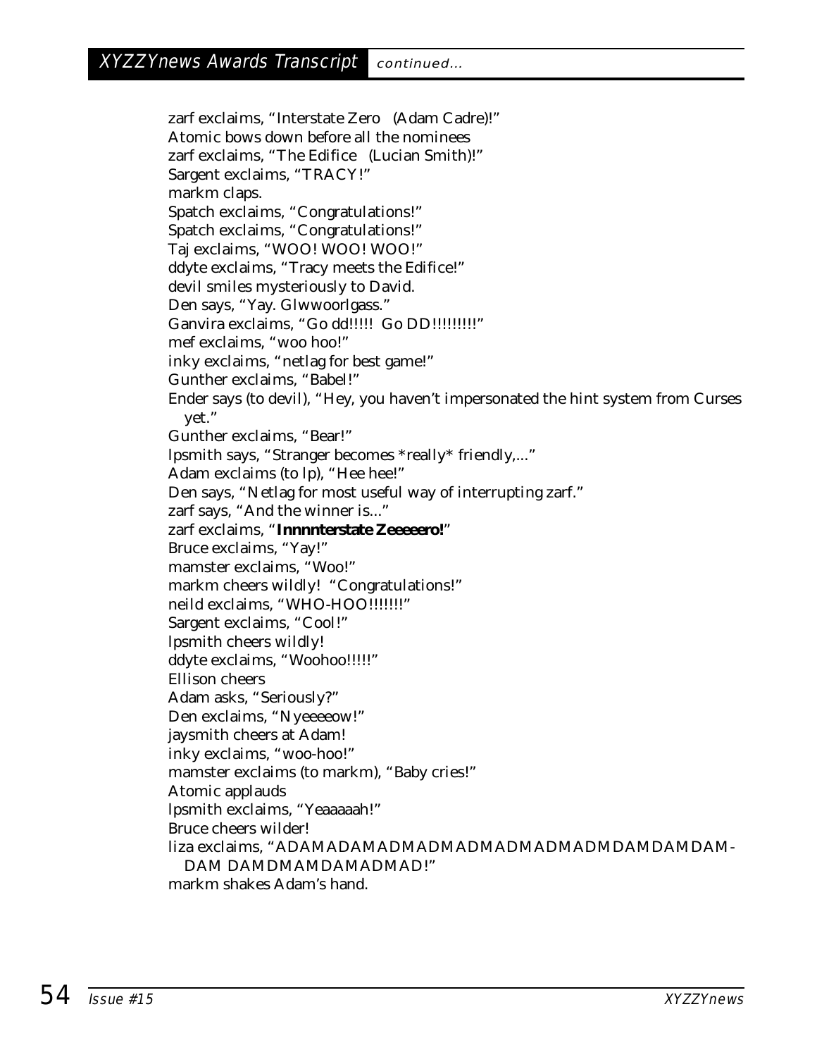zarf exclaims, "Interstate Zero (Adam Cadre)!"
Atomic bows down before all the nominees
zarf exclaims, "The Edifice (Lucian Smith)!"
Sargent exclaims, "TRACY!"
markm claps.
Spatch exclaims, "Congratulations!"
Spatch exclaims, "Congratulations!"
Taj exclaims, "WOO! WOO! WOO!"
ddyte exclaims, "Tracy meets the Edifice!"
devil smiles mysteriously to David.
Den says, "Yay. Glwwoorlgass."
Ganvira exclaims, "Go dd!!!!! Go DD!!!!!!!!!"
mef exclaims, "woo hoo!"
inky exclaims, "netlag for best game!"
Gunther exclaims, "Babel!"
Ender says (to devil), "Hey, you haven't impersonated the hint system from Curses yet."
Gunther exclaims, "Bear!"
lpsmith says, "Stranger becomes *really* friendly,..."
Adam exclaims (to lp), "Hee hee!"
Den says, "Netlag for most useful way of interrupting zarf."
zarf says, "And the winner is..."
zarf exclaims, "**Innnnterstate Zeeeeero!**"
Bruce exclaims, "Yay!"
mamster exclaims, "Woo!"
markm cheers wildly! "Congratulations!"
neild exclaims, "WHO-HOO!!!!!!!"
Sargent exclaims, "Cool!"
lpsmith cheers wildly!
ddyte exclaims, "Woohoo!!!!!"
Ellison cheers
Adam asks, "Seriously?"
Den exclaims, "Nyeeeeow!"
jaysmith cheers at Adam!
inky exclaims, "woo-hoo!"
mamster exclaims (to markm), "Baby cries!"
Atomic applauds
lpsmith exclaims, "Yeaaaaah!"
Bruce cheers wilder!
liza exclaims, "ADAMADAMADMADMADMADMADMADMADMDAMDAMDAM-DAM DAMDMAMDAMADMAD!"
markm shakes Adam's hand.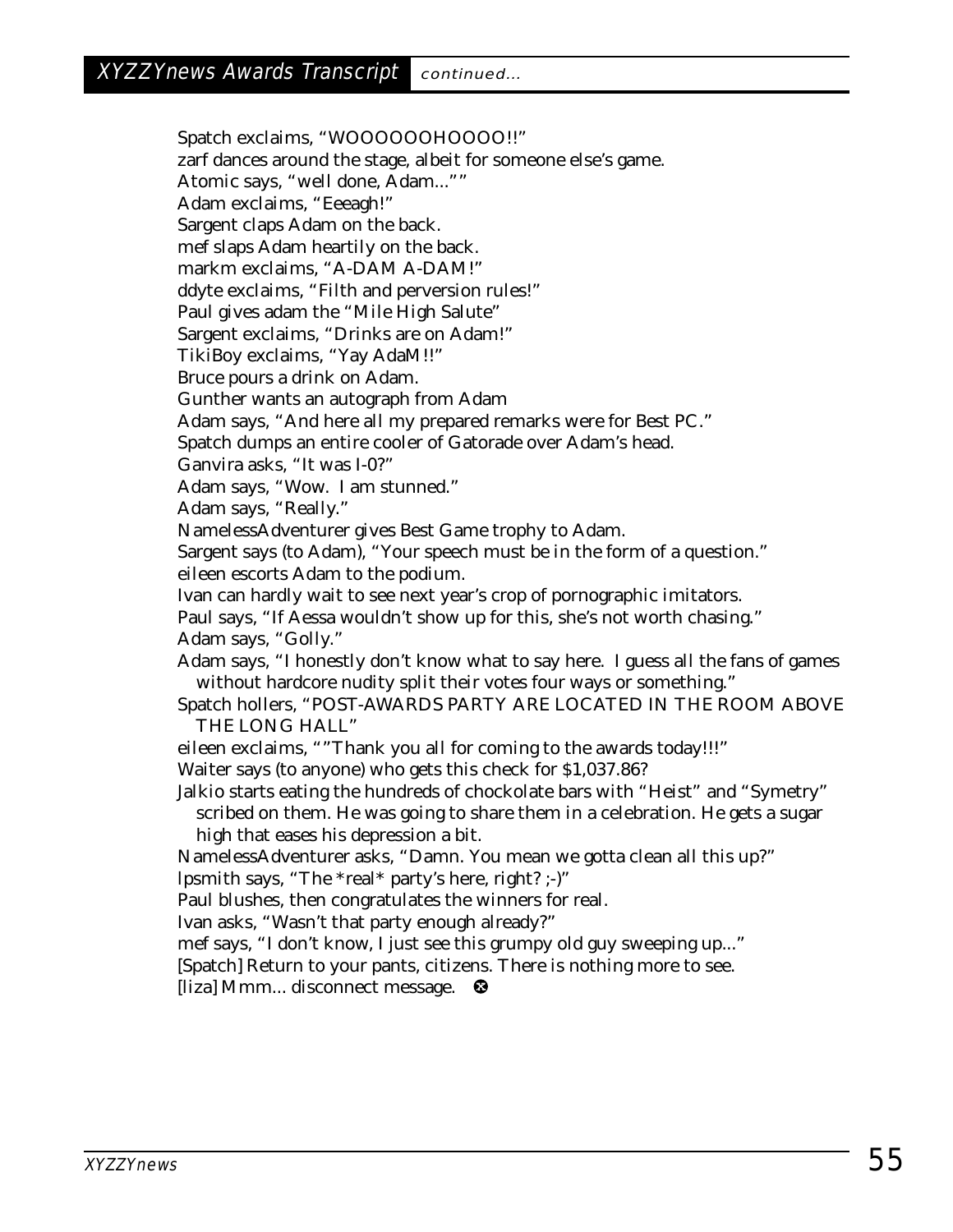Spatch exclaims, "WOOOOOOHOOOO!!"

zarf dances around the stage, albeit for someone else's game.

Atomic says, "well done, Adam...""

Adam exclaims, "Eeeagh!"

Sargent claps Adam on the back.

mef slaps Adam heartily on the back.

markm exclaims, "A-DAM A-DAM!"

ddyte exclaims, "Filth and perversion rules!"

Paul gives adam the "Mile High Salute"

Sargent exclaims, "Drinks are on Adam!"

TikiBoy exclaims, "Yay AdaM!!"

Bruce pours a drink on Adam.

Gunther wants an autograph from Adam

Adam says, "And here all my prepared remarks were for Best PC."

Spatch dumps an entire cooler of Gatorade over Adam's head.

Ganvira asks, "It was I-0?"

Adam says, "Wow. I am stunned."

Adam says, "Really."

NamelessAdventurer gives Best Game trophy to Adam.

Sargent says (to Adam), "Your speech must be in the form of a question."

eileen escorts Adam to the podium.

Ivan can hardly wait to see next year's crop of pornographic imitators.

Paul says, "If Aessa wouldn't show up for this, she's not worth chasing."

Adam says, "Golly."

Adam says, "I honestly don't know what to say here. I guess all the fans of games without hardcore nudity split their votes four ways or something."

Spatch hollers, "POST-AWARDS PARTY ARE LOCATED IN THE ROOM ABOVE THE LONG HALL"

eileen exclaims, ""Thank you all for coming to the awards today!!!"

Waiter says (to anyone) who gets this check for $1,037.86?

Jalkio starts eating the hundreds of chockolate bars with "Heist" and "Symetry" scribed on them. He was going to share them in a celebration. He gets a sugar high that eases his depression a bit.

NamelessAdventurer asks, "Damn. You mean we gotta clean all this up?"

lpsmith says, "The *real* party's here, right? ;-)"

Paul blushes, then congratulates the winners for real.

Ivan asks, "Wasn't that party enough already?"

mef says, "I don't know, I just see this grumpy old guy sweeping up..."

[Spatch] Return to your pants, citizens. There is nothing more to see.

[liza] Mmm... disconnect message.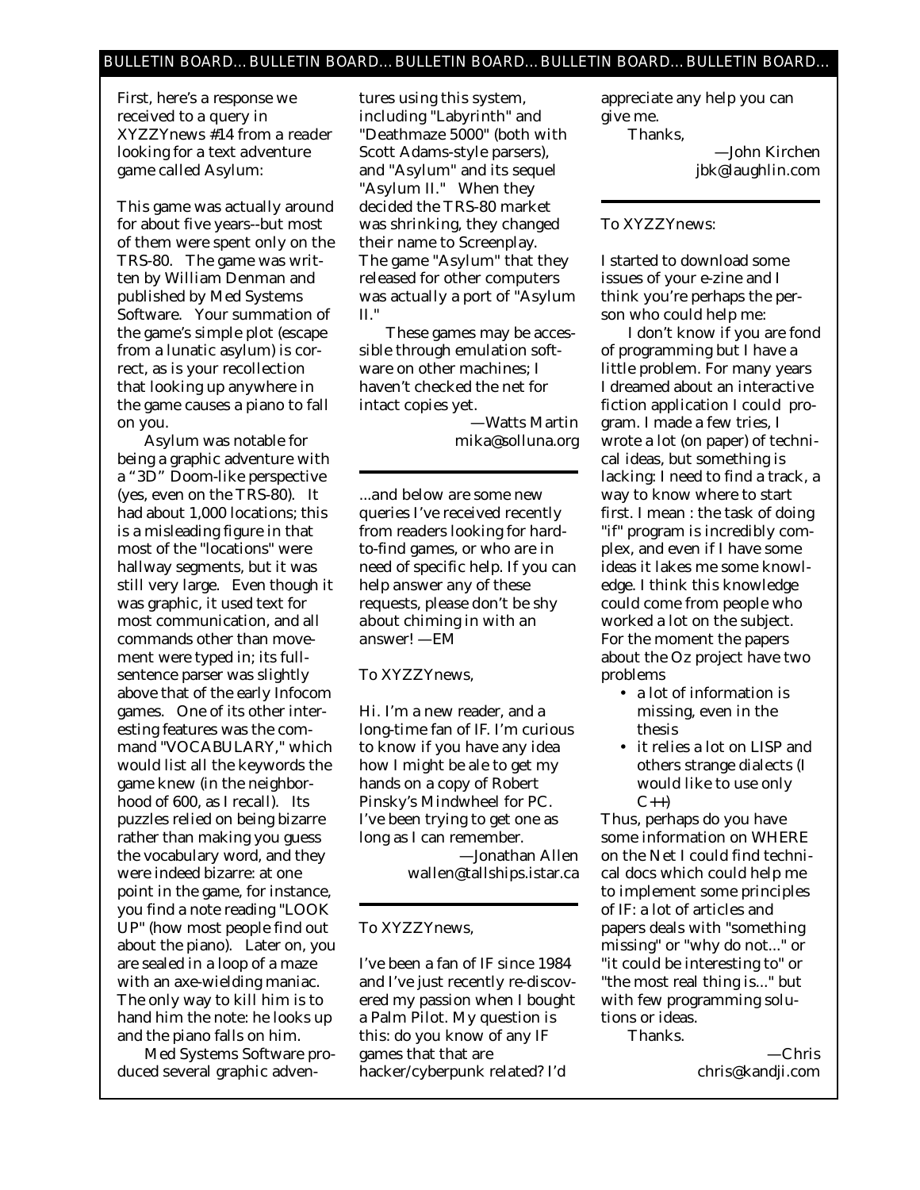## BULLETIN BOARD... BULLETIN BOARD... BULLETIN BOARD... BULLETIN BOARD... BULLETIN BOARD...

First, here's a response we received to a query in XYZZYnews #14 from a reader looking for a text adventure game called Asylum:

This game was actually around for about five years--but most of them were spent only on the TRS-80. The game was written by William Denman and published by Med Systems Software. Your summation of the game's simple plot (escape from a lunatic asylum) is correct, as is your recollection that looking up anywhere in the game causes a piano to fall on you.

Asylum was notable for being a graphic adventure with a "3D" Doom-like perspective (yes, even on the TRS-80). It had about 1,000 locations; this is a misleading figure in that most of the "locations" were hallway segments, but it was still very large. Even though it was graphic, it used text for most communication, and all commands other than movement were typed in; its full-sentence parser was slightly above that of the early Infocom games. One of its other interesting features was the command "VOCABULARY," which would list all the keywords the game knew (in the neighborhood of 600, as I recall). Its puzzles relied on being bizarre rather than making you guess the vocabulary word, and they were indeed bizarre: at one point in the game, for instance, you find a note reading "LOOK UP" (how most people find out about the piano). Later on, you are sealed in a loop of a maze with an axe-wielding maniac. The only way to kill him is to hand him the note: he looks up and the piano falls on him.

Med Systems Software produced several graphic adventures using this system, including "Labyrinth" and "Deathmaze 5000" (both with Scott Adams-style parsers), and "Asylum" and its sequel "Asylum II." When they decided the TRS-80 market was shrinking, they changed their name to Screenplay. The game "Asylum" that they released for other computers was actually a port of "Asylum II."

These games may be accessible through emulation software on other machines; I haven't checked the net for intact copies yet.

—Watts Martin
mika@solluna.org

---

...and below are some new queries I've received recently from readers looking for hard-to-find games, or who are in need of specific help. If you can help answer any of these requests, please don't be shy about chiming in with an answer! —EM

To XYZZYnews,

Hi. I'm a new reader, and a long-time fan of IF. I'm curious to know if you have any idea how I might be ale to get my hands on a copy of Robert Pinsky's Mindwheel for PC. I've been trying to get one as long as I can remember.

—Jonathan Allen
wallen@tallships.istar.ca

---

To XYZZYnews,

I've been a fan of IF since 1984 and I've just recently re-discovered my passion when I bought a Palm Pilot. My question is this: do you know of any IF games that that are hacker/cyberpunk related? I'd appreciate any help you can give me.

Thanks,

—John Kirchen
jbk@laughlin.com

---

To XYZZYnews:

I started to download some issues of your e-zine and I think you're perhaps the person who could help me:

I don't know if you are fond of programming but I have a little problem. For many years I dreamed about an interactive fiction application I could program. I made a few tries, I wrote a lot (on paper) of technical ideas, but something is lacking: I need to find a track, a way to know where to start first. I mean : the task of doing "if" program is incredibly complex, and even if I have some ideas it lakes me some knowledge. I think this knowledge could come from people who worked a lot on the subject. For the moment the papers about the Oz project have two problems

- a lot of information is missing, even in the thesis
- it relies a lot on LISP and others strange dialects (I would like to use only C++)

Thus, perhaps do you have some information on WHERE on the Net I could find technical docs which could help me to implement some principles of IF: a lot of articles and papers deals with "something missing" or "why do not..." or "it could be interesting to" or "the most real thing is..." but with few programming solutions or ideas.

Thanks.

—Chris
chris@kandji.com